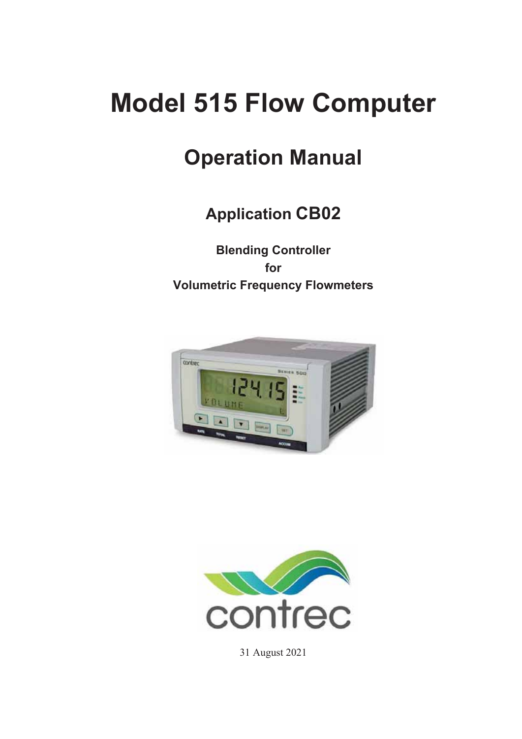# Model 515 Flow Computer

## Operation Manual

### Application CB02

**Blending Controller**
**for**
**Volumetric Frequency Flowmeters**

31 August 2021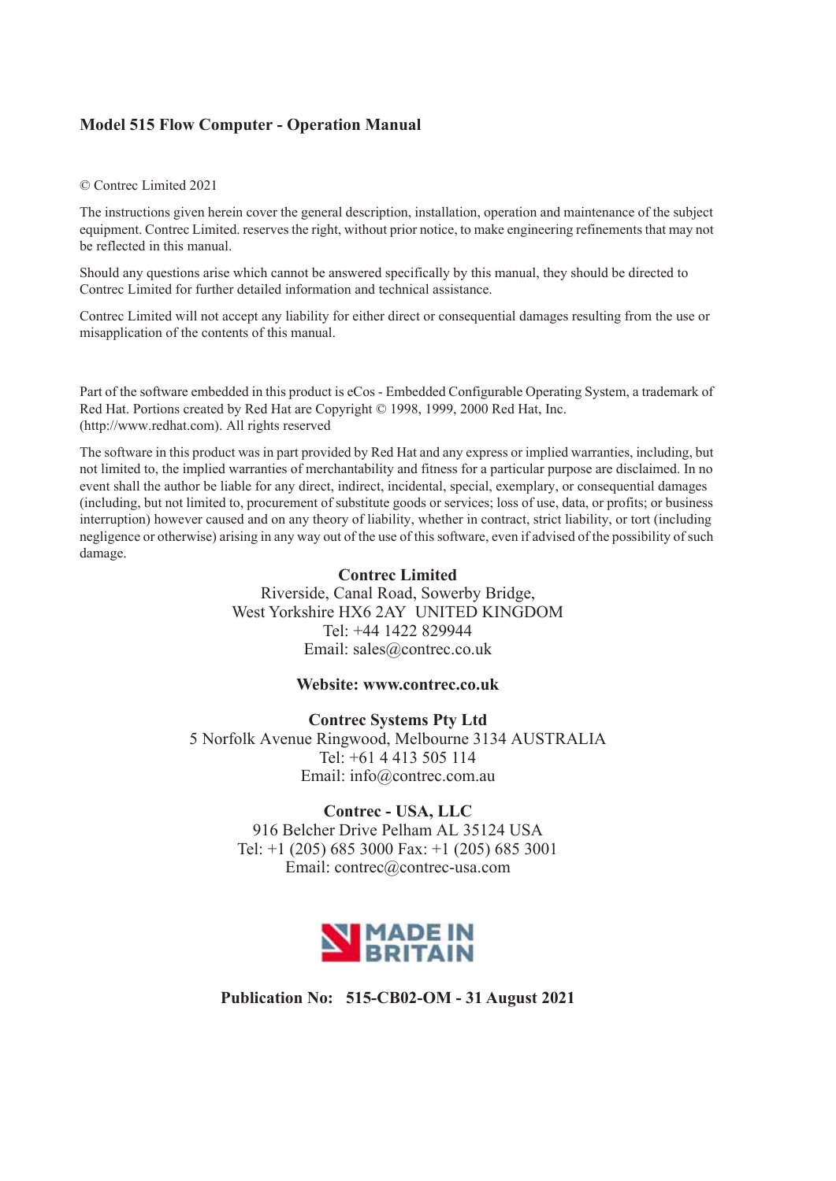**Model 515 Flow Computer - Operation Manual**

© Contrec Limited 2021

The instructions given herein cover the general description, installation, operation and maintenance of the subject equipment. Contrec Limited. reserves the right, without prior notice, to make engineering refinements that may not be reflected in this manual.

Should any questions arise which cannot be answered specifically by this manual, they should be directed to Contrec Limited for further detailed information and technical assistance.

Contrec Limited will not accept any liability for either direct or consequential damages resulting from the use or misapplication of the contents of this manual.

Part of the software embedded in this product is eCos - Embedded Configurable Operating System, a trademark of Red Hat. Portions created by Red Hat are Copyright © 1998, 1999, 2000 Red Hat, Inc. (http://www.redhat.com). All rights reserved

The software in this product was in part provided by Red Hat and any express or implied warranties, including, but not limited to, the implied warranties of merchantability and fitness for a particular purpose are disclaimed. In no event shall the author be liable for any direct, indirect, incidental, special, exemplary, or consequential damages (including, but not limited to, procurement of substitute goods or services; loss of use, data, or profits; or business interruption) however caused and on any theory of liability, whether in contract, strict liability, or tort (including negligence or otherwise) arising in any way out of the use of this software, even if advised of the possibility of such damage.

**Contrec Limited**
Riverside, Canal Road, Sowerby Bridge,
West Yorkshire HX6 2AY UNITED KINGDOM
Tel: +44 1422 829944
Email: sales@contrec.co.uk

**Website: www.contrec.co.uk**

**Contrec Systems Pty Ltd**
5 Norfolk Avenue Ringwood, Melbourne 3134 AUSTRALIA
Tel: +61 4 413 505 114
Email: info@contrec.com.au

**Contrec - USA, LLC**
916 Belcher Drive Pelham AL 35124 USA
Tel: +1 (205) 685 3000 Fax: +1 (205) 685 3001
Email: contrec@contrec-usa.com

MADE IN BRITAIN

**Publication No: 515-CB02-OM - 31 August 2021**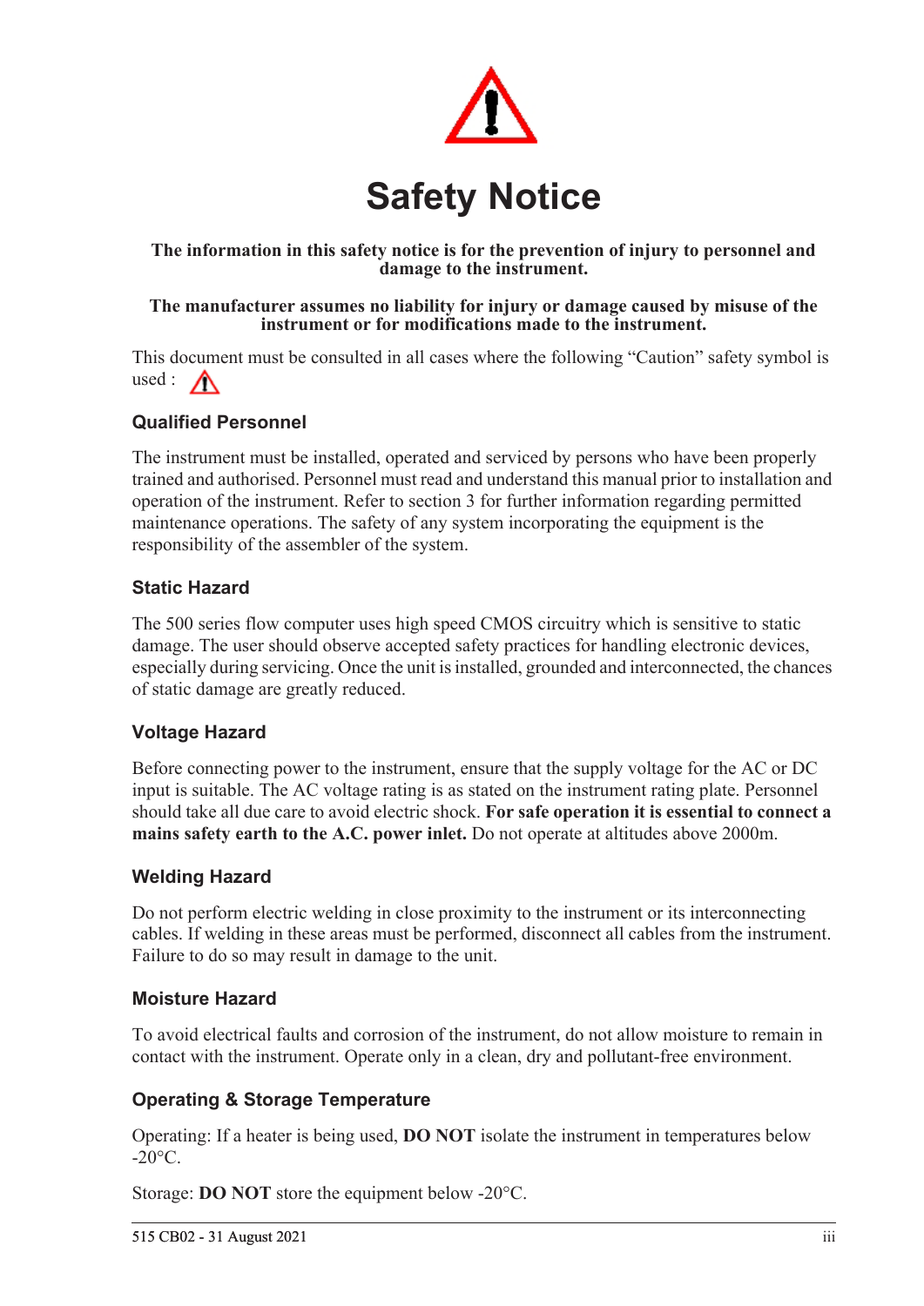# Safety Notice

**The information in this safety notice is for the prevention of injury to personnel and damage to the instrument.**

**The manufacturer assumes no liability for injury or damage caused by misuse of the instrument or for modifications made to the instrument.**

This document must be consulted in all cases where the following “Caution” safety symbol is used : ⚠

## Qualified Personnel

The instrument must be installed, operated and serviced by persons who have been properly trained and authorised. Personnel must read and understand this manual prior to installation and operation of the instrument. Refer to section 3 for further information regarding permitted maintenance operations. The safety of any system incorporating the equipment is the responsibility of the assembler of the system.

## Static Hazard

The 500 series flow computer uses high speed CMOS circuitry which is sensitive to static damage. The user should observe accepted safety practices for handling electronic devices, especially during servicing. Once the unit is installed, grounded and interconnected, the chances of static damage are greatly reduced.

## Voltage Hazard

Before connecting power to the instrument, ensure that the supply voltage for the AC or DC input is suitable. The AC voltage rating is as stated on the instrument rating plate. Personnel should take all due care to avoid electric shock. **For safe operation it is essential to connect a mains safety earth to the A.C. power inlet.** Do not operate at altitudes above 2000m.

## Welding Hazard

Do not perform electric welding in close proximity to the instrument or its interconnecting cables. If welding in these areas must be performed, disconnect all cables from the instrument. Failure to do so may result in damage to the unit.

## Moisture Hazard

To avoid electrical faults and corrosion of the instrument, do not allow moisture to remain in contact with the instrument. Operate only in a clean, dry and pollutant-free environment.

## Operating & Storage Temperature

Operating: If a heater is being used, **DO NOT** isolate the instrument in temperatures below -20°C.

Storage: **DO NOT** store the equipment below -20°C.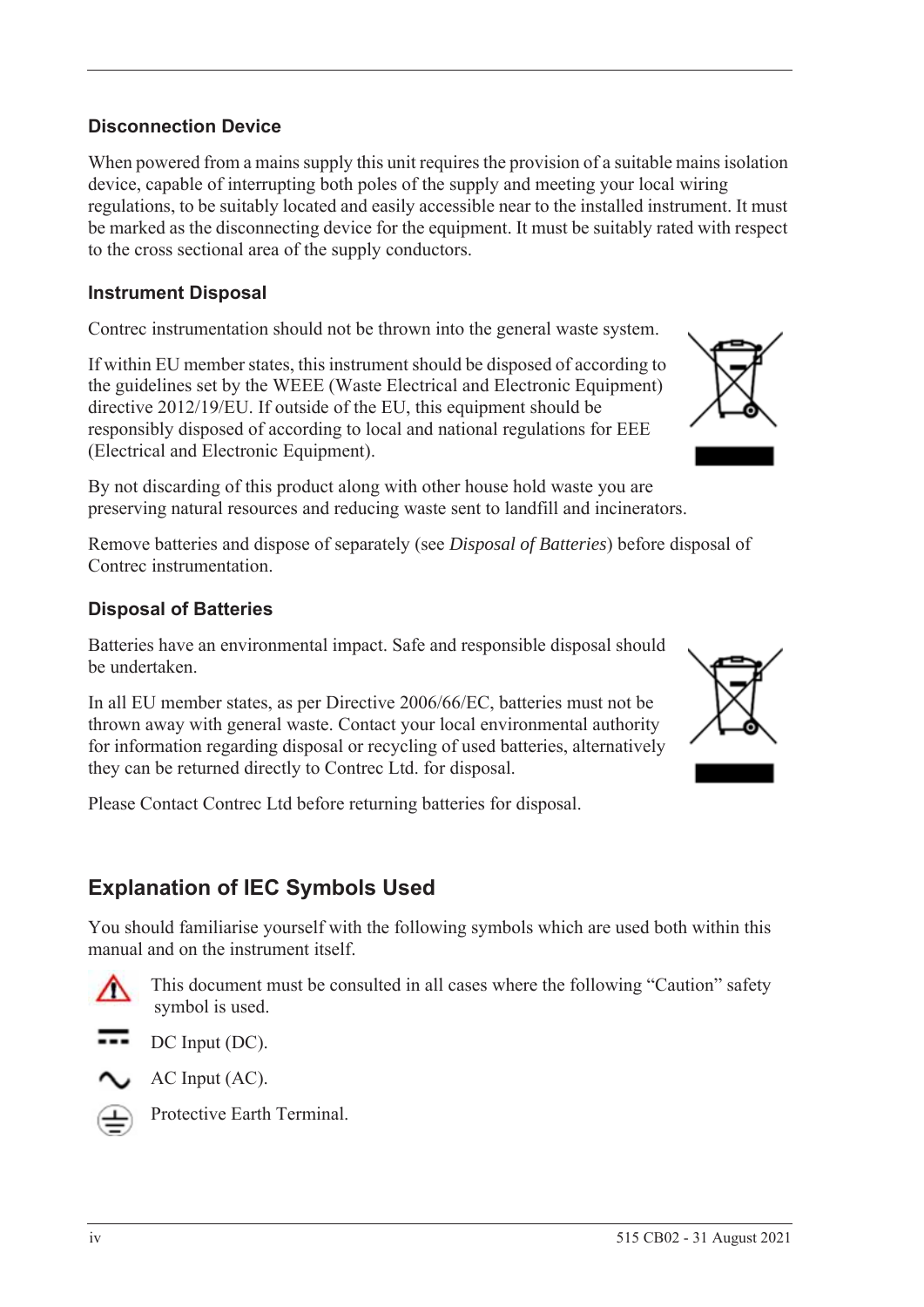### Disconnection Device

When powered from a mains supply this unit requires the provision of a suitable mains isolation device, capable of interrupting both poles of the supply and meeting your local wiring regulations, to be suitably located and easily accessible near to the installed instrument. It must be marked as the disconnecting device for the equipment. It must be suitably rated with respect to the cross sectional area of the supply conductors.

### Instrument Disposal

Contrec instrumentation should not be thrown into the general waste system.

If within EU member states, this instrument should be disposed of according to the guidelines set by the WEEE (Waste Electrical and Electronic Equipment) directive 2012/19/EU. If outside of the EU, this equipment should be responsibly disposed of according to local and national regulations for EEE (Electrical and Electronic Equipment).

By not discarding of this product along with other house hold waste you are preserving natural resources and reducing waste sent to landfill and incinerators.

Remove batteries and dispose of separately (see *Disposal of Batteries*) before disposal of Contrec instrumentation.

### Disposal of Batteries

Batteries have an environmental impact. Safe and responsible disposal should be undertaken.

In all EU member states, as per Directive 2006/66/EC, batteries must not be thrown away with general waste. Contact your local environmental authority for information regarding disposal or recycling of used batteries, alternatively they can be returned directly to Contrec Ltd. for disposal.

Please Contact Contrec Ltd before returning batteries for disposal.

## Explanation of IEC Symbols Used

You should familiarise yourself with the following symbols which are used both within this manual and on the instrument itself.

This document must be consulted in all cases where the following "Caution" safety symbol is used.

DC Input (DC).

AC Input (AC).

Protective Earth Terminal.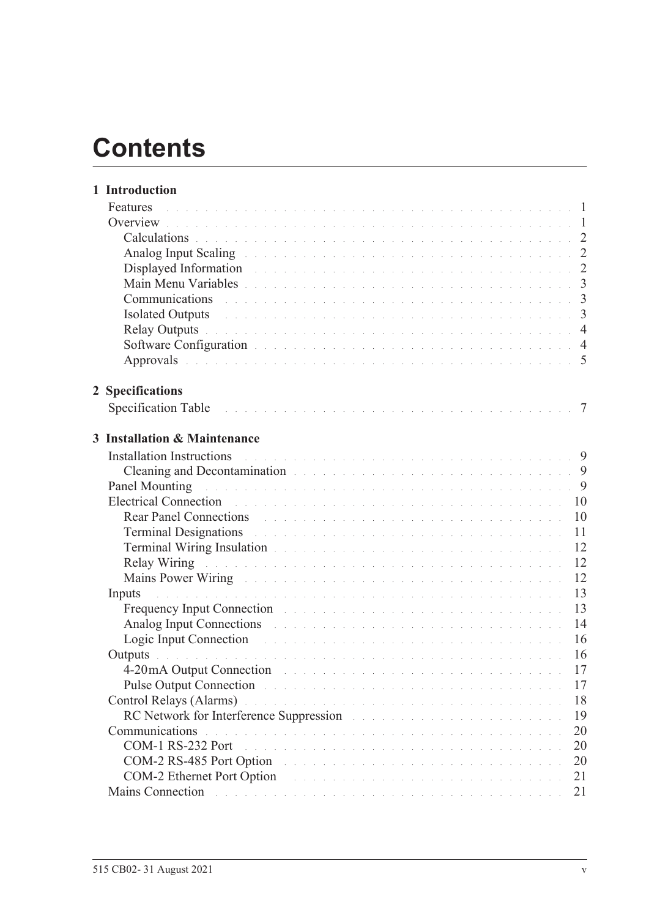# Contents

**1 Introduction**

- Features . . . 1
- Overview . . . 1
  - Calculations . . . 2
  - Analog Input Scaling . . . 2
  - Displayed Information . . . 2
  - Main Menu Variables . . . 3
  - Communications . . . 3
  - Isolated Outputs . . . 3
  - Relay Outputs . . . 4
  - Software Configuration . . . 4
  - Approvals . . . 5

**2 Specifications**

- Specification Table . . . 7

**3 Installation & Maintenance**

- Installation Instructions . . . 9
  - Cleaning and Decontamination . . . 9
- Panel Mounting . . . 9
- Electrical Connection . . . 10
  - Rear Panel Connections . . . 10
  - Terminal Designations . . . 11
  - Terminal Wiring Insulation . . . 12
  - Relay Wiring . . . 12
  - Mains Power Wiring . . . 12
- Inputs . . . 13
  - Frequency Input Connection . . . 13
  - Analog Input Connections . . . 14
  - Logic Input Connection . . . 16
- Outputs . . . 16
  - 4-20mA Output Connection . . . 17
  - Pulse Output Connection . . . 17
- Control Relays (Alarms) . . . 18
  - RC Network for Interference Suppression . . . 19
- Communications . . . 20
  - COM-1 RS-232 Port . . . 20
  - COM-2 RS-485 Port Option . . . 20
  - COM-2 Ethernet Port Option . . . 21
- Mains Connection . . . 21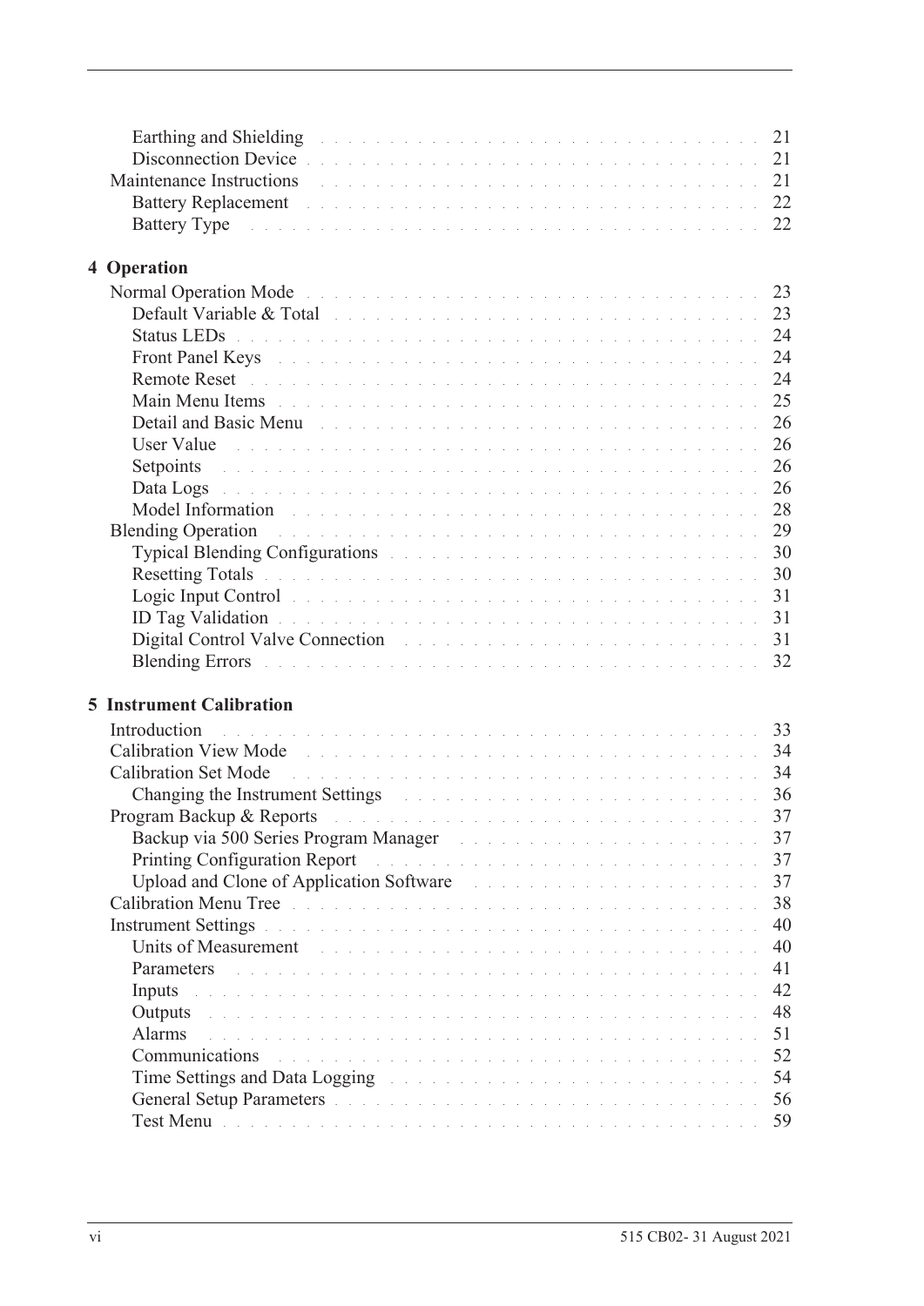Earthing and Shielding . . . . . . . . . . . . . . . . . . . . . . . . . . . . . . . 21
Disconnection Device . . . . . . . . . . . . . . . . . . . . . . . . . . . . . . . 21
Maintenance Instructions . . . . . . . . . . . . . . . . . . . . . . . . . . . . . . . 21
Battery Replacement . . . . . . . . . . . . . . . . . . . . . . . . . . . . . . . 22
Battery Type . . . . . . . . . . . . . . . . . . . . . . . . . . . . . . . 22

## 4 Operation

Normal Operation Mode . . . . . . . . . . . . . . . . . . . . . . . . . . . . . . . 23
Default Variable & Total . . . . . . . . . . . . . . . . . . . . . . . . . . . . . . . 23
Status LEDs . . . . . . . . . . . . . . . . . . . . . . . . . . . . . . . 24
Front Panel Keys . . . . . . . . . . . . . . . . . . . . . . . . . . . . . . . 24
Remote Reset . . . . . . . . . . . . . . . . . . . . . . . . . . . . . . . 24
Main Menu Items . . . . . . . . . . . . . . . . . . . . . . . . . . . . . . . 25
Detail and Basic Menu . . . . . . . . . . . . . . . . . . . . . . . . . . . . . . . 26
User Value . . . . . . . . . . . . . . . . . . . . . . . . . . . . . . . 26
Setpoints . . . . . . . . . . . . . . . . . . . . . . . . . . . . . . . 26
Data Logs . . . . . . . . . . . . . . . . . . . . . . . . . . . . . . . 26
Model Information . . . . . . . . . . . . . . . . . . . . . . . . . . . . . . . 28
Blending Operation . . . . . . . . . . . . . . . . . . . . . . . . . . . . . . . 29
Typical Blending Configurations . . . . . . . . . . . . . . . . . . . . . . . . . . . . . . . 30
Resetting Totals . . . . . . . . . . . . . . . . . . . . . . . . . . . . . . . 30
Logic Input Control . . . . . . . . . . . . . . . . . . . . . . . . . . . . . . . 31
ID Tag Validation . . . . . . . . . . . . . . . . . . . . . . . . . . . . . . . 31
Digital Control Valve Connection . . . . . . . . . . . . . . . . . . . . . . . . . . . . . . . 31
Blending Errors . . . . . . . . . . . . . . . . . . . . . . . . . . . . . . . 32

## 5 Instrument Calibration

Introduction . . . . . . . . . . . . . . . . . . . . . . . . . . . . . . . 33
Calibration View Mode . . . . . . . . . . . . . . . . . . . . . . . . . . . . . . . 34
Calibration Set Mode . . . . . . . . . . . . . . . . . . . . . . . . . . . . . . . 34
Changing the Instrument Settings . . . . . . . . . . . . . . . . . . . . . . . . . . . . . . . 36
Program Backup & Reports . . . . . . . . . . . . . . . . . . . . . . . . . . . . . . . 37
Backup via 500 Series Program Manager . . . . . . . . . . . . . . . . . . . . . . . . . . . . . . . 37
Printing Configuration Report . . . . . . . . . . . . . . . . . . . . . . . . . . . . . . . 37
Upload and Clone of Application Software . . . . . . . . . . . . . . . . . . . . . . . . . . . . . . . 37
Calibration Menu Tree . . . . . . . . . . . . . . . . . . . . . . . . . . . . . . . 38
Instrument Settings . . . . . . . . . . . . . . . . . . . . . . . . . . . . . . . 40
Units of Measurement . . . . . . . . . . . . . . . . . . . . . . . . . . . . . . . 40
Parameters . . . . . . . . . . . . . . . . . . . . . . . . . . . . . . . 41
Inputs . . . . . . . . . . . . . . . . . . . . . . . . . . . . . . . 42
Outputs . . . . . . . . . . . . . . . . . . . . . . . . . . . . . . . 48
Alarms . . . . . . . . . . . . . . . . . . . . . . . . . . . . . . . 51
Communications . . . . . . . . . . . . . . . . . . . . . . . . . . . . . . . 52
Time Settings and Data Logging . . . . . . . . . . . . . . . . . . . . . . . . . . . . . . . 54
General Setup Parameters . . . . . . . . . . . . . . . . . . . . . . . . . . . . . . . 56
Test Menu . . . . . . . . . . . . . . . . . . . . . . . . . . . . . . . 59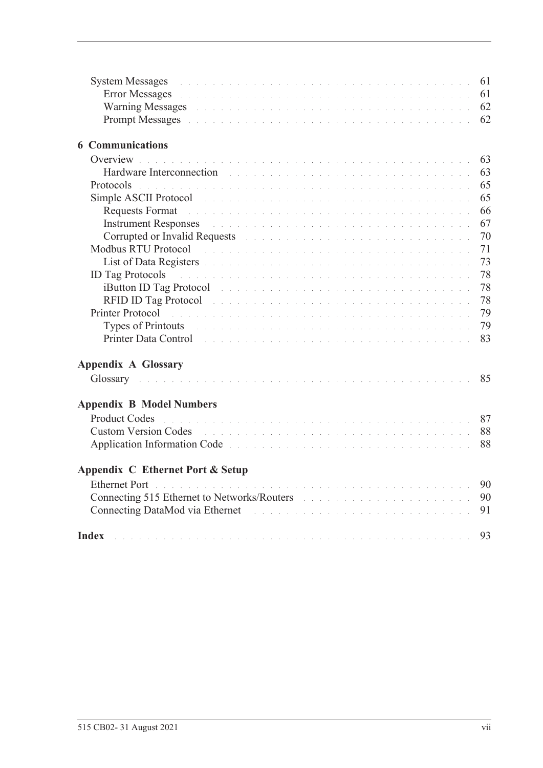- System Messages . . . . . . . . . . 61
  - Error Messages . . . . . . . . . . 61
  - Warning Messages . . . . . . . . . . 62
  - Prompt Messages . . . . . . . . . . 62

**6 Communications**

- Overview . . . . . . . . . . 63
  - Hardware Interconnection . . . . . . . . . . 63
- Protocols . . . . . . . . . . 65
- Simple ASCII Protocol . . . . . . . . . . 65
  - Requests Format . . . . . . . . . . 66
  - Instrument Responses . . . . . . . . . . 67
  - Corrupted or Invalid Requests . . . . . . . . . . 70
- Modbus RTU Protocol . . . . . . . . . . 71
  - List of Data Registers . . . . . . . . . . 73
- ID Tag Protocols . . . . . . . . . . 78
  - iButton ID Tag Protocol . . . . . . . . . . 78
  - RFID ID Tag Protocol . . . . . . . . . . 78
- Printer Protocol . . . . . . . . . . 79
  - Types of Printouts . . . . . . . . . . 79
  - Printer Data Control . . . . . . . . . . 83

**Appendix A Glossary**

- Glossary . . . . . . . . . . 85

**Appendix B Model Numbers**

- Product Codes . . . . . . . . . . 87
- Custom Version Codes . . . . . . . . . . 88
- Application Information Code . . . . . . . . . . 88

**Appendix C Ethernet Port & Setup**

- Ethernet Port . . . . . . . . . . 90
- Connecting 515 Ethernet to Networks/Routers . . . . . . . . . . 90
- Connecting DataMod via Ethernet . . . . . . . . . . 91

**Index** . . . . . . . . . . 93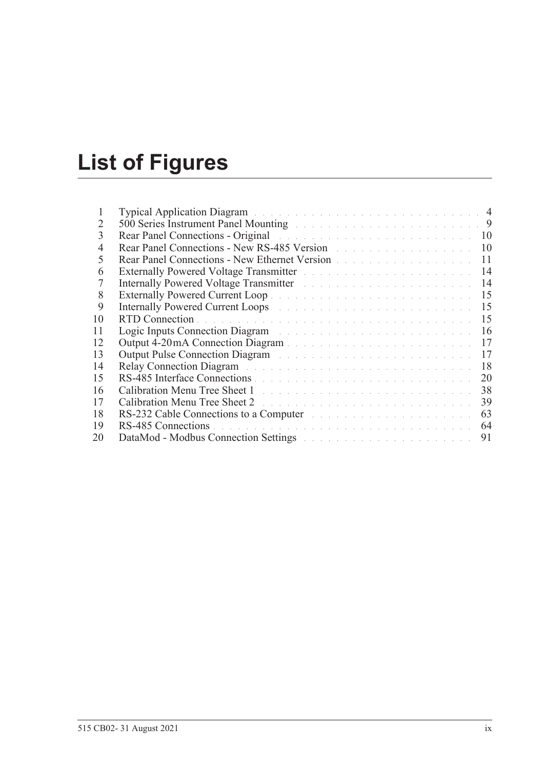# List of Figures

| | | |
|---|---|---|
| 1 | Typical Application Diagram | 4 |
| 2 | 500 Series Instrument Panel Mounting | 9 |
| 3 | Rear Panel Connections - Original | 10 |
| 4 | Rear Panel Connections - New RS-485 Version | 10 |
| 5 | Rear Panel Connections - New Ethernet Version | 11 |
| 6 | Externally Powered Voltage Transmitter | 14 |
| 7 | Internally Powered Voltage Transmitter | 14 |
| 8 | Externally Powered Current Loop | 15 |
| 9 | Internally Powered Current Loops | 15 |
| 10 | RTD Connection | 15 |
| 11 | Logic Inputs Connection Diagram | 16 |
| 12 | Output 4-20 mA Connection Diagram | 17 |
| 13 | Output Pulse Connection Diagram | 17 |
| 14 | Relay Connection Diagram | 18 |
| 15 | RS-485 Interface Connections | 20 |
| 16 | Calibration Menu Tree Sheet 1 | 38 |
| 17 | Calibration Menu Tree Sheet 2 | 39 |
| 18 | RS-232 Cable Connections to a Computer | 63 |
| 19 | RS-485 Connections | 64 |
| 20 | DataMod - Modbus Connection Settings | 91 |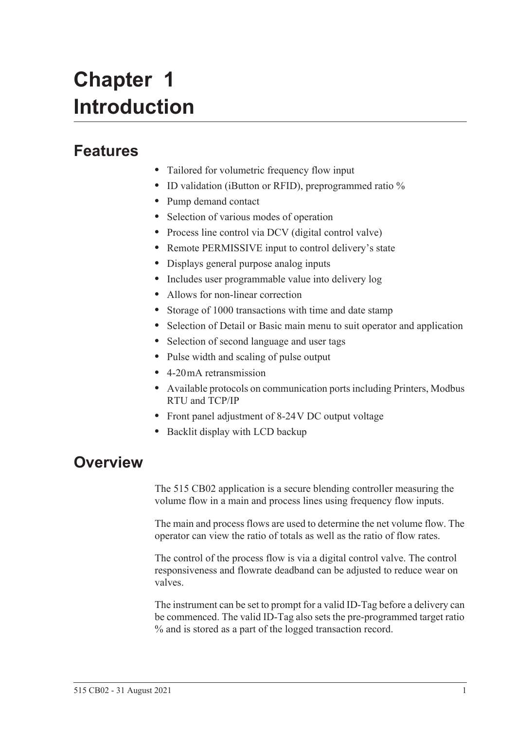# Chapter 1 Introduction

## Features

- Tailored for volumetric frequency flow input
- ID validation (iButton or RFID), preprogrammed ratio %
- Pump demand contact
- Selection of various modes of operation
- Process line control via DCV (digital control valve)
- Remote PERMISSIVE input to control delivery's state
- Displays general purpose analog inputs
- Includes user programmable value into delivery log
- Allows for non-linear correction
- Storage of 1000 transactions with time and date stamp
- Selection of Detail or Basic main menu to suit operator and application
- Selection of second language and user tags
- Pulse width and scaling of pulse output
- 4-20 mA retransmission
- Available protocols on communication ports including Printers, Modbus RTU and TCP/IP
- Front panel adjustment of 8-24 V DC output voltage
- Backlit display with LCD backup

## Overview

The 515 CB02 application is a secure blending controller measuring the volume flow in a main and process lines using frequency flow inputs.

The main and process flows are used to determine the net volume flow. The operator can view the ratio of totals as well as the ratio of flow rates.

The control of the process flow is via a digital control valve. The control responsiveness and flowrate deadband can be adjusted to reduce wear on valves.

The instrument can be set to prompt for a valid ID-Tag before a delivery can be commenced. The valid ID-Tag also sets the pre-programmed target ratio % and is stored as a part of the logged transaction record.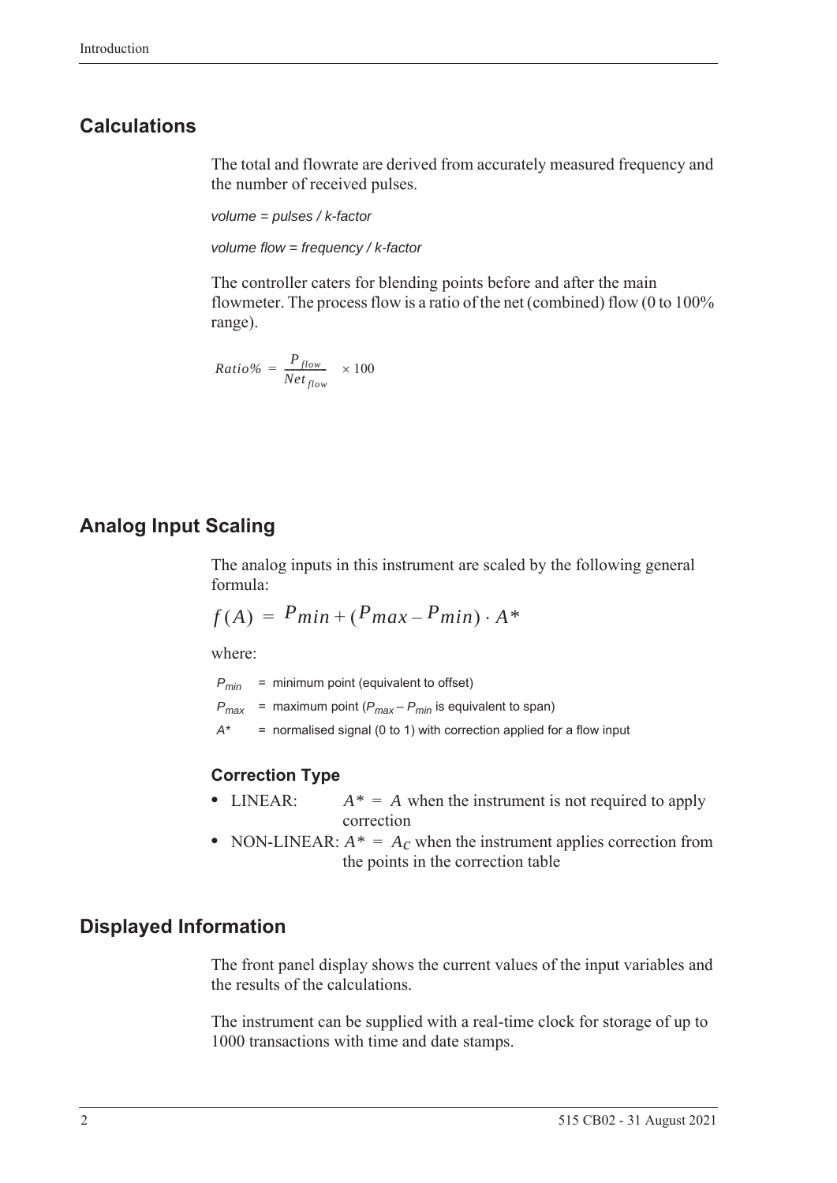## Calculations

The total and flowrate are derived from accurately measured frequency and the number of received pulses.

*volume = pulses / k-factor*

*volume flow = frequency / k-factor*

The controller caters for blending points before and after the main flowmeter. The process flow is a ratio of the net (combined) flow (0 to 100% range).

$$Ratio\% = \frac{P_{flow}}{Net_{flow}} \times 100$$

## Analog Input Scaling

The analog inputs in this instrument are scaled by the following general formula:

$$f(A) = P_{min} + (P_{max} - P_{min}) \cdot A^*$$

where:

$P_{min}$ = minimum point (equivalent to offset)

$P_{max}$ = maximum point ($P_{max} - P_{min}$ is equivalent to span)

$A^*$ = normalised signal (0 to 1) with correction applied for a flow input

### Correction Type

- LINEAR: $A^* = A$ when the instrument is not required to apply correction
- NON-LINEAR: $A^* = A_c$ when the instrument applies correction from the points in the correction table

## Displayed Information

The front panel display shows the current values of the input variables and the results of the calculations.

The instrument can be supplied with a real-time clock for storage of up to 1000 transactions with time and date stamps.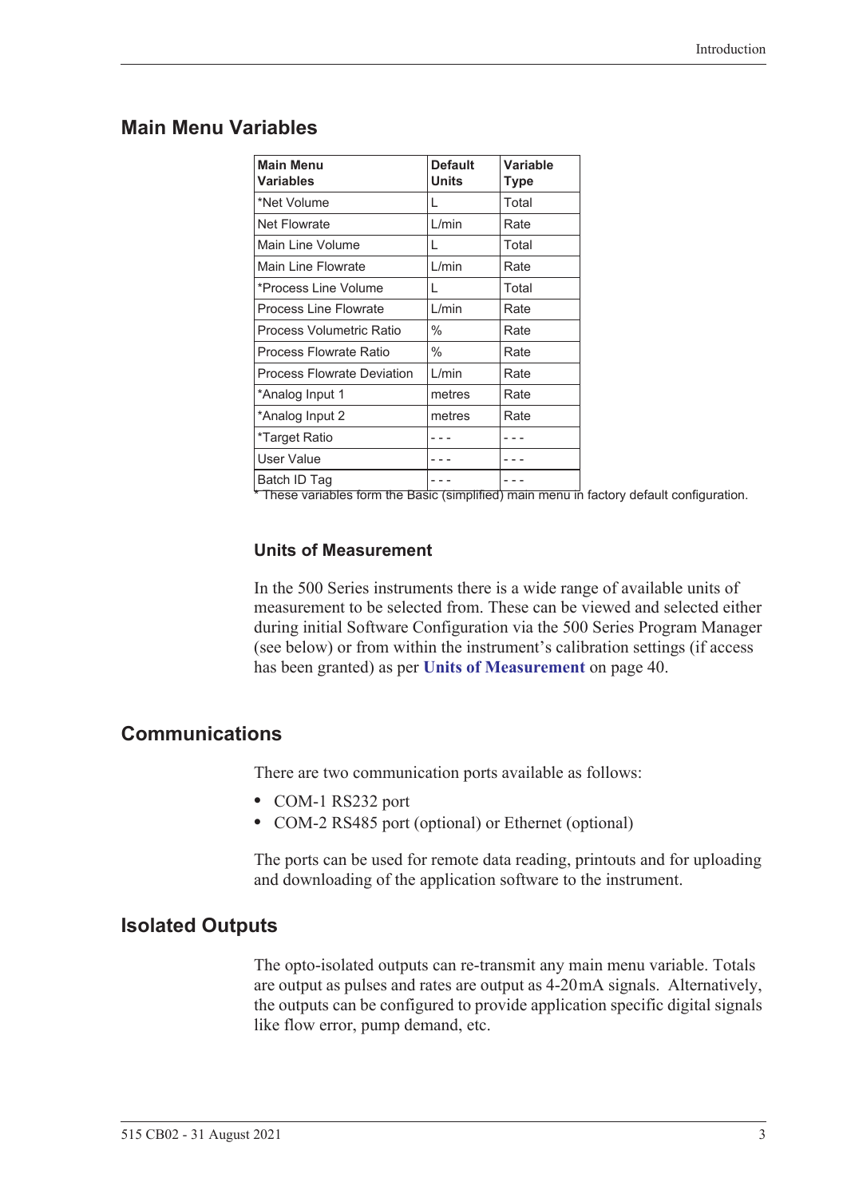## Main Menu Variables

| Main Menu Variables | Default Units | Variable Type |
|---|---|---|
| *Net Volume | L | Total |
| Net Flowrate | L/min | Rate |
| Main Line Volume | L | Total |
| Main Line Flowrate | L/min | Rate |
| *Process Line Volume | L | Total |
| Process Line Flowrate | L/min | Rate |
| Process Volumetric Ratio | % | Rate |
| Process Flowrate Ratio | % | Rate |
| Process Flowrate Deviation | L/min | Rate |
| *Analog Input 1 | metres | Rate |
| *Analog Input 2 | metres | Rate |
| *Target Ratio | - - - | - - - |
| User Value | - - - | - - - |
| Batch ID Tag | - - - | - - - |

* These variables form the Basic (simplified) main menu in factory default configuration.

### Units of Measurement

In the 500 Series instruments there is a wide range of available units of measurement to be selected from. These can be viewed and selected either during initial Software Configuration via the 500 Series Program Manager (see below) or from within the instrument's calibration settings (if access has been granted) as per **Units of Measurement** on page 40.

## Communications

There are two communication ports available as follows:

- COM-1 RS232 port
- COM-2 RS485 port (optional) or Ethernet (optional)

The ports can be used for remote data reading, printouts and for uploading and downloading of the application software to the instrument.

## Isolated Outputs

The opto-isolated outputs can re-transmit any main menu variable. Totals are output as pulses and rates are output as 4-20mA signals. Alternatively, the outputs can be configured to provide application specific digital signals like flow error, pump demand, etc.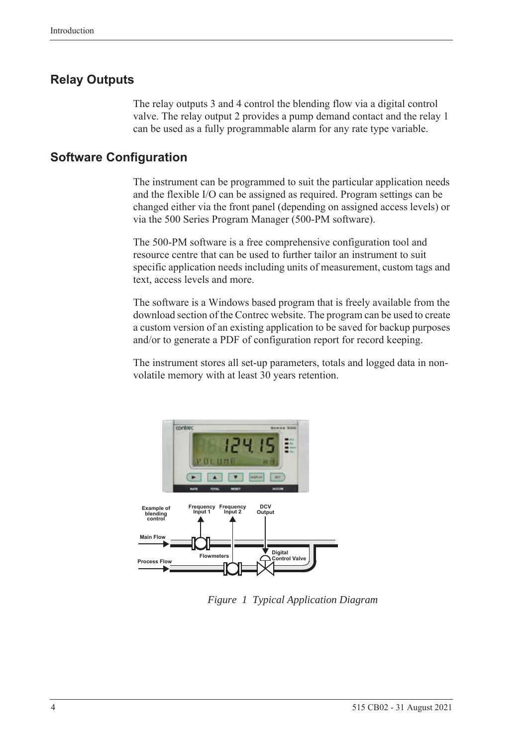## Relay Outputs

The relay outputs 3 and 4 control the blending flow via a digital control valve. The relay output 2 provides a pump demand contact and the relay 1 can be used as a fully programmable alarm for any rate type variable.

## Software Configuration

The instrument can be programmed to suit the particular application needs and the flexible I/O can be assigned as required. Program settings can be changed either via the front panel (depending on assigned access levels) or via the 500 Series Program Manager (500-PM software).

The 500-PM software is a free comprehensive configuration tool and resource centre that can be used to further tailor an instrument to suit specific application needs including units of measurement, custom tags and text, access levels and more.

The software is a Windows based program that is freely available from the download section of the Contrec website. The program can be used to create a custom version of an existing application to be saved for backup purposes and/or to generate a PDF of configuration report for record keeping.

The instrument stores all set-up parameters, totals and logged data in non-volatile memory with at least 30 years retention.

*Figure 1 Typical Application Diagram*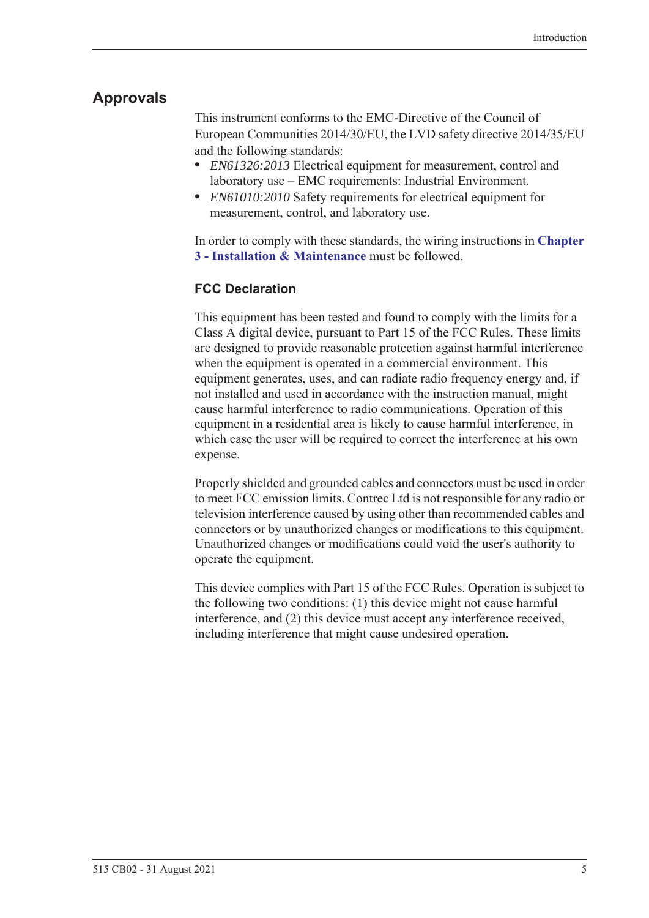## Approvals

This instrument conforms to the EMC-Directive of the Council of European Communities 2014/30/EU, the LVD safety directive 2014/35/EU and the following standards:

- *EN61326:2013* Electrical equipment for measurement, control and laboratory use – EMC requirements: Industrial Environment.
- *EN61010:2010* Safety requirements for electrical equipment for measurement, control, and laboratory use.

In order to comply with these standards, the wiring instructions in **Chapter 3 - Installation & Maintenance** must be followed.

### FCC Declaration

This equipment has been tested and found to comply with the limits for a Class A digital device, pursuant to Part 15 of the FCC Rules. These limits are designed to provide reasonable protection against harmful interference when the equipment is operated in a commercial environment. This equipment generates, uses, and can radiate radio frequency energy and, if not installed and used in accordance with the instruction manual, might cause harmful interference to radio communications. Operation of this equipment in a residential area is likely to cause harmful interference, in which case the user will be required to correct the interference at his own expense.

Properly shielded and grounded cables and connectors must be used in order to meet FCC emission limits. Contrec Ltd is not responsible for any radio or television interference caused by using other than recommended cables and connectors or by unauthorized changes or modifications to this equipment. Unauthorized changes or modifications could void the user's authority to operate the equipment.

This device complies with Part 15 of the FCC Rules. Operation is subject to the following two conditions: (1) this device might not cause harmful interference, and (2) this device must accept any interference received, including interference that might cause undesired operation.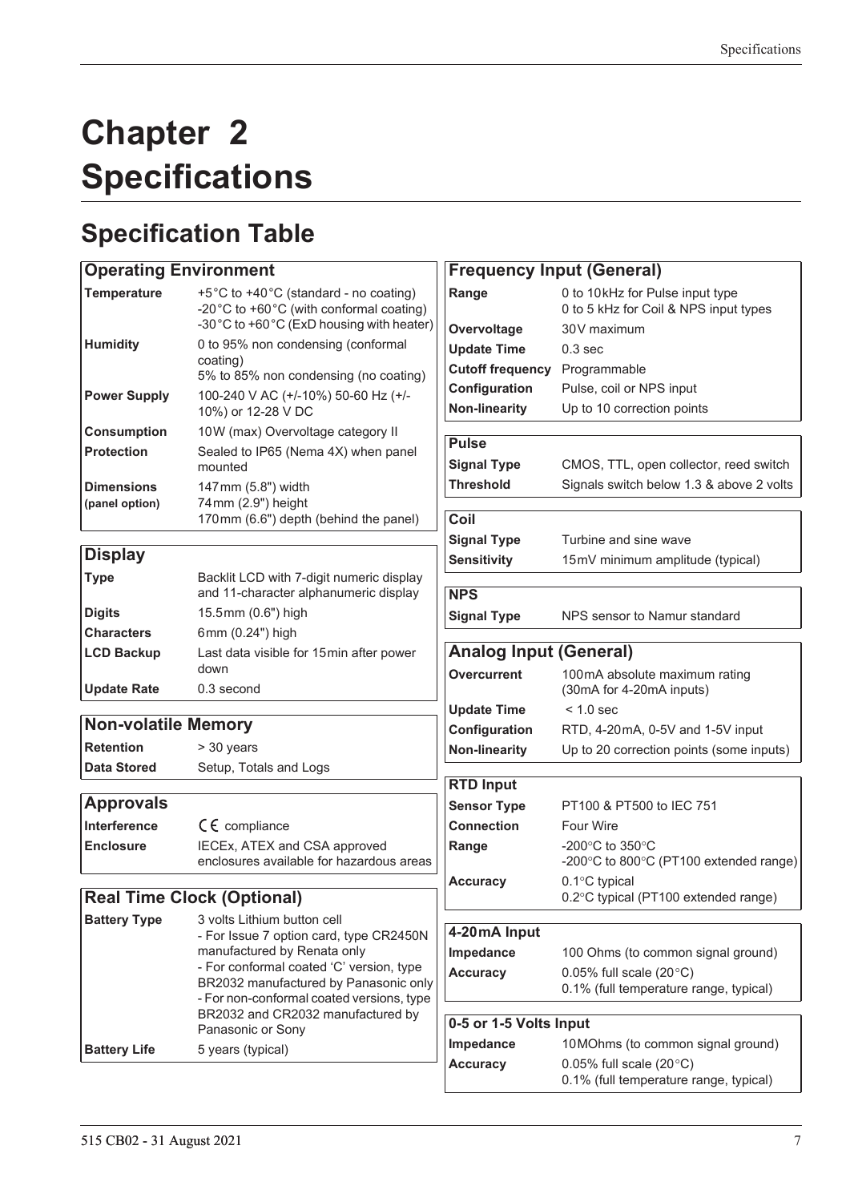# Chapter 2 Specifications

## Specification Table

| **Operating Environment** | |
|---|---|
| **Temperature** | +5°C to +40°C (standard - no coating)<br>-20°C to +60°C (with conformal coating)<br>-30°C to +60°C (ExD housing with heater) |
| **Humidity** | 0 to 95% non condensing (conformal coating)<br>5% to 85% non condensing (no coating) |
| **Power Supply** | 100-240 V AC (+/-10%) 50-60 Hz (+/-10%) or 12-28 V DC |
| **Consumption** | 10W (max) Overvoltage category II |
| **Protection** | Sealed to IP65 (Nema 4X) when panel mounted |
| **Dimensions (panel option)** | 147mm (5.8") width<br>74mm (2.9") height<br>170mm (6.6") depth (behind the panel) |

| **Display** | |
|---|---|
| **Type** | Backlit LCD with 7-digit numeric display and 11-character alphanumeric display |
| **Digits** | 15.5mm (0.6") high |
| **Characters** | 6mm (0.24") high |
| **LCD Backup** | Last data visible for 15min after power down |
| **Update Rate** | 0.3 second |

| **Non-volatile Memory** | |
|---|---|
| **Retention** | > 30 years |
| **Data Stored** | Setup, Totals and Logs |

| **Approvals** | |
|---|---|
| **Interference** | CE compliance |
| **Enclosure** | IECEx, ATEX and CSA approved enclosures available for hazardous areas |

| **Real Time Clock (Optional)** | |
|---|---|
| **Battery Type** | 3 volts Lithium button cell<br>- For Issue 7 option card, type CR2450N manufactured by Renata only<br>- For conformal coated 'C' version, type BR2032 manufactured by Panasonic only<br>- For non-conformal coated versions, type BR2032 and CR2032 manufactured by Panasonic or Sony |
| **Battery Life** | 5 years (typical) |

| **Frequency Input (General)** | |
|---|---|
| **Range** | 0 to 10kHz for Pulse input type<br>0 to 5 kHz for Coil & NPS input types |
| **Overvoltage** | 30V maximum |
| **Update Time** | 0.3 sec |
| **Cutoff frequency** | Programmable |
| **Configuration** | Pulse, coil or NPS input |
| **Non-linearity** | Up to 10 correction points |

| **Pulse** | |
|---|---|
| **Signal Type** | CMOS, TTL, open collector, reed switch |
| **Threshold** | Signals switch below 1.3 & above 2 volts |

| **Coil** | |
|---|---|
| **Signal Type** | Turbine and sine wave |
| **Sensitivity** | 15mV minimum amplitude (typical) |

| **NPS** | |
|---|---|
| **Signal Type** | NPS sensor to Namur standard |

| **Analog Input (General)** | |
|---|---|
| **Overcurrent** | 100mA absolute maximum rating (30mA for 4-20mA inputs) |
| **Update Time** | < 1.0 sec |
| **Configuration** | RTD, 4-20mA, 0-5V and 1-5V input |
| **Non-linearity** | Up to 20 correction points (some inputs) |

| **RTD Input** | |
|---|---|
| **Sensor Type** | PT100 & PT500 to IEC 751 |
| **Connection** | Four Wire |
| **Range** | -200°C to 350°C<br>-200°C to 800°C (PT100 extended range) |
| **Accuracy** | 0.1°C typical<br>0.2°C typical (PT100 extended range) |

| **4-20mA Input** | |
|---|---|
| **Impedance** | 100 Ohms (to common signal ground) |
| **Accuracy** | 0.05% full scale (20°C)<br>0.1% (full temperature range, typical) |

| **0-5 or 1-5 Volts Input** | |
|---|---|
| **Impedance** | 10MOhms (to common signal ground) |
| **Accuracy** | 0.05% full scale (20°C)<br>0.1% (full temperature range, typical) |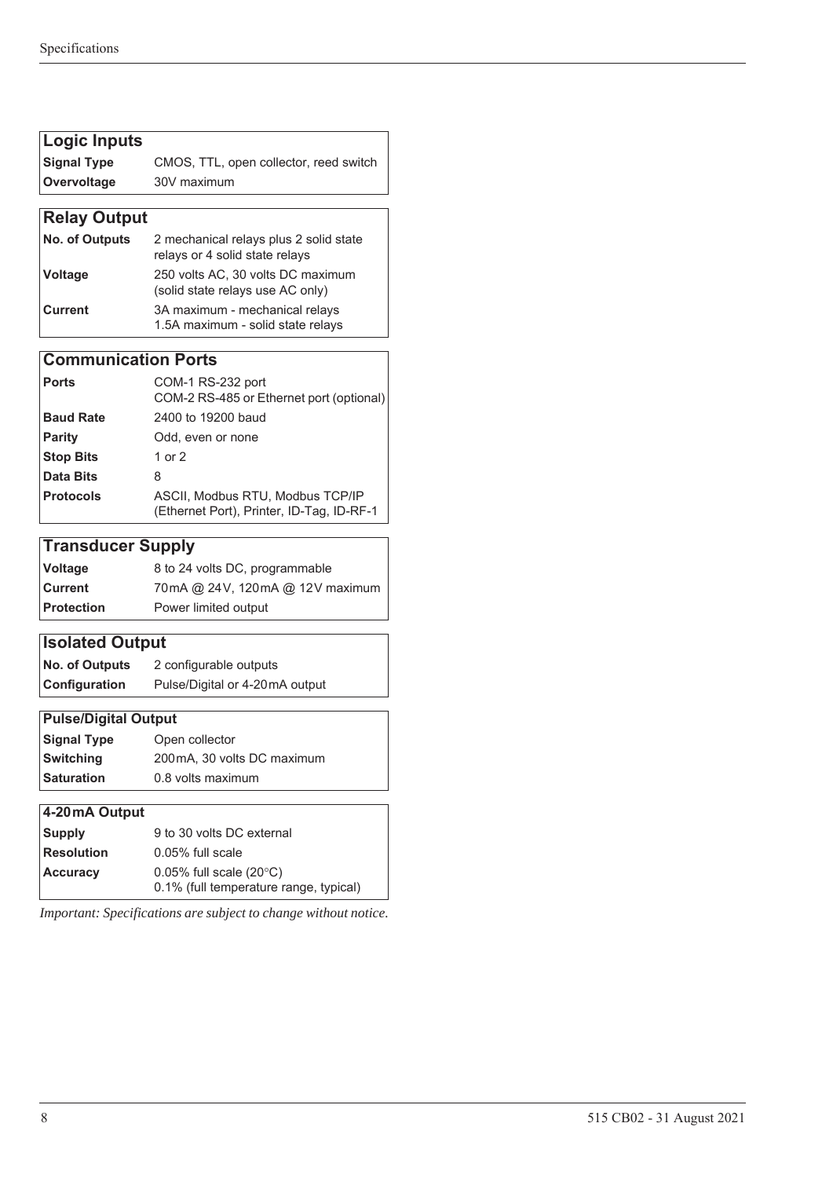| Logic Inputs | |
|---|---|
| **Signal Type** | CMOS, TTL, open collector, reed switch |
| **Overvoltage** | 30V maximum |

| Relay Output | |
|---|---|
| **No. of Outputs** | 2 mechanical relays plus 2 solid state relays or 4 solid state relays |
| **Voltage** | 250 volts AC, 30 volts DC maximum (solid state relays use AC only) |
| **Current** | 3A maximum - mechanical relays<br>1.5A maximum - solid state relays |

| Communication Ports | |
|---|---|
| **Ports** | COM-1 RS-232 port<br>COM-2 RS-485 or Ethernet port (optional) |
| **Baud Rate** | 2400 to 19200 baud |
| **Parity** | Odd, even or none |
| **Stop Bits** | 1 or 2 |
| **Data Bits** | 8 |
| **Protocols** | ASCII, Modbus RTU, Modbus TCP/IP (Ethernet Port), Printer, ID-Tag, ID-RF-1 |

| Transducer Supply | |
|---|---|
| **Voltage** | 8 to 24 volts DC, programmable |
| **Current** | 70mA @ 24V, 120mA @ 12V maximum |
| **Protection** | Power limited output |

| Isolated Output | |
|---|---|
| **No. of Outputs** | 2 configurable outputs |
| **Configuration** | Pulse/Digital or 4-20mA output |

| Pulse/Digital Output | |
|---|---|
| **Signal Type** | Open collector |
| **Switching** | 200mA, 30 volts DC maximum |
| **Saturation** | 0.8 volts maximum |

| 4-20mA Output | |
|---|---|
| **Supply** | 9 to 30 volts DC external |
| **Resolution** | 0.05% full scale |
| **Accuracy** | 0.05% full scale (20°C)<br>0.1% (full temperature range, typical) |

*Important: Specifications are subject to change without notice.*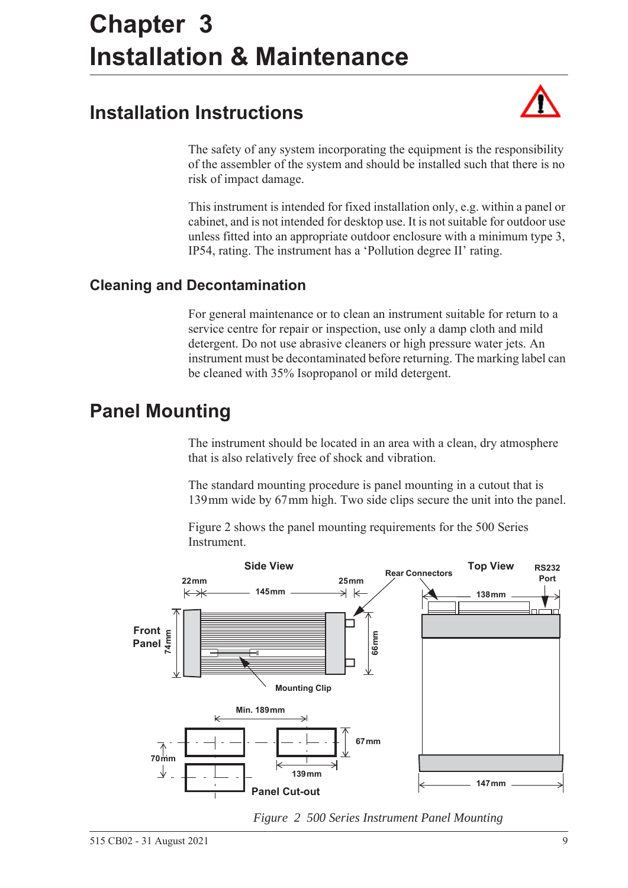# Chapter 3 Installation & Maintenance

## Installation Instructions

The safety of any system incorporating the equipment is the responsibility of the assembler of the system and should be installed such that there is no risk of impact damage.

This instrument is intended for fixed installation only, e.g. within a panel or cabinet, and is not intended for desktop use. It is not suitable for outdoor use unless fitted into an appropriate outdoor enclosure with a minimum type 3, IP54, rating. The instrument has a 'Pollution degree II' rating.

### Cleaning and Decontamination

For general maintenance or to clean an instrument suitable for return to a service centre for repair or inspection, use only a damp cloth and mild detergent. Do not use abrasive cleaners or high pressure water jets. An instrument must be decontaminated before returning. The marking label can be cleaned with 35% Isopropanol or mild detergent.

## Panel Mounting

The instrument should be located in an area with a clean, dry atmosphere that is also relatively free of shock and vibration.

The standard mounting procedure is panel mounting in a cutout that is 139 mm wide by 67 mm high. Two side clips secure the unit into the panel.

Figure 2 shows the panel mounting requirements for the 500 Series Instrument.

Side View: 22mm, 145mm, 25mm, Front Panel, 74mm, 66mm, Mounting Clip, Rear Connectors

Top View: RS232 Port, 138mm, 147mm

Panel Cut-out: Min. 189mm, 67mm, 70mm, 139mm

*Figure 2 500 Series Instrument Panel Mounting*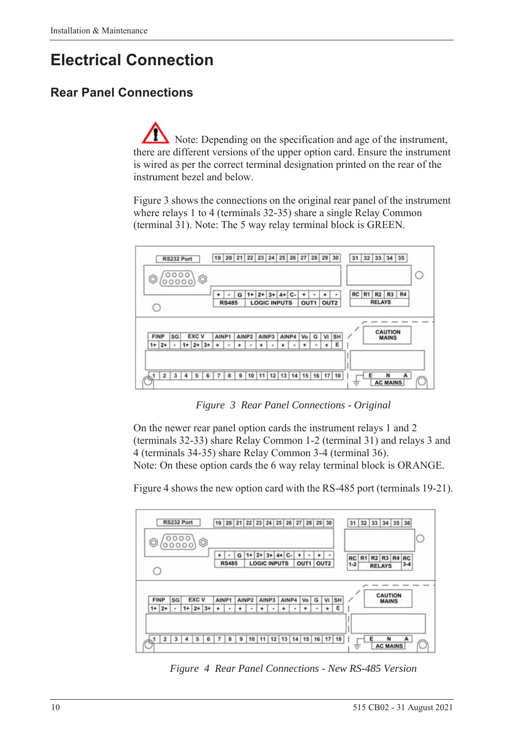# Electrical Connection

## Rear Panel Connections

Note: Depending on the specification and age of the instrument, there are different versions of the upper option card. Ensure the instrument is wired as per the correct terminal designation printed on the rear of the instrument bezel and below.

Figure 3 shows the connections on the original rear panel of the instrument where relays 1 to 4 (terminals 32-35) share a single Relay Common (terminal 31). Note: The 5 way relay terminal block is GREEN.

*Figure 3 Rear Panel Connections - Original*

On the newer rear panel option cards the instrument relays 1 and 2 (terminals 32-33) share Relay Common 1-2 (terminal 31) and relays 3 and 4 (terminals 34-35) share Relay Common 3-4 (terminal 36).
Note: On these option cards the 6 way relay terminal block is ORANGE.

Figure 4 shows the new option card with the RS-485 port (terminals 19-21).

*Figure 4 Rear Panel Connections - New RS-485 Version*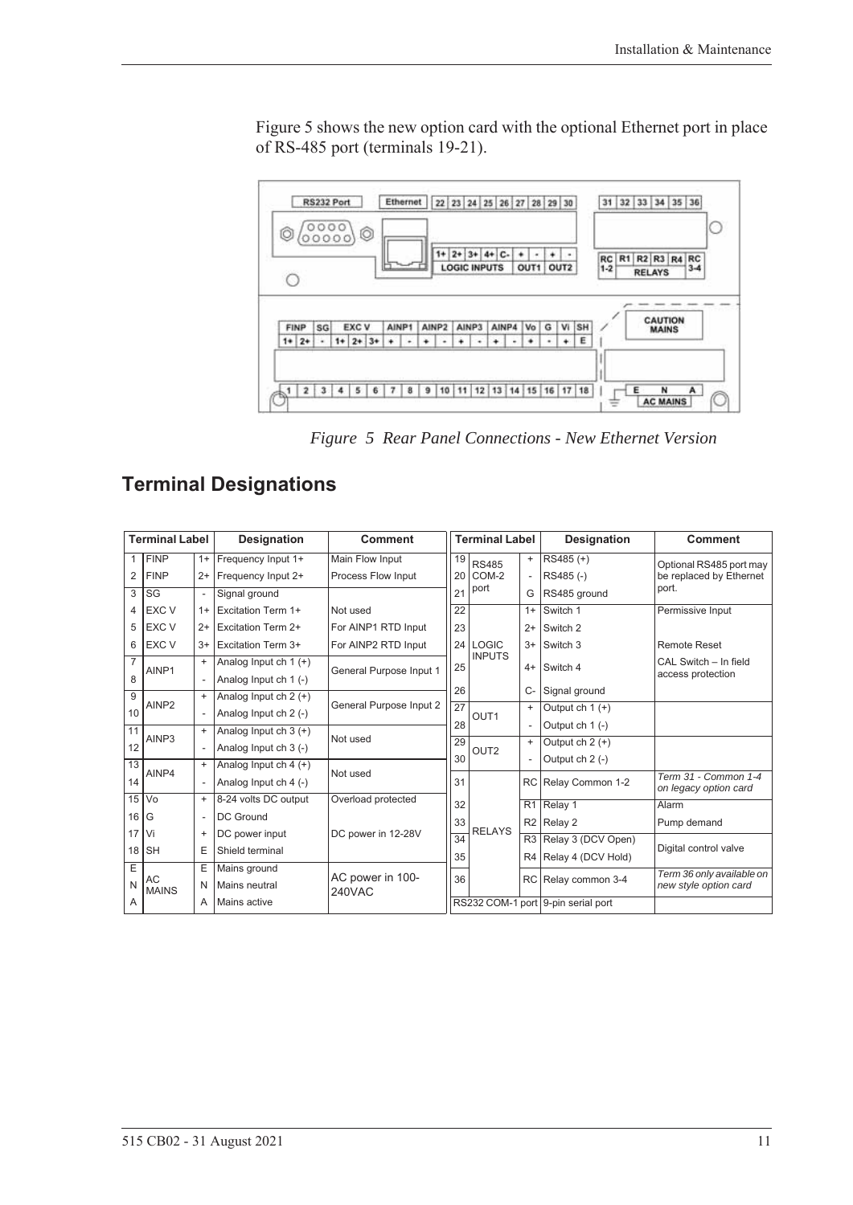Figure 5 shows the new option card with the optional Ethernet port in place of RS-485 port (terminals 19-21).

*Figure 5 Rear Panel Connections - New Ethernet Version*

## Terminal Designations

| Terminal Label | | | Designation | Comment |
|---|---|---|---|---|
| 1 | FINP | 1+ | Frequency Input 1+ | Main Flow Input |
| 2 | FINP | 2+ | Frequency Input 2+ | Process Flow Input |
| 3 | SG | - | Signal ground | |
| 4 | EXC V | 1+ | Excitation Term 1+ | Not used |
| 5 | EXC V | 2+ | Excitation Term 2+ | For AINP1 RTD Input |
| 6 | EXC V | 3+ | Excitation Term 3+ | For AINP2 RTD Input |
| 7 | AINP1 | + | Analog Input ch 1 (+) | General Purpose Input 1 |
| 8 | | - | Analog Input ch 1 (-) | |
| 9 | AINP2 | + | Analog Input ch 2 (+) | General Purpose Input 2 |
| 10 | | - | Analog Input ch 2 (-) | |
| 11 | AINP3 | + | Analog Input ch 3 (+) | Not used |
| 12 | | - | Analog Input ch 3 (-) | |
| 13 | AINP4 | + | Analog Input ch 4 (+) | Not used |
| 14 | | - | Analog Input ch 4 (-) | |
| 15 | Vo | + | 8-24 volts DC output | Overload protected |
| 16 | G | - | DC Ground | |
| 17 | Vi | + | DC power input | DC power in 12-28V |
| 18 | SH | E | Shield terminal | |
| E | AC MAINS | E | Mains ground | AC power in 100-240VAC |
| N | | N | Mains neutral | |
| A | | A | Mains active | |

| Terminal Label | | | Designation | Comment |
|---|---|---|---|---|
| 19 | RS485 COM-2 port | + | RS485 (+) | Optional RS485 port may be replaced by Ethernet port. |
| 20 | | - | RS485 (-) | |
| 21 | | G | RS485 ground | |
| 22 | LOGIC INPUTS | 1+ | Switch 1 | Permissive Input |
| 23 | | 2+ | Switch 2 | |
| 24 | | 3+ | Switch 3 | Remote Reset |
| 25 | | 4+ | Switch 4 | CAL Switch – In field access protection |
| 26 | | C- | Signal ground | |
| 27 | OUT1 | + | Output ch 1 (+) | |
| 28 | | - | Output ch 1 (-) | |
| 29 | OUT2 | + | Output ch 2 (+) | |
| 30 | | - | Output ch 2 (-) | |
| 31 | RELAYS | RC | Relay Common 1-2 | *Term 31 - Common 1-4 on legacy option card* |
| 32 | | R1 | Relay 1 | Alarm |
| 33 | | R2 | Relay 2 | Pump demand |
| 34 | | R3 | Relay 3 (DCV Open) | Digital control valve |
| 35 | | R4 | Relay 4 (DCV Hold) | |
| 36 | | RC | Relay common 3-4 | *Term 36 only available on new style option card* |
| RS232 COM-1 port | | | 9-pin serial port | |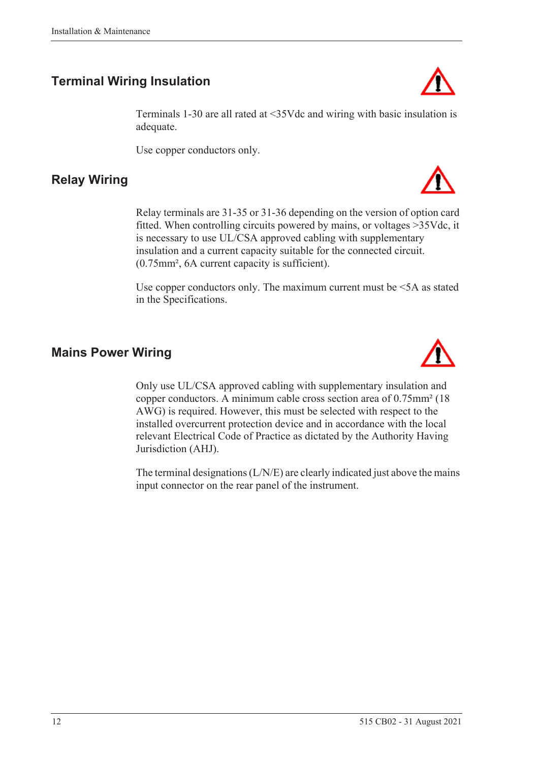## Terminal Wiring Insulation

Terminals 1-30 are all rated at <35Vdc and wiring with basic insulation is adequate.

Use copper conductors only.

## Relay Wiring

Relay terminals are 31-35 or 31-36 depending on the version of option card fitted. When controlling circuits powered by mains, or voltages >35Vdc, it is necessary to use UL/CSA approved cabling with supplementary insulation and a current capacity suitable for the connected circuit. (0.75mm², 6A current capacity is sufficient).

Use copper conductors only. The maximum current must be <5A as stated in the Specifications.

## Mains Power Wiring

Only use UL/CSA approved cabling with supplementary insulation and copper conductors. A minimum cable cross section area of 0.75mm² (18 AWG) is required. However, this must be selected with respect to the installed overcurrent protection device and in accordance with the local relevant Electrical Code of Practice as dictated by the Authority Having Jurisdiction (AHJ).

The terminal designations (L/N/E) are clearly indicated just above the mains input connector on the rear panel of the instrument.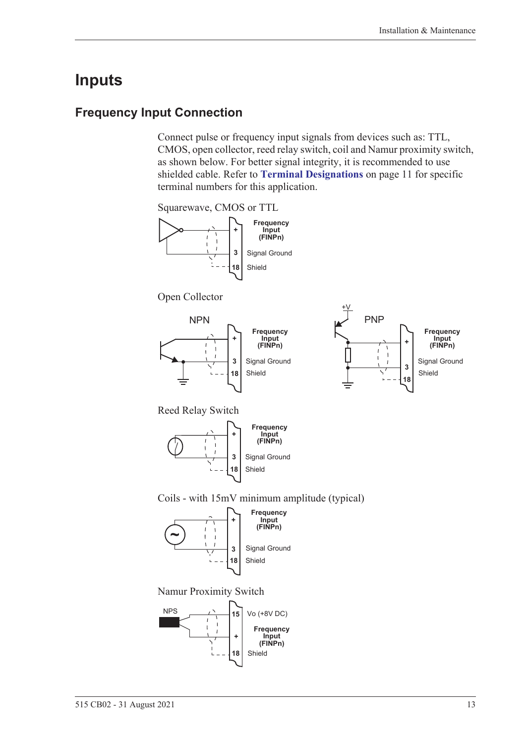# Inputs

## Frequency Input Connection

Connect pulse or frequency input signals from devices such as: TTL, CMOS, open collector, reed relay switch, coil and Namur proximity switch, as shown below. For better signal integrity, it is recommended to use shielded cable. Refer to **Terminal Designations** on page 11 for specific terminal numbers for this application.

Squarewave, CMOS or TTL

| Terminal | Function |
|---|---|
| + | Frequency Input (FINPn) |
| 3 | Signal Ground |
| 18 | Shield |

Open Collector

NPN

| Terminal | Function |
|---|---|
| + | Frequency Input (FINPn) |
| 3 | Signal Ground |
| 18 | Shield |

PNP (+V)

| Terminal | Function |
|---|---|
| + | Frequency Input (FINPn) |
| 3 | Signal Ground |
| 18 | Shield |

Reed Relay Switch

| Terminal | Function |
|---|---|
| + | Frequency Input (FINPn) |
| 3 | Signal Ground |
| 18 | Shield |

Coils - with 15mV minimum amplitude (typical)

| Terminal | Function |
|---|---|
| + | Frequency Input (FINPn) |
| 3 | Signal Ground |
| 18 | Shield |

Namur Proximity Switch

NPS

| Terminal | Function |
|---|---|
| 15 | Vo (+8V DC) |
| + | Frequency Input (FINPn) |
| 18 | Shield |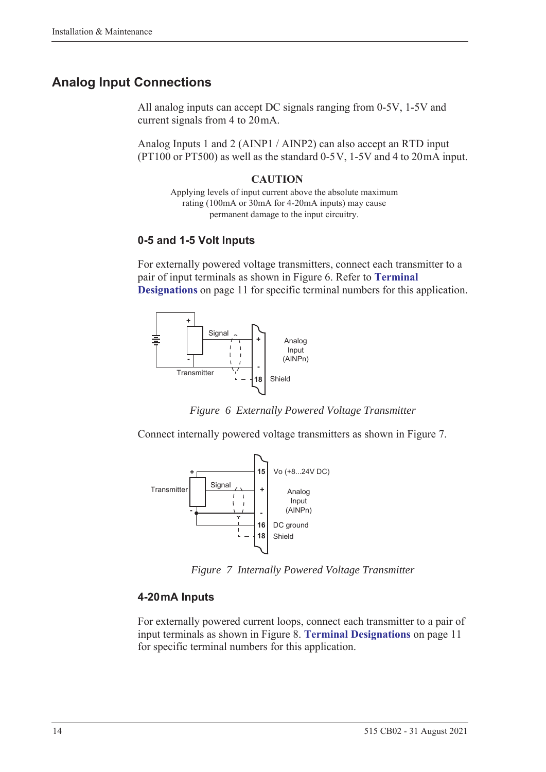## Analog Input Connections

All analog inputs can accept DC signals ranging from 0-5V, 1-5V and current signals from 4 to 20 mA.

Analog Inputs 1 and 2 (AINP1 / AINP2) can also accept an RTD input (PT100 or PT500) as well as the standard 0-5 V, 1-5V and 4 to 20 mA input.

**CAUTION**

Applying levels of input current above the absolute maximum rating (100mA or 30mA for 4-20mA inputs) may cause permanent damage to the input circuitry.

### 0-5 and 1-5 Volt Inputs

For externally powered voltage transmitters, connect each transmitter to a pair of input terminals as shown in Figure 6. Refer to **Terminal Designations** on page 11 for specific terminal numbers for this application.

*Figure 6 Externally Powered Voltage Transmitter*

Connect internally powered voltage transmitters as shown in Figure 7.

*Figure 7 Internally Powered Voltage Transmitter*

### 4-20 mA Inputs

For externally powered current loops, connect each transmitter to a pair of input terminals as shown in Figure 8. **Terminal Designations** on page 11 for specific terminal numbers for this application.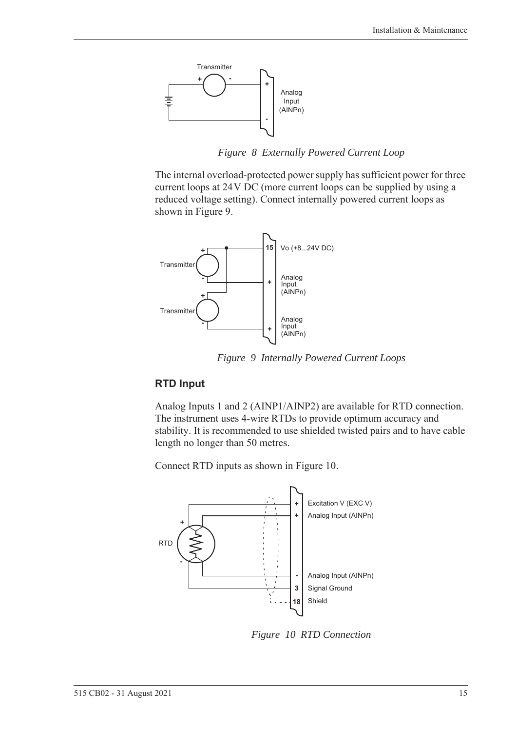*Figure 8 Externally Powered Current Loop*

The internal overload-protected power supply has sufficient power for three current loops at 24 V DC (more current loops can be supplied by using a reduced voltage setting). Connect internally powered current loops as shown in Figure 9.

*Figure 9 Internally Powered Current Loops*

### RTD Input

Analog Inputs 1 and 2 (AINP1/AINP2) are available for RTD connection. The instrument uses 4-wire RTDs to provide optimum accuracy and stability. It is recommended to use shielded twisted pairs and to have cable length no longer than 50 metres.

Connect RTD inputs as shown in Figure 10.

*Figure 10 RTD Connection*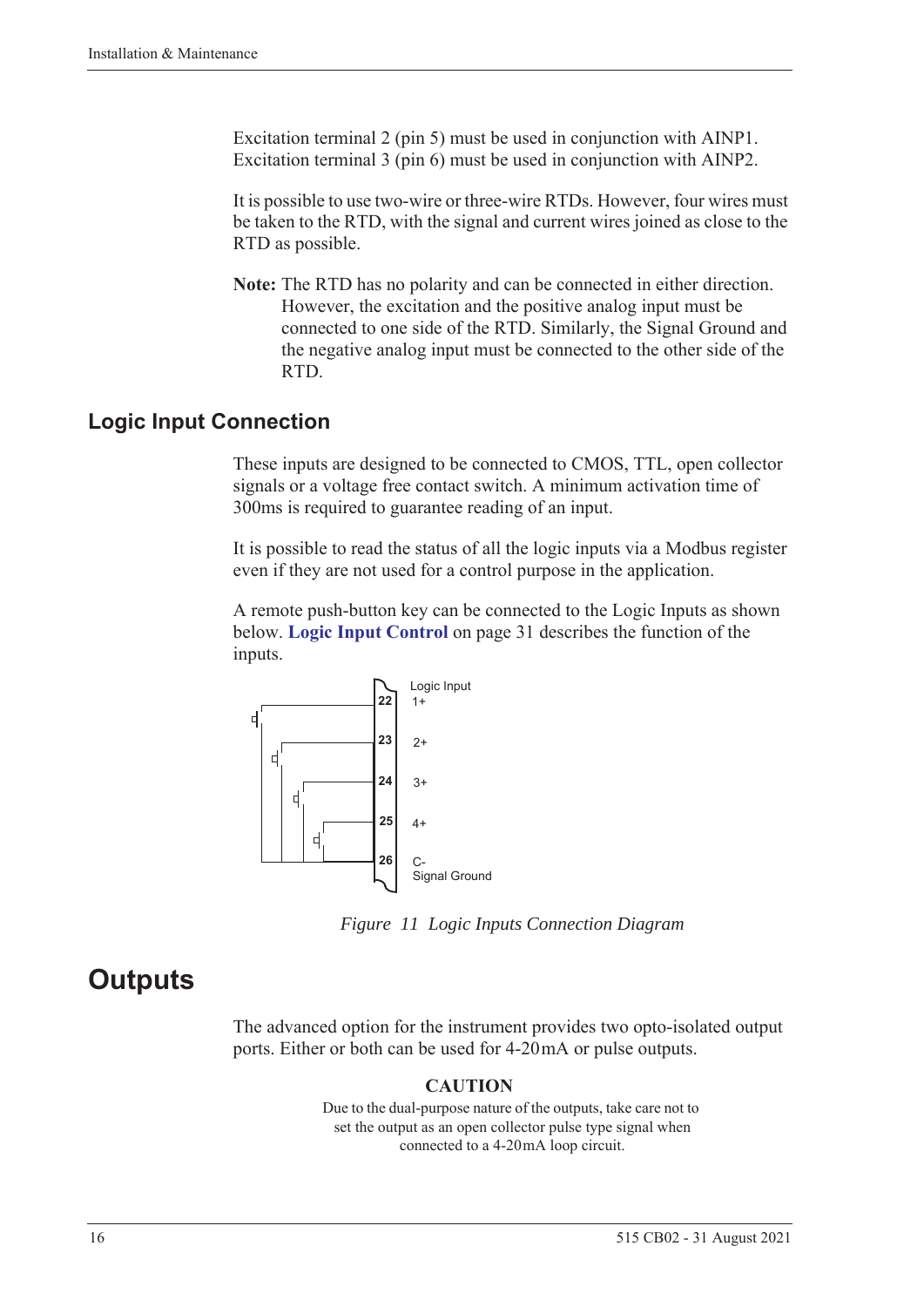Excitation terminal 2 (pin 5) must be used in conjunction with AINP1. Excitation terminal 3 (pin 6) must be used in conjunction with AINP2.

It is possible to use two-wire or three-wire RTDs. However, four wires must be taken to the RTD, with the signal and current wires joined as close to the RTD as possible.

**Note:** The RTD has no polarity and can be connected in either direction. However, the excitation and the positive analog input must be connected to one side of the RTD. Similarly, the Signal Ground and the negative analog input must be connected to the other side of the RTD.

## Logic Input Connection

These inputs are designed to be connected to CMOS, TTL, open collector signals or a voltage free contact switch. A minimum activation time of 300ms is required to guarantee reading of an input.

It is possible to read the status of all the logic inputs via a Modbus register even if they are not used for a control purpose in the application.

A remote push-button key can be connected to the Logic Inputs as shown below. **Logic Input Control** on page 31 describes the function of the inputs.

Logic Input
22 1+
23 2+
24 3+
25 4+
26 C- Signal Ground

*Figure 11 Logic Inputs Connection Diagram*

# Outputs

The advanced option for the instrument provides two opto-isolated output ports. Either or both can be used for 4-20mA or pulse outputs.

**CAUTION**

Due to the dual-purpose nature of the outputs, take care not to set the output as an open collector pulse type signal when connected to a 4-20mA loop circuit.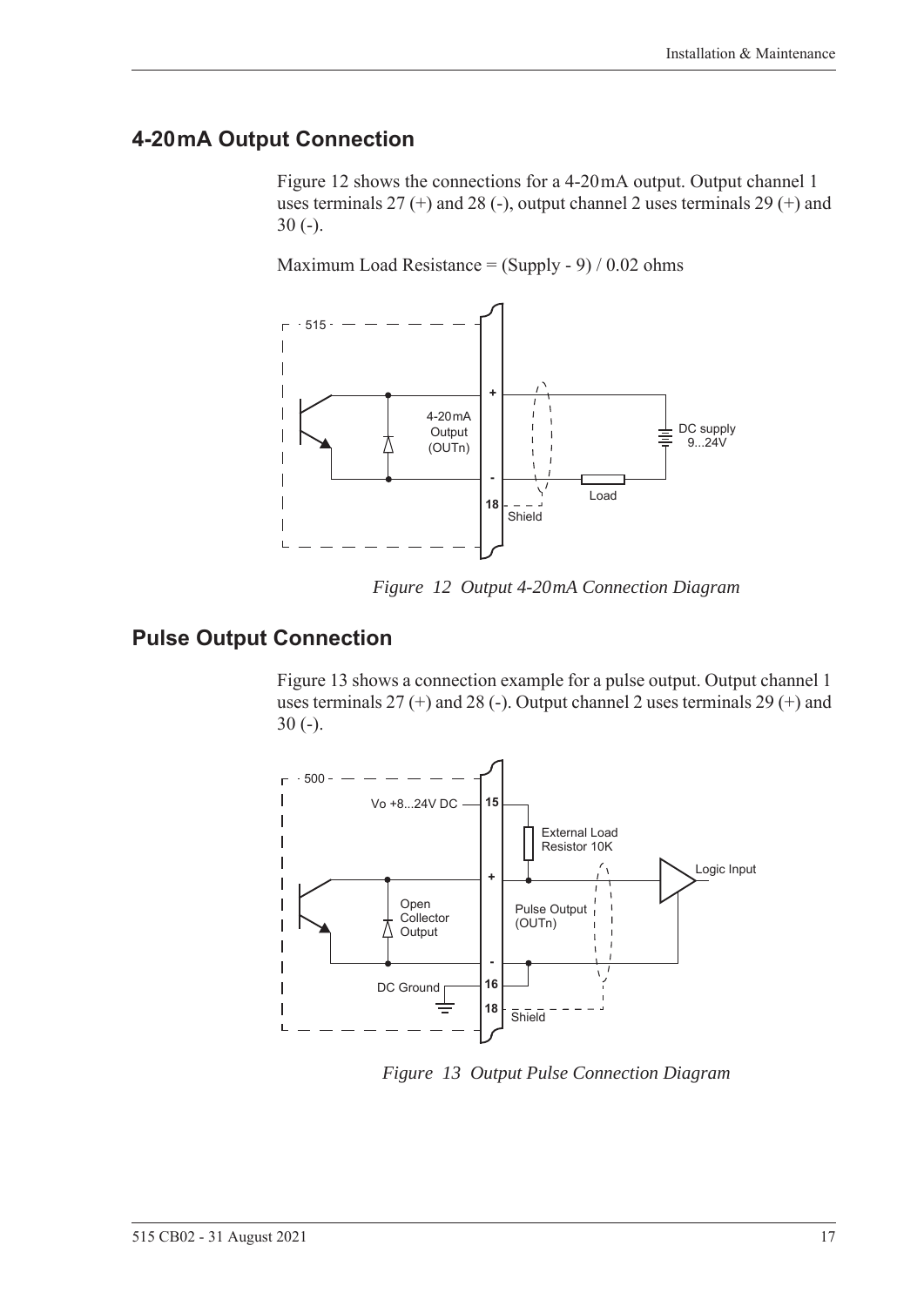## 4-20mA Output Connection

Figure 12 shows the connections for a 4-20mA output. Output channel 1 uses terminals 27 (+) and 28 (-), output channel 2 uses terminals 29 (+) and 30 (-).

Maximum Load Resistance = (Supply - 9) / 0.02 ohms

*Figure 12 Output 4-20mA Connection Diagram*

## Pulse Output Connection

Figure 13 shows a connection example for a pulse output. Output channel 1 uses terminals 27 (+) and 28 (-). Output channel 2 uses terminals 29 (+) and 30 (-).

*Figure 13 Output Pulse Connection Diagram*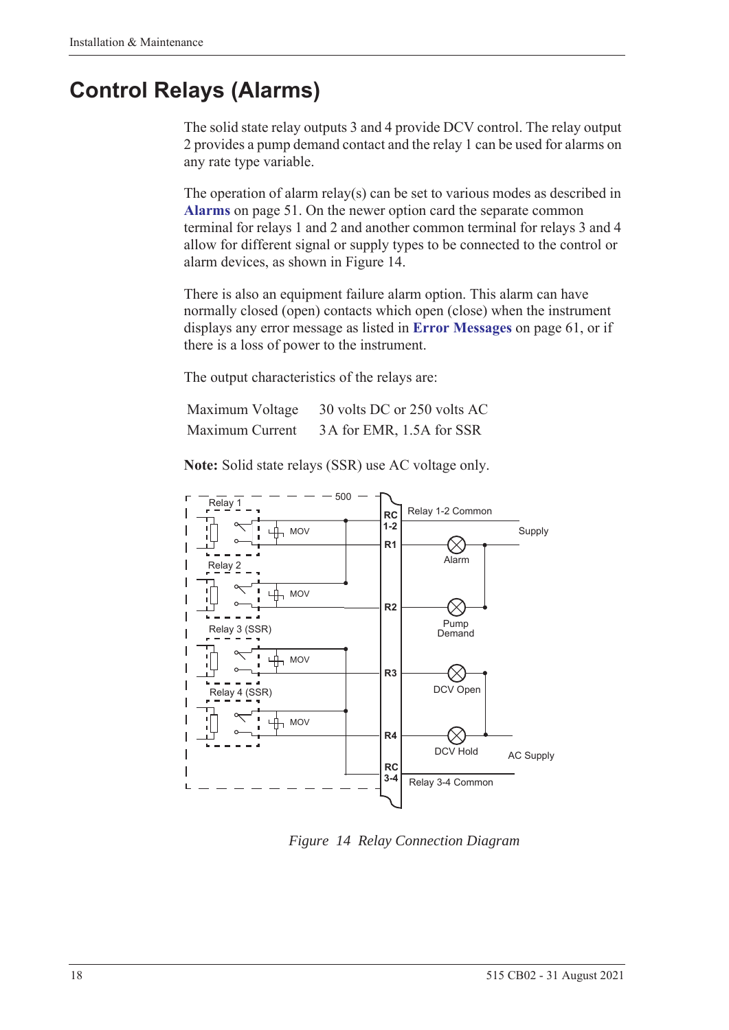# Control Relays (Alarms)

The solid state relay outputs 3 and 4 provide DCV control. The relay output 2 provides a pump demand contact and the relay 1 can be used for alarms on any rate type variable.

The operation of alarm relay(s) can be set to various modes as described in **Alarms** on page 51. On the newer option card the separate common terminal for relays 1 and 2 and another common terminal for relays 3 and 4 allow for different signal or supply types to be connected to the control or alarm devices, as shown in Figure 14.

There is also an equipment failure alarm option. This alarm can have normally closed (open) contacts which open (close) when the instrument displays any error message as listed in **Error Messages** on page 61, or if there is a loss of power to the instrument.

The output characteristics of the relays are:

| | |
|---|---|
| Maximum Voltage | 30 volts DC or 250 volts AC |
| Maximum Current | 3 A for EMR, 1.5A for SSR |

**Note:** Solid state relays (SSR) use AC voltage only.

*Figure 14 Relay Connection Diagram*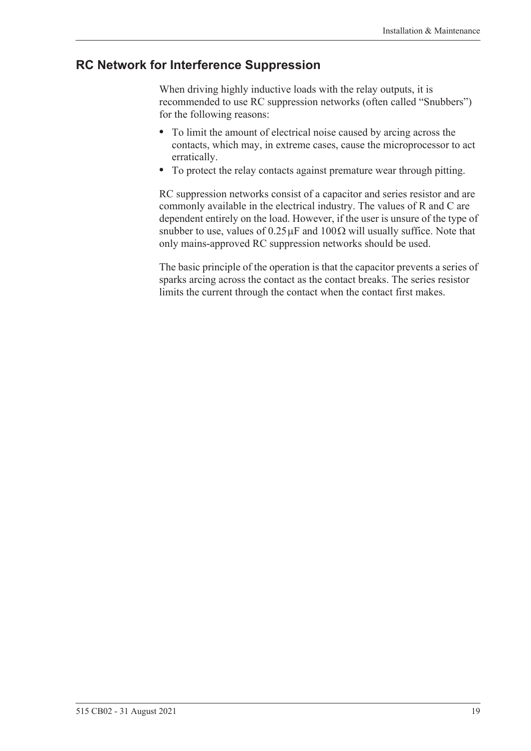## RC Network for Interference Suppression

When driving highly inductive loads with the relay outputs, it is recommended to use RC suppression networks (often called "Snubbers") for the following reasons:

- To limit the amount of electrical noise caused by arcing across the contacts, which may, in extreme cases, cause the microprocessor to act erratically.
- To protect the relay contacts against premature wear through pitting.

RC suppression networks consist of a capacitor and series resistor and are commonly available in the electrical industry. The values of R and C are dependent entirely on the load. However, if the user is unsure of the type of snubber to use, values of $0.25\,\mu F$ and $100\,\Omega$ will usually suffice. Note that only mains-approved RC suppression networks should be used.

The basic principle of the operation is that the capacitor prevents a series of sparks arcing across the contact as the contact breaks. The series resistor limits the current through the contact when the contact first makes.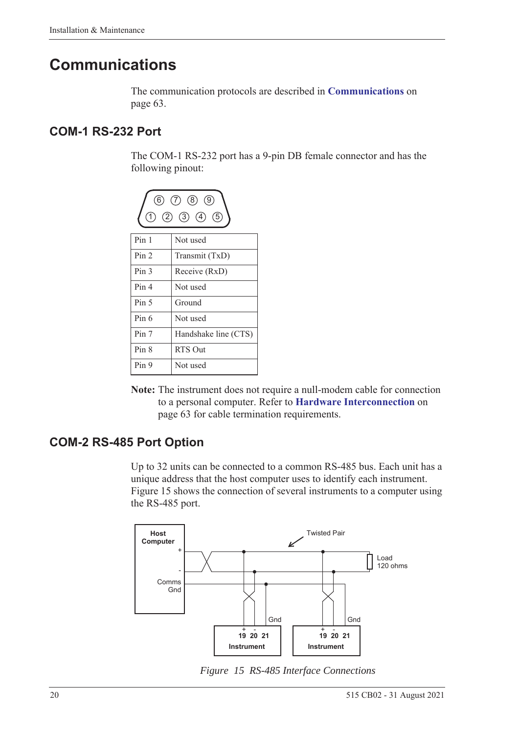# Communications

The communication protocols are described in **Communications** on page 63.

## COM-1 RS-232 Port

The COM-1 RS-232 port has a 9-pin DB female connector and has the following pinout:

| | |
|---|---|
| Pin 1 | Not used |
| Pin 2 | Transmit (TxD) |
| Pin 3 | Receive (RxD) |
| Pin 4 | Not used |
| Pin 5 | Ground |
| Pin 6 | Not used |
| Pin 7 | Handshake line (CTS) |
| Pin 8 | RTS Out |
| Pin 9 | Not used |

**Note:** The instrument does not require a null-modem cable for connection to a personal computer. Refer to **Hardware Interconnection** on page 63 for cable termination requirements.

## COM-2 RS-485 Port Option

Up to 32 units can be connected to a common RS-485 bus. Each unit has a unique address that the host computer uses to identify each instrument. Figure 15 shows the connection of several instruments to a computer using the RS-485 port.

*Figure 15 RS-485 Interface Connections*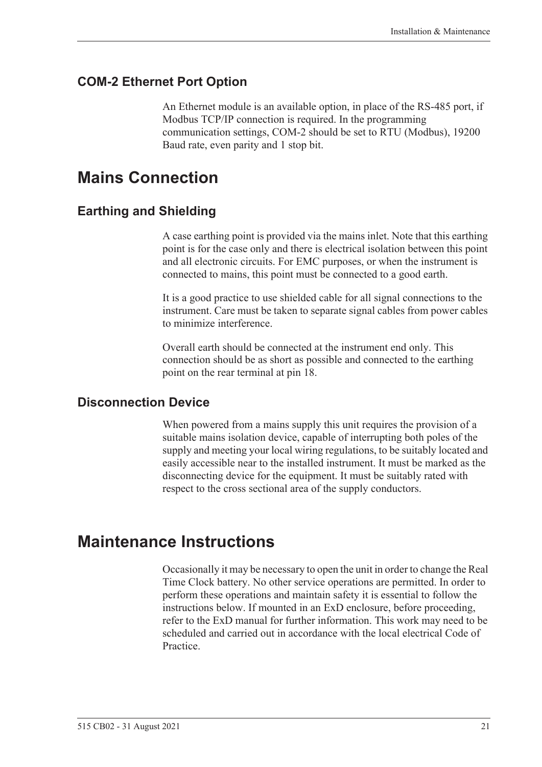### COM-2 Ethernet Port Option

An Ethernet module is an available option, in place of the RS-485 port, if Modbus TCP/IP connection is required. In the programming communication settings, COM-2 should be set to RTU (Modbus), 19200 Baud rate, even parity and 1 stop bit.

## Mains Connection

### Earthing and Shielding

A case earthing point is provided via the mains inlet. Note that this earthing point is for the case only and there is electrical isolation between this point and all electronic circuits. For EMC purposes, or when the instrument is connected to mains, this point must be connected to a good earth.

It is a good practice to use shielded cable for all signal connections to the instrument. Care must be taken to separate signal cables from power cables to minimize interference.

Overall earth should be connected at the instrument end only. This connection should be as short as possible and connected to the earthing point on the rear terminal at pin 18.

### Disconnection Device

When powered from a mains supply this unit requires the provision of a suitable mains isolation device, capable of interrupting both poles of the supply and meeting your local wiring regulations, to be suitably located and easily accessible near to the installed instrument. It must be marked as the disconnecting device for the equipment. It must be suitably rated with respect to the cross sectional area of the supply conductors.

## Maintenance Instructions

Occasionally it may be necessary to open the unit in order to change the Real Time Clock battery. No other service operations are permitted. In order to perform these operations and maintain safety it is essential to follow the instructions below. If mounted in an ExD enclosure, before proceeding, refer to the ExD manual for further information. This work may need to be scheduled and carried out in accordance with the local electrical Code of Practice.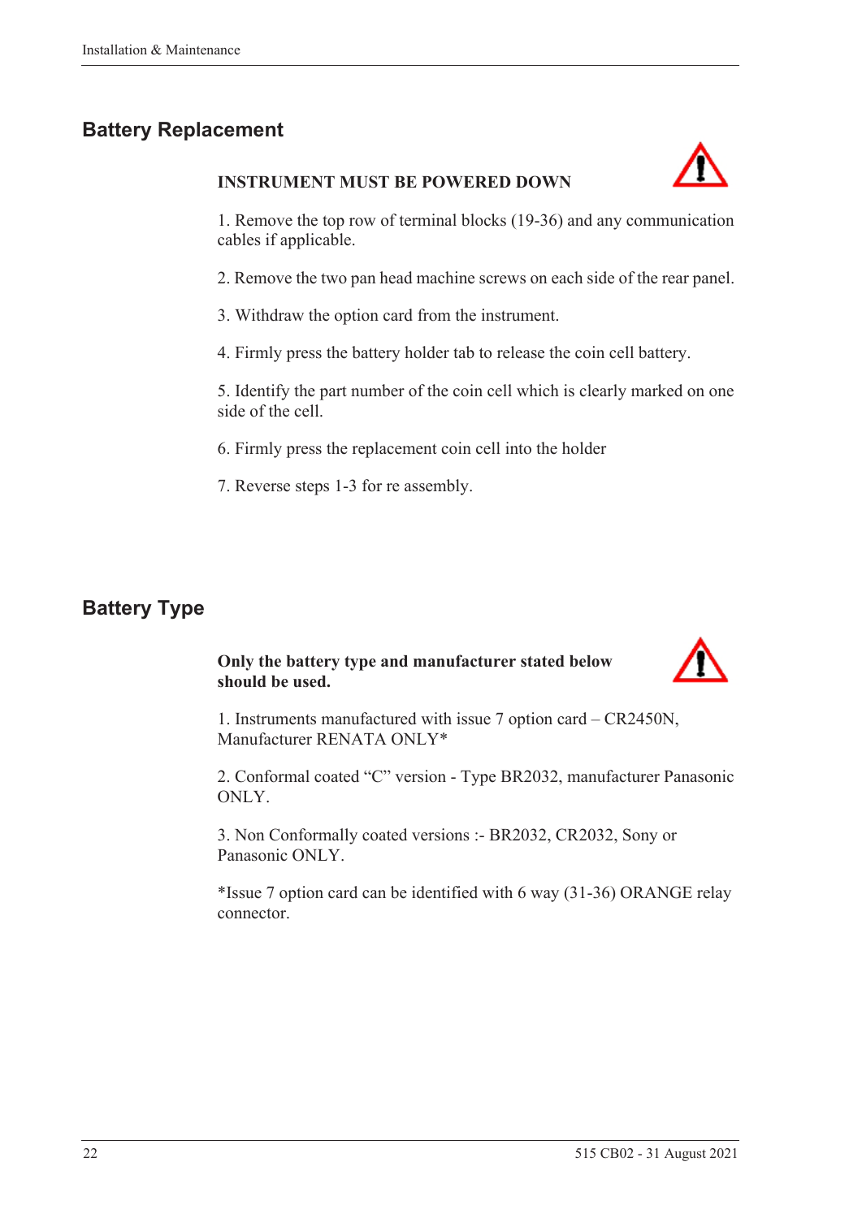## Battery Replacement

**INSTRUMENT MUST BE POWERED DOWN**

1. Remove the top row of terminal blocks (19-36) and any communication cables if applicable.

2. Remove the two pan head machine screws on each side of the rear panel.

3. Withdraw the option card from the instrument.

4. Firmly press the battery holder tab to release the coin cell battery.

5. Identify the part number of the coin cell which is clearly marked on one side of the cell.

6. Firmly press the replacement coin cell into the holder

7. Reverse steps 1-3 for re assembly.

## Battery Type

**Only the battery type and manufacturer stated below should be used.**

1. Instruments manufactured with issue 7 option card – CR2450N, Manufacturer RENATA ONLY*

2. Conformal coated "C" version - Type BR2032, manufacturer Panasonic ONLY.

3. Non Conformally coated versions :- BR2032, CR2032, Sony or Panasonic ONLY.

*Issue 7 option card can be identified with 6 way (31-36) ORANGE relay connector.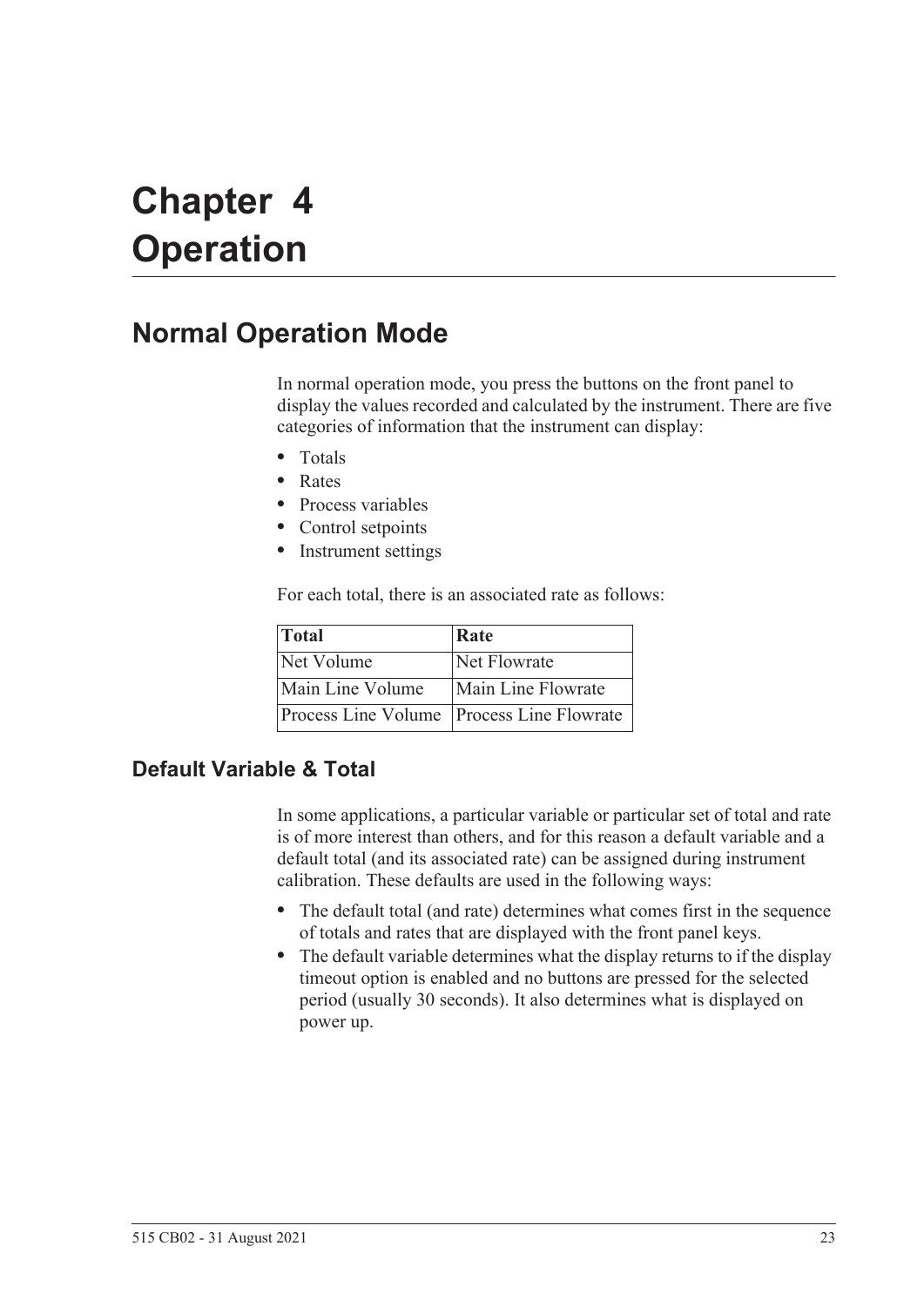# Chapter 4
# Operation

## Normal Operation Mode

In normal operation mode, you press the buttons on the front panel to display the values recorded and calculated by the instrument. There are five categories of information that the instrument can display:

- Totals
- Rates
- Process variables
- Control setpoints
- Instrument settings

For each total, there is an associated rate as follows:

| Total | Rate |
|---|---|
| Net Volume | Net Flowrate |
| Main Line Volume | Main Line Flowrate |
| Process Line Volume | Process Line Flowrate |

### Default Variable & Total

In some applications, a particular variable or particular set of total and rate is of more interest than others, and for this reason a default variable and a default total (and its associated rate) can be assigned during instrument calibration. These defaults are used in the following ways:

- The default total (and rate) determines what comes first in the sequence of totals and rates that are displayed with the front panel keys.
- The default variable determines what the display returns to if the display timeout option is enabled and no buttons are pressed for the selected period (usually 30 seconds). It also determines what is displayed on power up.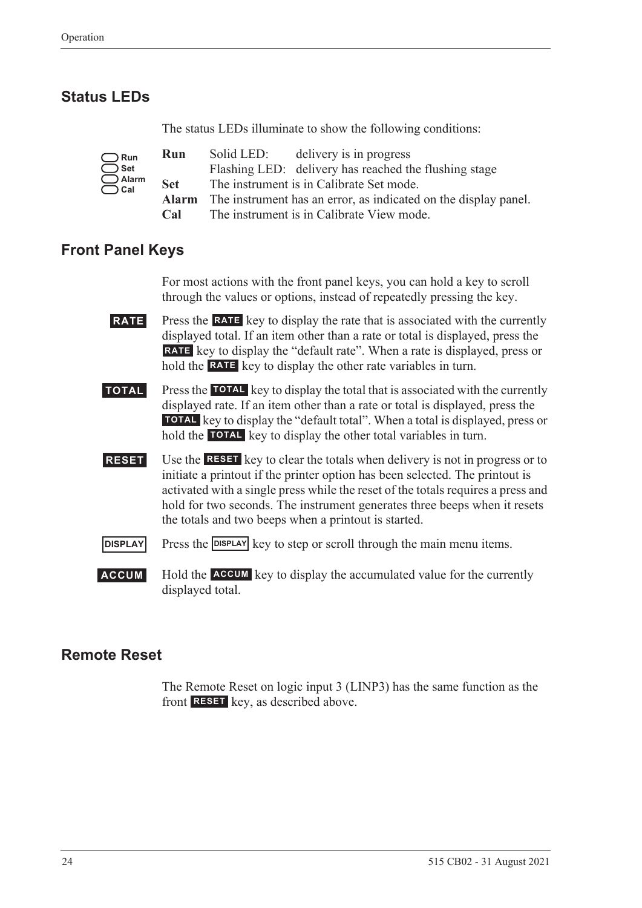## Status LEDs

The status LEDs illuminate to show the following conditions:

| | | |
|---|---|---|
| **Run** | Solid LED: | delivery is in progress |
| | Flashing LED: | delivery has reached the flushing stage |
| **Set** | The instrument is in Calibrate Set mode. | |
| **Alarm** | The instrument has an error, as indicated on the display panel. | |
| **Cal** | The instrument is in Calibrate View mode. | |

## Front Panel Keys

For most actions with the front panel keys, you can hold a key to scroll through the values or options, instead of repeatedly pressing the key.

**RATE** Press the **RATE** key to display the rate that is associated with the currently displayed total. If an item other than a rate or total is displayed, press the **RATE** key to display the "default rate". When a rate is displayed, press or hold the **RATE** key to display the other rate variables in turn.

**TOTAL** Press the **TOTAL** key to display the total that is associated with the currently displayed rate. If an item other than a rate or total is displayed, press the **TOTAL** key to display the "default total". When a total is displayed, press or hold the **TOTAL** key to display the other total variables in turn.

**RESET** Use the **RESET** key to clear the totals when delivery is not in progress or to initiate a printout if the printer option has been selected. The printout is activated with a single press while the reset of the totals requires a press and hold for two seconds. The instrument generates three beeps when it resets the totals and two beeps when a printout is started.

**DISPLAY** Press the **DISPLAY** key to step or scroll through the main menu items.

**ACCUM** Hold the **ACCUM** key to display the accumulated value for the currently displayed total.

## Remote Reset

The Remote Reset on logic input 3 (LINP3) has the same function as the front **RESET** key, as described above.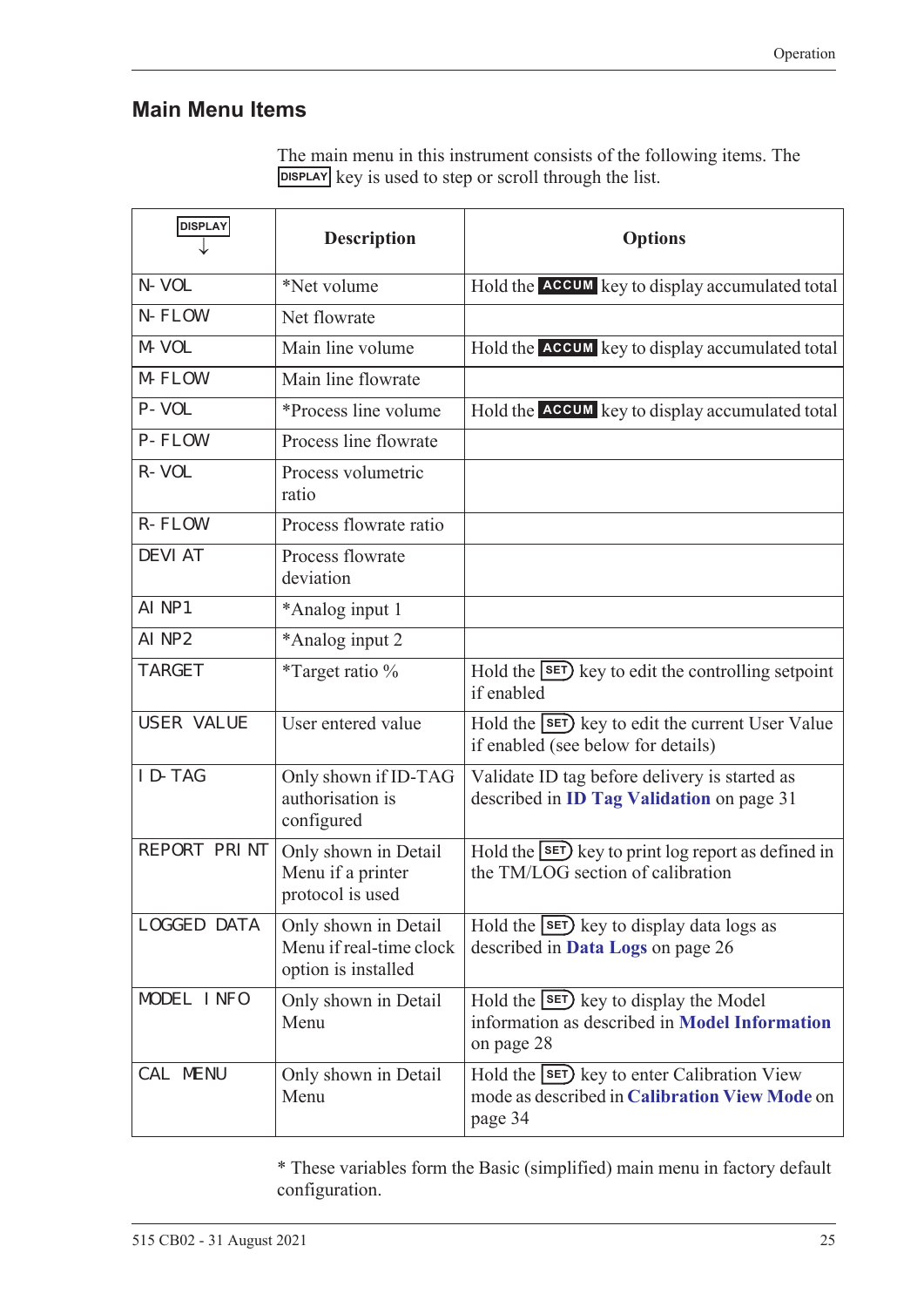## Main Menu Items

The main menu in this instrument consists of the following items. The DISPLAY key is used to step or scroll through the list.

| DISPLAY ↓ | Description | Options |
|---|---|---|
| N-VOL | *Net volume | Hold the ACCUM key to display accumulated total |
| N-FLOW | Net flowrate | |
| M-VOL | Main line volume | Hold the ACCUM key to display accumulated total |
| M-FLOW | Main line flowrate | |
| P-VOL | *Process line volume | Hold the ACCUM key to display accumulated total |
| P-FLOW | Process line flowrate | |
| R-VOL | Process volumetric ratio | |
| R-FLOW | Process flowrate ratio | |
| DEVIAT | Process flowrate deviation | |
| AINP1 | *Analog input 1 | |
| AINP2 | *Analog input 2 | |
| TARGET | *Target ratio % | Hold the SET key to edit the controlling setpoint if enabled |
| USER VALUE | User entered value | Hold the SET key to edit the current User Value if enabled (see below for details) |
| ID-TAG | Only shown if ID-TAG authorisation is configured | Validate ID tag before delivery is started as described in **ID Tag Validation** on page 31 |
| REPORT PRINT | Only shown in Detail Menu if a printer protocol is used | Hold the SET key to print log report as defined in the TM/LOG section of calibration |
| LOGGED DATA | Only shown in Detail Menu if real-time clock option is installed | Hold the SET key to display data logs as described in **Data Logs** on page 26 |
| MODEL INFO | Only shown in Detail Menu | Hold the SET key to display the Model information as described in **Model Information** on page 28 |
| CAL MENU | Only shown in Detail Menu | Hold the SET key to enter Calibration View mode as described in **Calibration View Mode** on page 34 |

* These variables form the Basic (simplified) main menu in factory default configuration.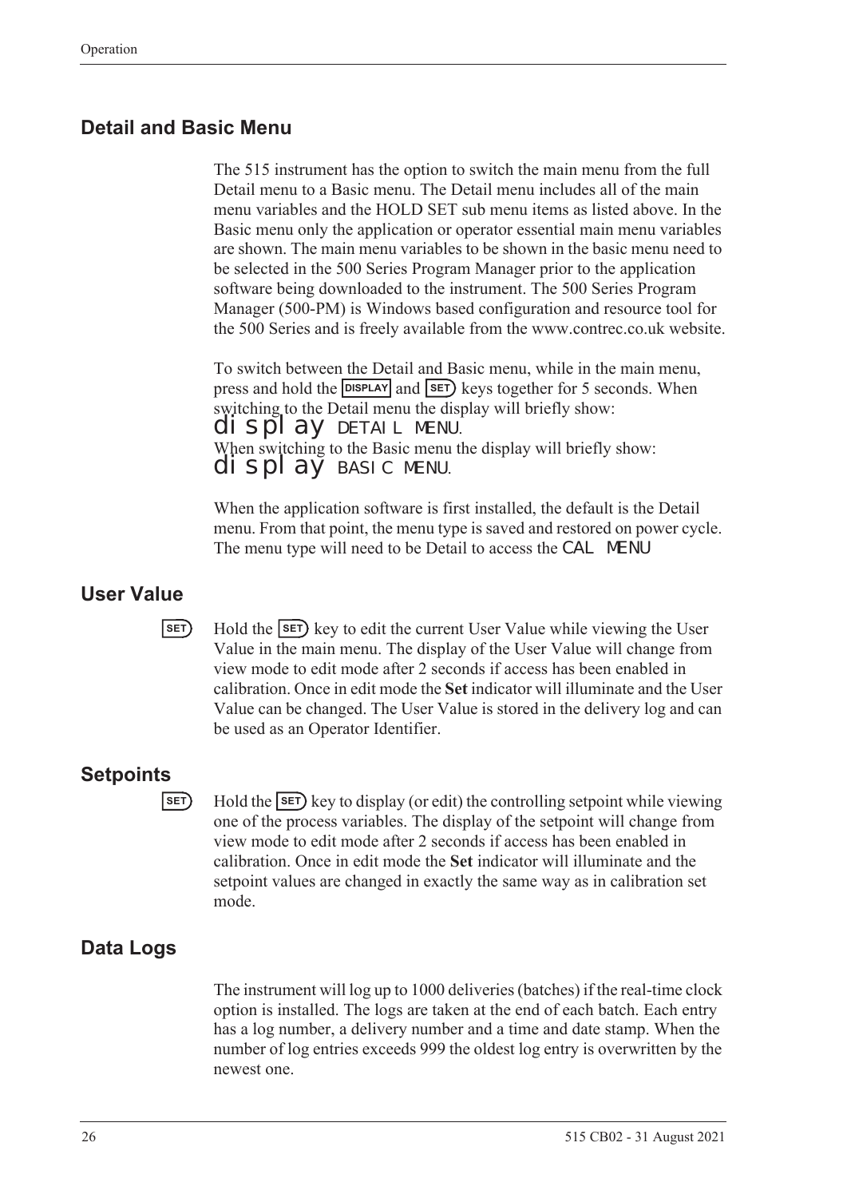## Detail and Basic Menu

The 515 instrument has the option to switch the main menu from the full Detail menu to a Basic menu. The Detail menu includes all of the main menu variables and the HOLD SET sub menu items as listed above. In the Basic menu only the application or operator essential main menu variables are shown. The main menu variables to be shown in the basic menu need to be selected in the 500 Series Program Manager prior to the application software being downloaded to the instrument. The 500 Series Program Manager (500-PM) is Windows based configuration and resource tool for the 500 Series and is freely available from the www.contrec.co.uk website.

To switch between the Detail and Basic menu, while in the main menu, press and hold the DISPLAY and SET keys together for 5 seconds. When switching to the Detail menu the display will briefly show:
display DETAIL MENU.
When switching to the Basic menu the display will briefly show:
display BASIC MENU.

When the application software is first installed, the default is the Detail menu. From that point, the menu type is saved and restored on power cycle. The menu type will need to be Detail to access the CAL MENU

## User Value

SET Hold the SET key to edit the current User Value while viewing the User Value in the main menu. The display of the User Value will change from view mode to edit mode after 2 seconds if access has been enabled in calibration. Once in edit mode the **Set** indicator will illuminate and the User Value can be changed. The User Value is stored in the delivery log and can be used as an Operator Identifier.

## Setpoints

SET Hold the SET key to display (or edit) the controlling setpoint while viewing one of the process variables. The display of the setpoint will change from view mode to edit mode after 2 seconds if access has been enabled in calibration. Once in edit mode the **Set** indicator will illuminate and the setpoint values are changed in exactly the same way as in calibration set mode.

## Data Logs

The instrument will log up to 1000 deliveries (batches) if the real-time clock option is installed. The logs are taken at the end of each batch. Each entry has a log number, a delivery number and a time and date stamp. When the number of log entries exceeds 999 the oldest log entry is overwritten by the newest one.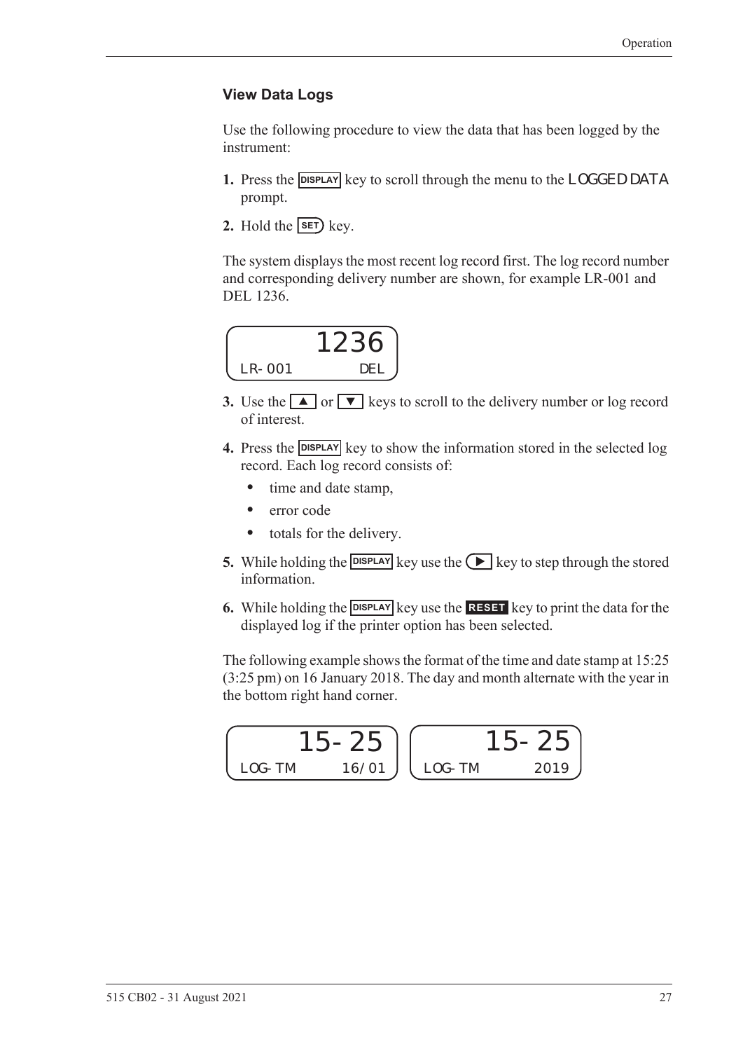### View Data Logs

Use the following procedure to view the data that has been logged by the instrument:

1. Press the DISPLAY key to scroll through the menu to the LOGGED DATA prompt.
2. Hold the SET key.

The system displays the most recent log record first. The log record number and corresponding delivery number are shown, for example LR-001 and DEL 1236.

```
        1236
LR-001       DEL
```

3. Use the ▲ or ▼ keys to scroll to the delivery number or log record of interest.
4. Press the DISPLAY key to show the information stored in the selected log record. Each log record consists of:
   - time and date stamp,
   - error code
   - totals for the delivery.
5. While holding the DISPLAY key use the ▶ key to step through the stored information.
6. While holding the DISPLAY key use the RESET key to print the data for the displayed log if the printer option has been selected.

The following example shows the format of the time and date stamp at 15:25 (3:25 pm) on 16 January 2018. The day and month alternate with the year in the bottom right hand corner.

```
       15-25            15-25
LOG-TM     16/01   LOG-TM     2019
```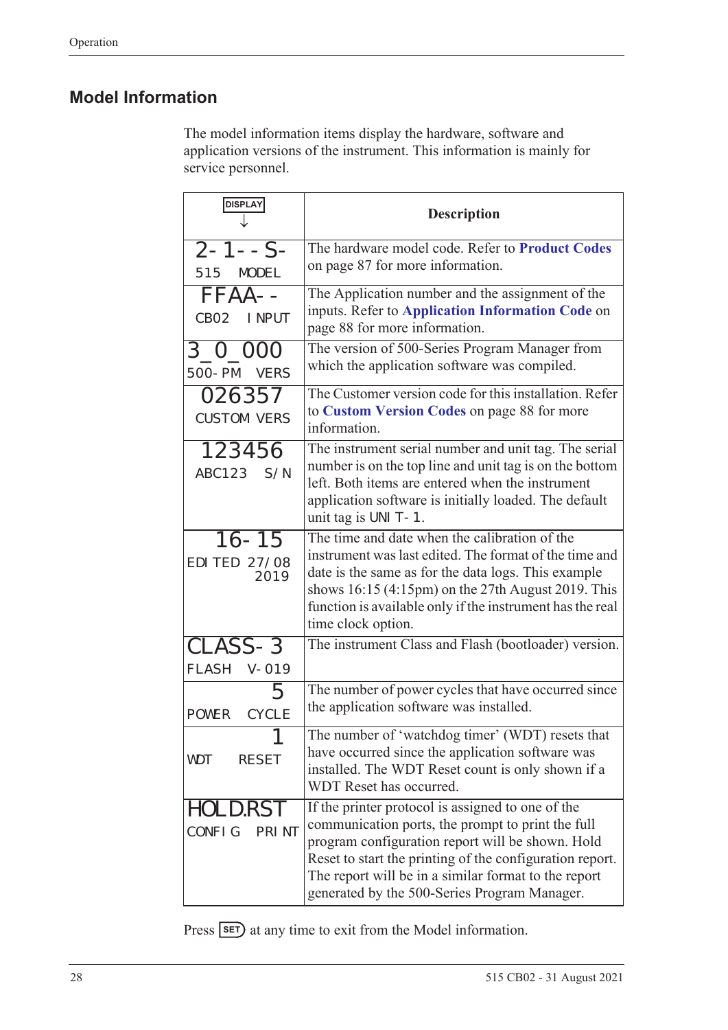## Model Information

The model information items display the hardware, software and application versions of the instrument. This information is mainly for service personnel.

| DISPLAY ↓ | Description |
|---|---|
| 2-1--S- 515 MODEL | The hardware model code. Refer to **Product Codes** on page 87 for more information. |
| FFAA-- CB02 INPUT | The Application number and the assignment of the inputs. Refer to **Application Information Code** on page 88 for more information. |
| 3_0_000 500-PM VERS | The version of 500-Series Program Manager from which the application software was compiled. |
| 026357 CUSTOM VERS | The Customer version code for this installation. Refer to **Custom Version Codes** on page 88 for more information. |
| 123456 ABC123 S/N | The instrument serial number and unit tag. The serial number is on the top line and unit tag is on the bottom left. Both items are entered when the instrument application software is initially loaded. The default unit tag is UNIT-1. |
| 16-15 EDITED 27/08 2019 | The time and date when the calibration of the instrument was last edited. The format of the time and date is the same as for the data logs. This example shows 16:15 (4:15pm) on the 27th August 2019. This function is available only if the instrument has the real time clock option. |
| CLASS-3 FLASH V-019 | The instrument Class and Flash (bootloader) version. |
| 5 POWER CYCLE | The number of power cycles that have occurred since the application software was installed. |
| 1 WDT RESET | The number of 'watchdog timer' (WDT) resets that have occurred since the application software was installed. The WDT Reset count is only shown if a WDT Reset has occurred. |
| HOLD.RST CONFIG PRINT | If the printer protocol is assigned to one of the communication ports, the prompt to print the full program configuration report will be shown. Hold Reset to start the printing of the configuration report. The report will be in a similar format to the report generated by the 500-Series Program Manager. |

Press SET at any time to exit from the Model information.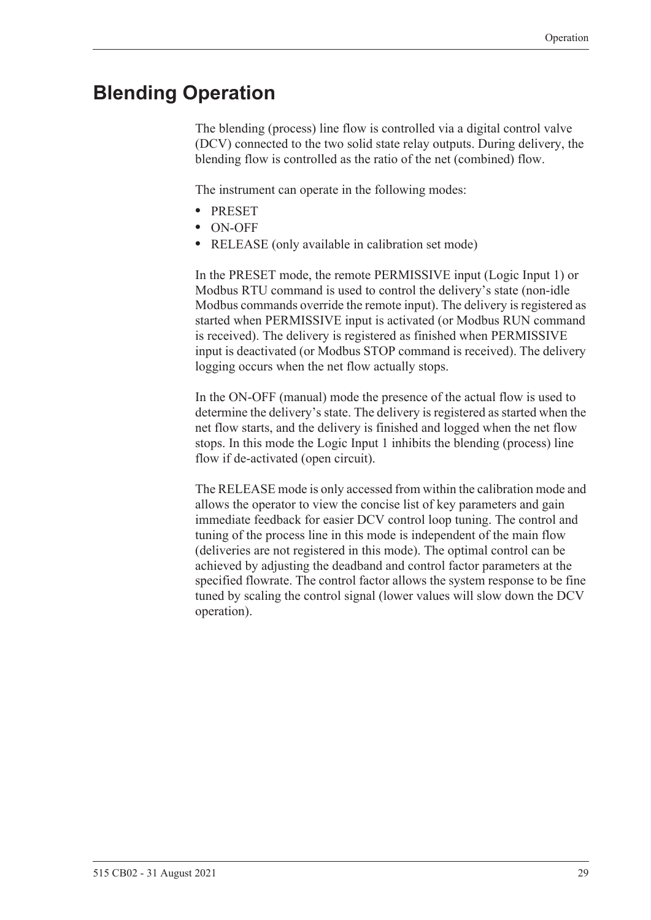# Blending Operation

The blending (process) line flow is controlled via a digital control valve (DCV) connected to the two solid state relay outputs. During delivery, the blending flow is controlled as the ratio of the net (combined) flow.

The instrument can operate in the following modes:

- PRESET
- ON-OFF
- RELEASE (only available in calibration set mode)

In the PRESET mode, the remote PERMISSIVE input (Logic Input 1) or Modbus RTU command is used to control the delivery's state (non-idle Modbus commands override the remote input). The delivery is registered as started when PERMISSIVE input is activated (or Modbus RUN command is received). The delivery is registered as finished when PERMISSIVE input is deactivated (or Modbus STOP command is received). The delivery logging occurs when the net flow actually stops.

In the ON-OFF (manual) mode the presence of the actual flow is used to determine the delivery's state. The delivery is registered as started when the net flow starts, and the delivery is finished and logged when the net flow stops. In this mode the Logic Input 1 inhibits the blending (process) line flow if de-activated (open circuit).

The RELEASE mode is only accessed from within the calibration mode and allows the operator to view the concise list of key parameters and gain immediate feedback for easier DCV control loop tuning. The control and tuning of the process line in this mode is independent of the main flow (deliveries are not registered in this mode). The optimal control can be achieved by adjusting the deadband and control factor parameters at the specified flowrate. The control factor allows the system response to be fine tuned by scaling the control signal (lower values will slow down the DCV operation).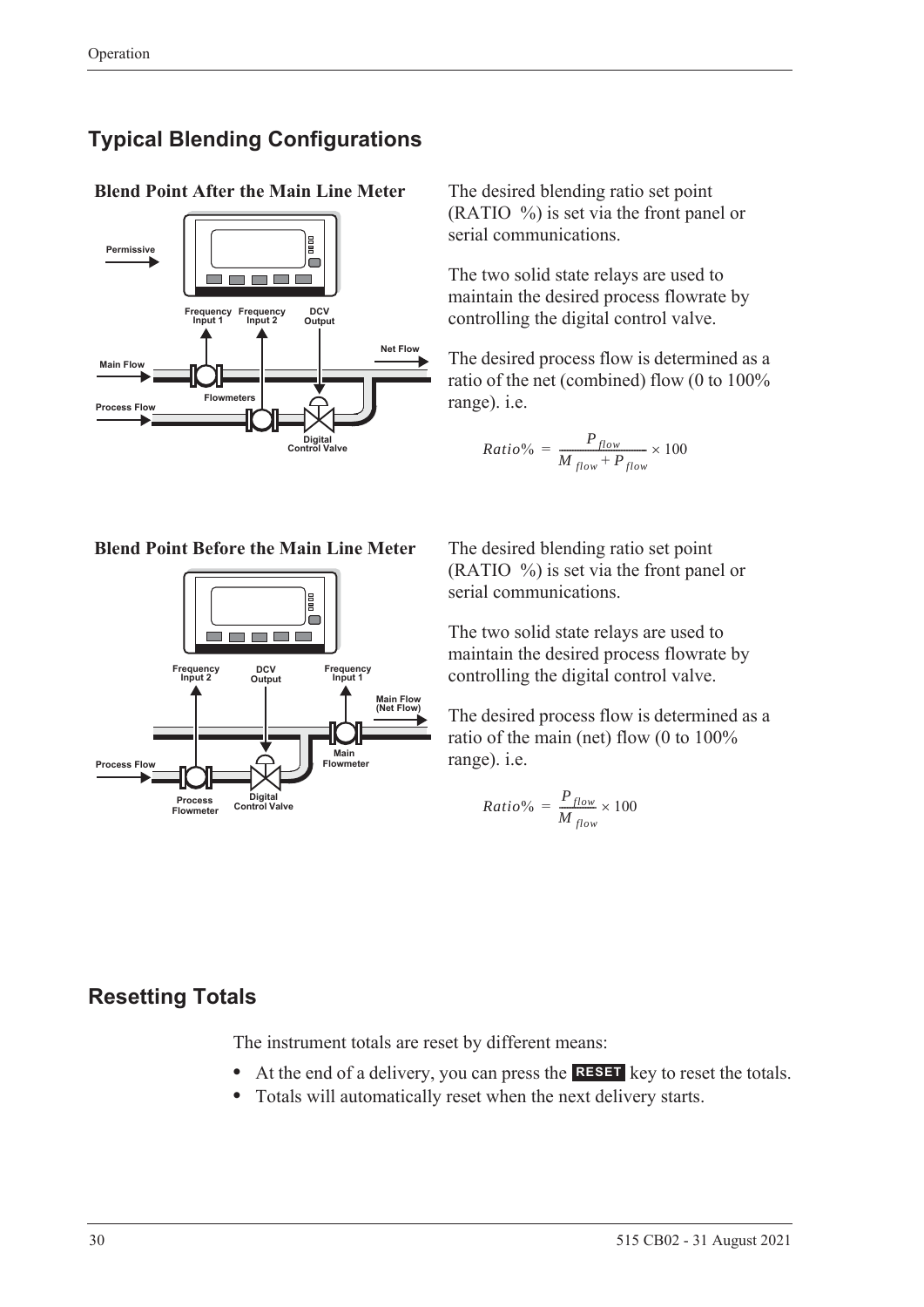## Typical Blending Configurations

### Blend Point After the Main Line Meter

The desired blending ratio set point (RATIO %) is set via the front panel or serial communications.

The two solid state relays are used to maintain the desired process flowrate by controlling the digital control valve.

The desired process flow is determined as a ratio of the net (combined) flow (0 to 100% range). i.e.

$$Ratio\% = \frac{P_{flow}}{M_{flow} + P_{flow}} \times 100$$

### Blend Point Before the Main Line Meter

The desired blending ratio set point (RATIO %) is set via the front panel or serial communications.

The two solid state relays are used to maintain the desired process flowrate by controlling the digital control valve.

The desired process flow is determined as a ratio of the main (net) flow (0 to 100% range). i.e.

$$Ratio\% = \frac{P_{flow}}{M_{flow}} \times 100$$

## Resetting Totals

The instrument totals are reset by different means:

- At the end of a delivery, you can press the **RESET** key to reset the totals.
- Totals will automatically reset when the next delivery starts.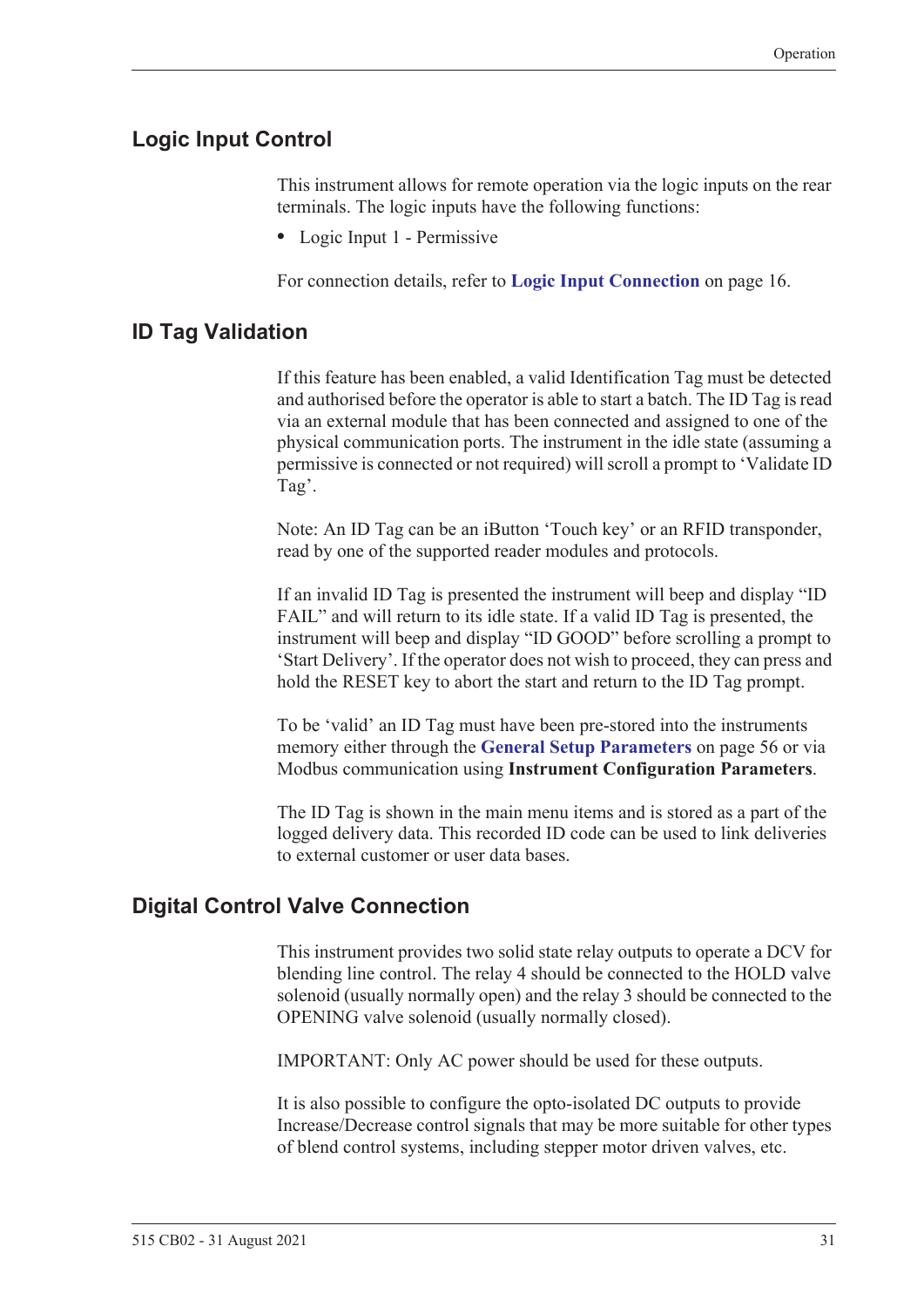## Logic Input Control

This instrument allows for remote operation via the logic inputs on the rear terminals. The logic inputs have the following functions:

- Logic Input 1 - Permissive

For connection details, refer to **Logic Input Connection** on page 16.

## ID Tag Validation

If this feature has been enabled, a valid Identification Tag must be detected and authorised before the operator is able to start a batch. The ID Tag is read via an external module that has been connected and assigned to one of the physical communication ports. The instrument in the idle state (assuming a permissive is connected or not required) will scroll a prompt to 'Validate ID Tag'.

Note: An ID Tag can be an iButton 'Touch key' or an RFID transponder, read by one of the supported reader modules and protocols.

If an invalid ID Tag is presented the instrument will beep and display "ID FAIL" and will return to its idle state. If a valid ID Tag is presented, the instrument will beep and display "ID GOOD" before scrolling a prompt to 'Start Delivery'. If the operator does not wish to proceed, they can press and hold the RESET key to abort the start and return to the ID Tag prompt.

To be 'valid' an ID Tag must have been pre-stored into the instruments memory either through the **General Setup Parameters** on page 56 or via Modbus communication using **Instrument Configuration Parameters**.

The ID Tag is shown in the main menu items and is stored as a part of the logged delivery data. This recorded ID code can be used to link deliveries to external customer or user data bases.

## Digital Control Valve Connection

This instrument provides two solid state relay outputs to operate a DCV for blending line control. The relay 4 should be connected to the HOLD valve solenoid (usually normally open) and the relay 3 should be connected to the OPENING valve solenoid (usually normally closed).

IMPORTANT: Only AC power should be used for these outputs.

It is also possible to configure the opto-isolated DC outputs to provide Increase/Decrease control signals that may be more suitable for other types of blend control systems, including stepper motor driven valves, etc.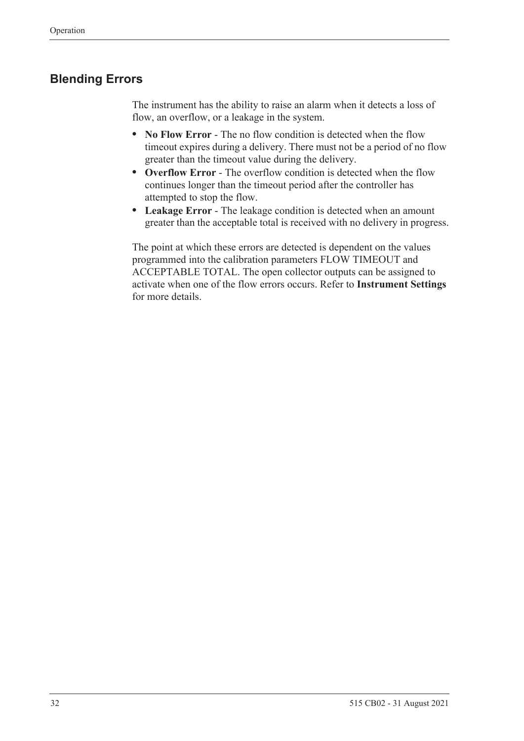## Blending Errors

The instrument has the ability to raise an alarm when it detects a loss of flow, an overflow, or a leakage in the system.

- **No Flow Error** - The no flow condition is detected when the flow timeout expires during a delivery. There must not be a period of no flow greater than the timeout value during the delivery.
- **Overflow Error** - The overflow condition is detected when the flow continues longer than the timeout period after the controller has attempted to stop the flow.
- **Leakage Error** - The leakage condition is detected when an amount greater than the acceptable total is received with no delivery in progress.

The point at which these errors are detected is dependent on the values programmed into the calibration parameters FLOW TIMEOUT and ACCEPTABLE TOTAL. The open collector outputs can be assigned to activate when one of the flow errors occurs. Refer to **Instrument Settings** for more details.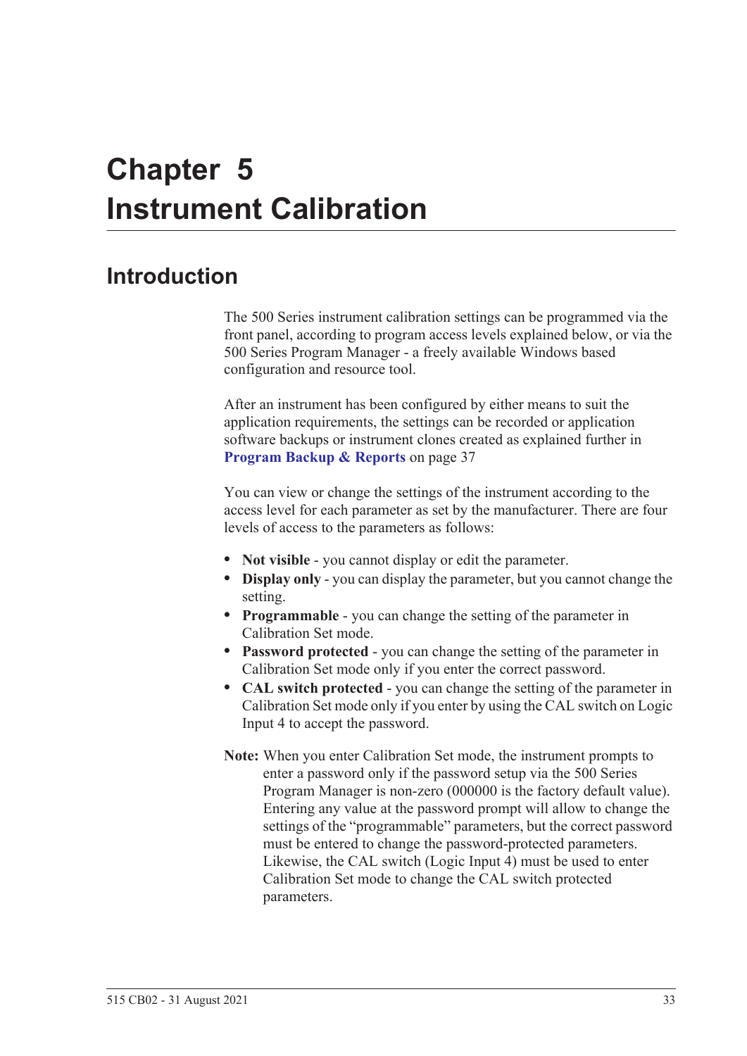# Chapter 5 Instrument Calibration

## Introduction

The 500 Series instrument calibration settings can be programmed via the front panel, according to program access levels explained below, or via the 500 Series Program Manager - a freely available Windows based configuration and resource tool.

After an instrument has been configured by either means to suit the application requirements, the settings can be recorded or application software backups or instrument clones created as explained further in **Program Backup & Reports** on page 37

You can view or change the settings of the instrument according to the access level for each parameter as set by the manufacturer. There are four levels of access to the parameters as follows:

- **Not visible** - you cannot display or edit the parameter.
- **Display only** - you can display the parameter, but you cannot change the setting.
- **Programmable** - you can change the setting of the parameter in Calibration Set mode.
- **Password protected** - you can change the setting of the parameter in Calibration Set mode only if you enter the correct password.
- **CAL switch protected** - you can change the setting of the parameter in Calibration Set mode only if you enter by using the CAL switch on Logic Input 4 to accept the password.

**Note:** When you enter Calibration Set mode, the instrument prompts to enter a password only if the password setup via the 500 Series Program Manager is non-zero (000000 is the factory default value). Entering any value at the password prompt will allow to change the settings of the "programmable" parameters, but the correct password must be entered to change the password-protected parameters. Likewise, the CAL switch (Logic Input 4) must be used to enter Calibration Set mode to change the CAL switch protected parameters.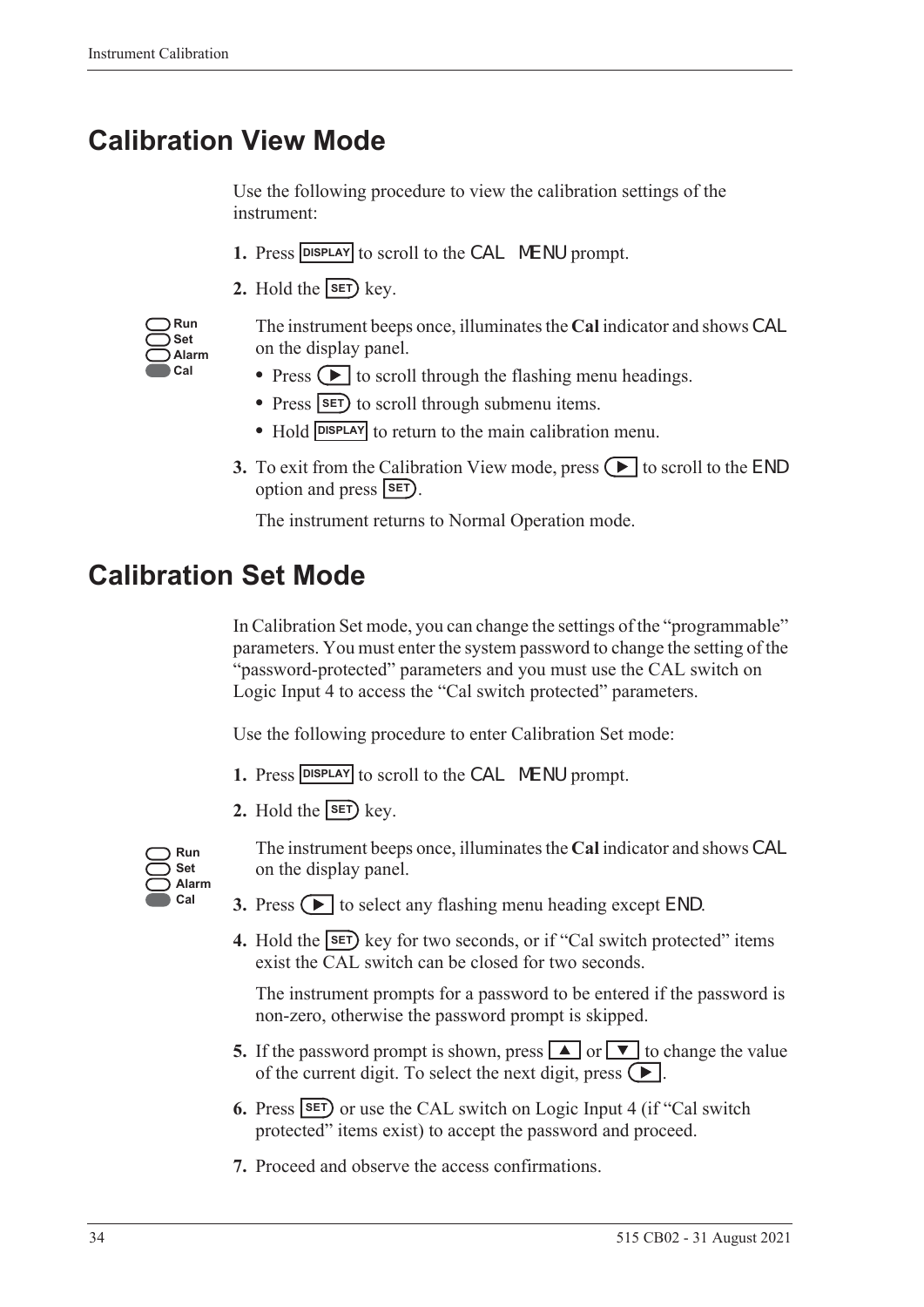# Calibration View Mode

Use the following procedure to view the calibration settings of the instrument:

1. Press DISPLAY to scroll to the CAL MENU prompt.
2. Hold the SET key.

Run
Set
Alarm
Cal

The instrument beeps once, illuminates the **Cal** indicator and shows CAL on the display panel.

- Press ▶ to scroll through the flashing menu headings.
- Press SET to scroll through submenu items.
- Hold DISPLAY to return to the main calibration menu.

3. To exit from the Calibration View mode, press ▶ to scroll to the END option and press SET.

The instrument returns to Normal Operation mode.

# Calibration Set Mode

In Calibration Set mode, you can change the settings of the "programmable" parameters. You must enter the system password to change the setting of the "password-protected" parameters and you must use the CAL switch on Logic Input 4 to access the "Cal switch protected" parameters.

Use the following procedure to enter Calibration Set mode:

1. Press DISPLAY to scroll to the CAL MENU prompt.
2. Hold the SET key.

Run
Set
Alarm
Cal

The instrument beeps once, illuminates the **Cal** indicator and shows CAL on the display panel.

3. Press ▶ to select any flashing menu heading except END.
4. Hold the SET key for two seconds, or if "Cal switch protected" items exist the CAL switch can be closed for two seconds.

The instrument prompts for a password to be entered if the password is non-zero, otherwise the password prompt is skipped.

5. If the password prompt is shown, press ▲ or ▼ to change the value of the current digit. To select the next digit, press ▶.
6. Press SET or use the CAL switch on Logic Input 4 (if "Cal switch protected" items exist) to accept the password and proceed.
7. Proceed and observe the access confirmations.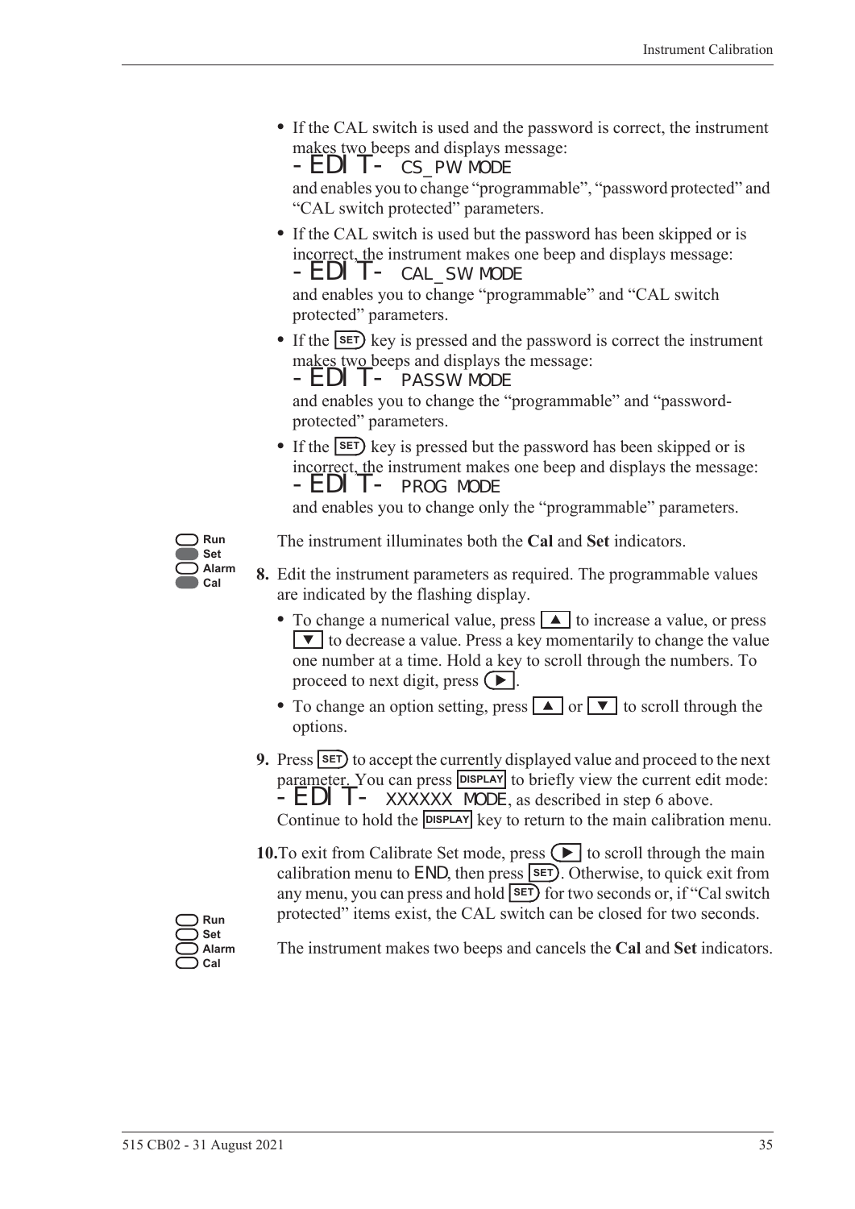- If the CAL switch is used and the password is correct, the instrument makes two beeps and displays message:
  -EDIT- CS_PW MODE
  and enables you to change "programmable", "password protected" and "CAL switch protected" parameters.
- If the CAL switch is used but the password has been skipped or is incorrect, the instrument makes one beep and displays message:
  -EDIT- CAL_SW MODE
  and enables you to change "programmable" and "CAL switch protected" parameters.
- If the SET key is pressed and the password is correct the instrument makes two beeps and displays the message:
  -EDIT- PASSW MODE
  and enables you to change the "programmable" and "password-protected" parameters.
- If the SET key is pressed but the password has been skipped or is incorrect, the instrument makes one beep and displays the message:
  -EDIT- PROG MODE
  and enables you to change only the "programmable" parameters.

Run
Set
Alarm
Cal

The instrument illuminates both the **Cal** and **Set** indicators.

**8.** Edit the instrument parameters as required. The programmable values are indicated by the flashing display.

- To change a numerical value, press ▲ to increase a value, or press ▼ to decrease a value. Press a key momentarily to change the value one number at a time. Hold a key to scroll through the numbers. To proceed to next digit, press ▶.
- To change an option setting, press ▲ or ▼ to scroll through the options.

**9.** Press SET to accept the currently displayed value and proceed to the next parameter. You can press DISPLAY to briefly view the current edit mode: -EDIT- XXXXXX MODE, as described in step 6 above. Continue to hold the DISPLAY key to return to the main calibration menu.

**10.** To exit from Calibrate Set mode, press ▶ to scroll through the main calibration menu to END, then press SET. Otherwise, to quick exit from any menu, you can press and hold SET for two seconds or, if "Cal switch protected" items exist, the CAL switch can be closed for two seconds.

Run
Set
Alarm
Cal

The instrument makes two beeps and cancels the **Cal** and **Set** indicators.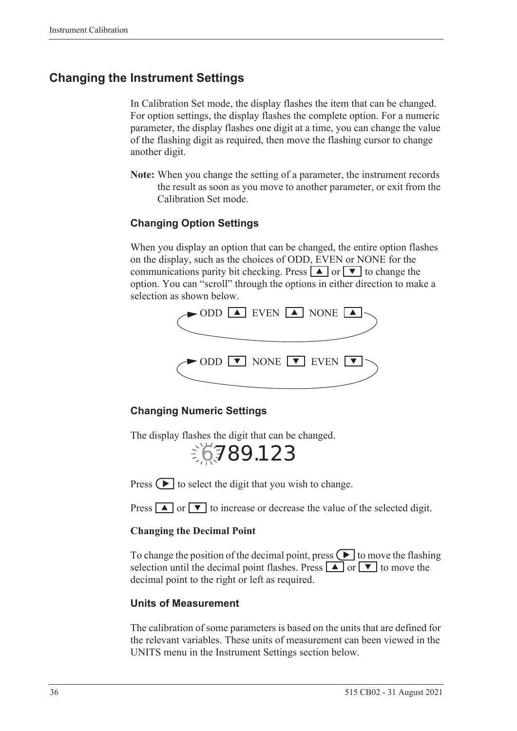## Changing the Instrument Settings

In Calibration Set mode, the display flashes the item that can be changed. For option settings, the display flashes the complete option. For a numeric parameter, the display flashes one digit at a time, you can change the value of the flashing digit as required, then move the flashing cursor to change another digit.

**Note:** When you change the setting of a parameter, the instrument records the result as soon as you move to another parameter, or exit from the Calibration Set mode.

### Changing Option Settings

When you display an option that can be changed, the entire option flashes on the display, such as the choices of ODD, EVEN or NONE for the communications parity bit checking. Press ▲ or ▼ to change the option. You can “scroll” through the options in either direction to make a selection as shown below.

ODD ▲ EVEN ▲ NONE ▲

ODD ▼ NONE ▼ EVEN ▼

### Changing Numeric Settings

The display flashes the digit that can be changed.

6789.123

Press ▶ to select the digit that you wish to change.

Press ▲ or ▼ to increase or decrease the value of the selected digit.

**Changing the Decimal Point**

To change the position of the decimal point, press ▶ to move the flashing selection until the decimal point flashes. Press ▲ or ▼ to move the decimal point to the right or left as required.

### Units of Measurement

The calibration of some parameters is based on the units that are defined for the relevant variables. These units of measurement can been viewed in the UNITS menu in the Instrument Settings section below.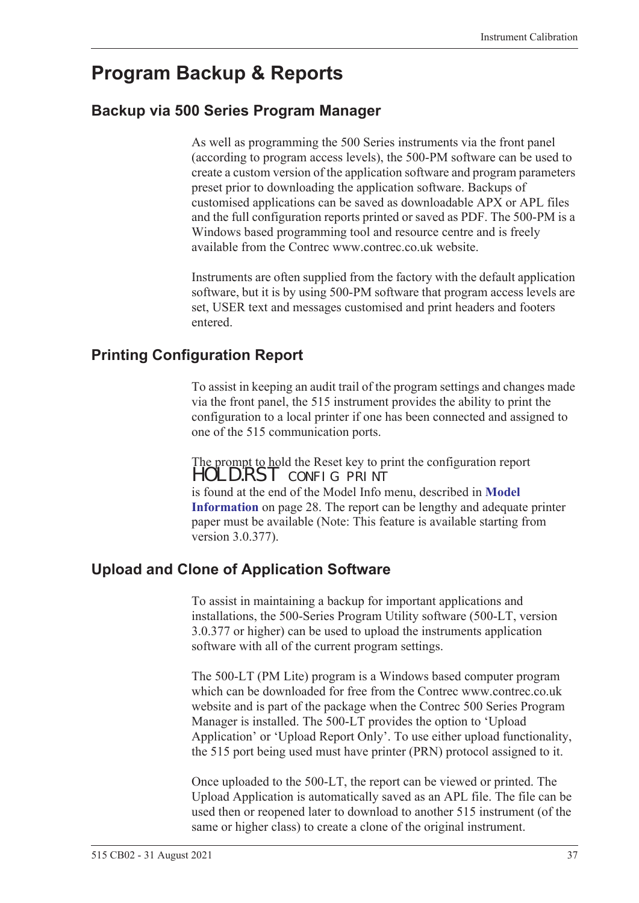# Program Backup & Reports

## Backup via 500 Series Program Manager

As well as programming the 500 Series instruments via the front panel (according to program access levels), the 500-PM software can be used to create a custom version of the application software and program parameters preset prior to downloading the application software. Backups of customised applications can be saved as downloadable APX or APL files and the full configuration reports printed or saved as PDF. The 500-PM is a Windows based programming tool and resource centre and is freely available from the Contrec www.contrec.co.uk website.

Instruments are often supplied from the factory with the default application software, but it is by using 500-PM software that program access levels are set, USER text and messages customised and print headers and footers entered.

## Printing Configuration Report

To assist in keeping an audit trail of the program settings and changes made via the front panel, the 515 instrument provides the ability to print the configuration to a local printer if one has been connected and assigned to one of the 515 communication ports.

The prompt to hold the Reset key to print the configuration report

HOLD.RST CONFIG PRINT

is found at the end of the Model Info menu, described in **Model Information** on page 28. The report can be lengthy and adequate printer paper must be available (Note: This feature is available starting from version 3.0.377).

## Upload and Clone of Application Software

To assist in maintaining a backup for important applications and installations, the 500-Series Program Utility software (500-LT, version 3.0.377 or higher) can be used to upload the instruments application software with all of the current program settings.

The 500-LT (PM Lite) program is a Windows based computer program which can be downloaded for free from the Contrec www.contrec.co.uk website and is part of the package when the Contrec 500 Series Program Manager is installed. The 500-LT provides the option to 'Upload Application' or 'Upload Report Only'. To use either upload functionality, the 515 port being used must have printer (PRN) protocol assigned to it.

Once uploaded to the 500-LT, the report can be viewed or printed. The Upload Application is automatically saved as an APL file. The file can be used then or reopened later to download to another 515 instrument (of the same or higher class) to create a clone of the original instrument.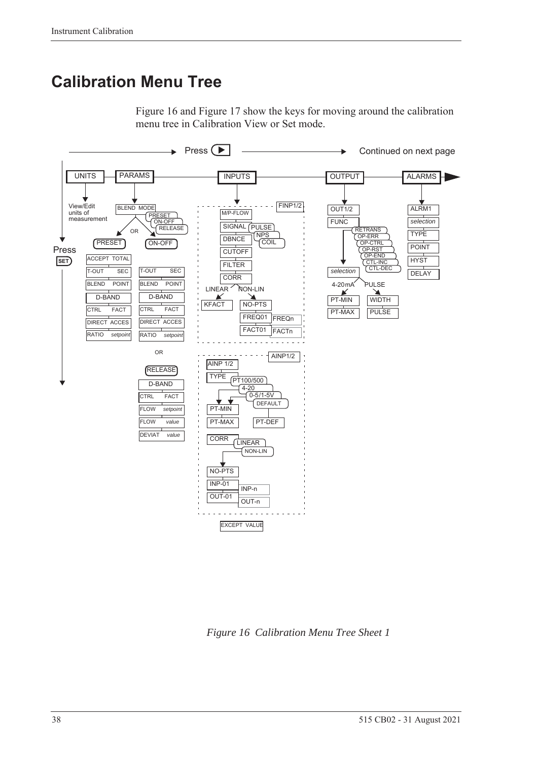# Calibration Menu Tree

Figure 16 and Figure 17 show the keys for moving around the calibration menu tree in Calibration View or Set mode.

Press ▶ Continued on next page

UNITS — View/Edit units of measurement

PARAMS — BLEND MODE (PRESET / ON-OFF / RELEASE)

- PRESET: ACCEPT TOTAL, T-OUT SEC, BLEND POINT, D-BAND, CTRL FACT, DIRECT ACCES, RATIO *setpoint*
- ON-OFF: T-OUT SEC, BLEND POINT, D-BAND, CTRL FACT, DIRECT ACCES, RATIO *setpoint*
- RELEASE: D-BAND, CTRL FACT, FLOW *setpoint*, FLOW *value*, DEVIAT *value*

INPUTS

- FINP1/2: M/P-FLOW, SIGNAL (PULSE / NPS / COIL), DBNCE, CUTOFF, FILTER, CORR (LINEAR: KFACT; NON-LIN: NO-PTS, FREQ01 … FREQn, FACT01 … FACTn)
- AINP1/2: AINP 1/2, TYPE (PT100/500 / 4-20 / 0-5/1-5V / DEFAULT), PT-MIN, PT-MAX, PT-DEF, CORR (LINEAR / NON-LIN), NO-PTS, INP-01 … INP-n, OUT-01 … OUT-n
- EXCEPT VALUE

OUTPUT — OUT1/2, FUNC (RETRANS / OP-ERR / OP-CTRL / OP-RST / OP-END / CTL-INC / CTL-DEC), *selection*

- 4-20mA: PT-MIN, PT-MAX
- PULSE: WIDTH, PULSE

ALARMS — ALRM1, *selection*, TYPE, POINT, HYST, DELAY

Press SET

*Figure 16 Calibration Menu Tree Sheet 1*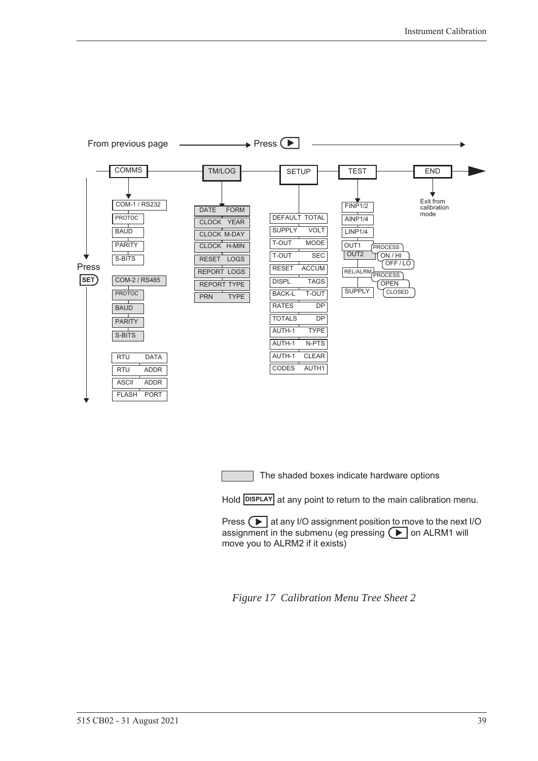From previous page → Press ▶

COMMS → TM/LOG → SETUP → TEST → END

**COMMS** (Press SET to move down):
- COM-1 / RS232
  - PROTOC
  - BAUD
  - PARITY
  - S-BITS
- COM-2 / RS485
  - PROTOC
  - BAUD
  - PARITY
  - S-BITS
- RTU DATA
- RTU ADDR
- ASCII ADDR
- FLASH PORT

**TM/LOG**:
- DATE FORM
- CLOCK YEAR
- CLOCK M-DAY
- CLOCK H-MIN
- RESET LOGS
- REPORT LOGS
- REPORT TYPE
- PRN TYPE

**SETUP**:
- DEFAULT TOTAL
- SUPPLY VOLT
- T-OUT MODE
- T-OUT SEC
- RESET ACCUM
- DISPL TAGS
- BACK-L T-OUT
- RATES DP
- TOTALS DP
- AUTH-1 TYPE
- AUTH-1 N-PTS
- AUTH-1 CLEAR
- CODES AUTH1

**TEST**:
- FINP1/2
- AINP1/4
- LINP1/4
- OUT1 / OUT2 → PROCESS / ON / HI / OFF / LO
- REL/ALRM → PROCESS / OPEN / CLOSED
- SUPPLY

**END**: Exit from calibration mode

The shaded boxes indicate hardware options

Hold DISPLAY at any point to return to the main calibration menu.

Press ▶ at any I/O assignment position to move to the next I/O assignment in the submenu (eg pressing ▶ on ALRM1 will move you to ALRM2 if it exists)

*Figure 17 Calibration Menu Tree Sheet 2*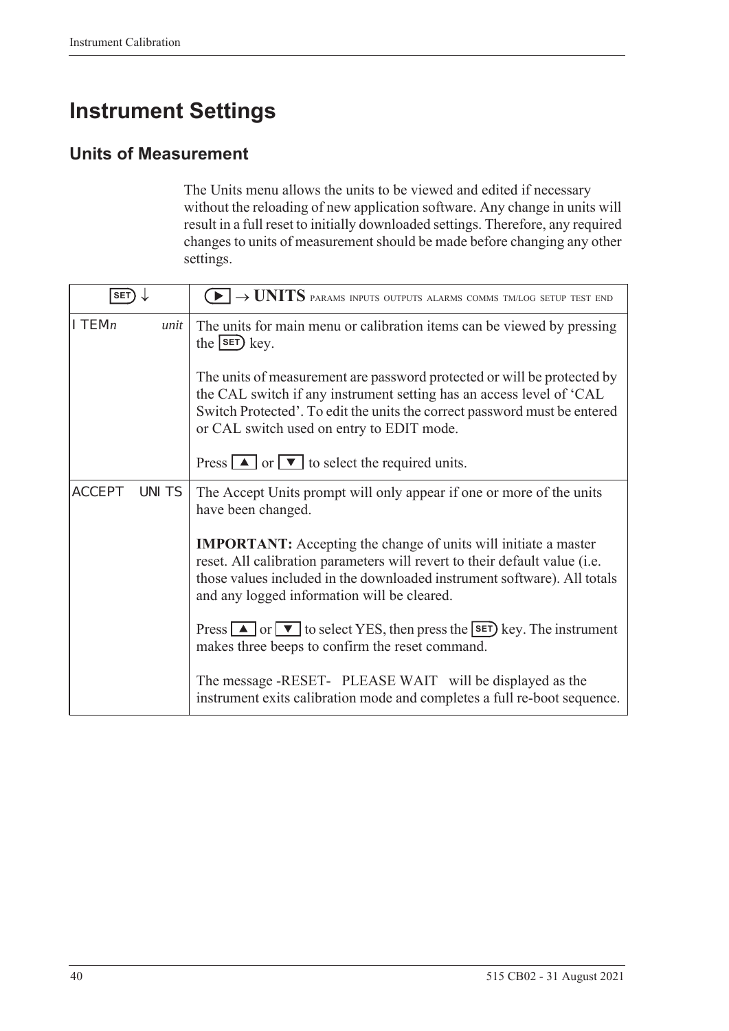# Instrument Settings

## Units of Measurement

The Units menu allows the units to be viewed and edited if necessary without the reloading of new application software. Any change in units will result in a full reset to initially downloaded settings. Therefore, any required changes to units of measurement should be made before changing any other settings.

| SET ↓ | ▶ → UNITS PARAMS INPUTS OUTPUTS ALARMS COMMS TM/LOG SETUP TEST END |
|---|---|
| ITEM*n* *unit* | The units for main menu or calibration items can be viewed by pressing the SET key.<br><br>The units of measurement are password protected or will be protected by the CAL switch if any instrument setting has an access level of 'CAL Switch Protected'. To edit the units the correct password must be entered or CAL switch used on entry to EDIT mode.<br><br>Press ▲ or ▼ to select the required units. |
| ACCEPT UNITS | The Accept Units prompt will only appear if one or more of the units have been changed.<br><br>**IMPORTANT:** Accepting the change of units will initiate a master reset. All calibration parameters will revert to their default value (i.e. those values included in the downloaded instrument software). All totals and any logged information will be cleared.<br><br>Press ▲ or ▼ to select YES, then press the SET key. The instrument makes three beeps to confirm the reset command.<br><br>The message -RESET- PLEASE WAIT will be displayed as the instrument exits calibration mode and completes a full re-boot sequence. |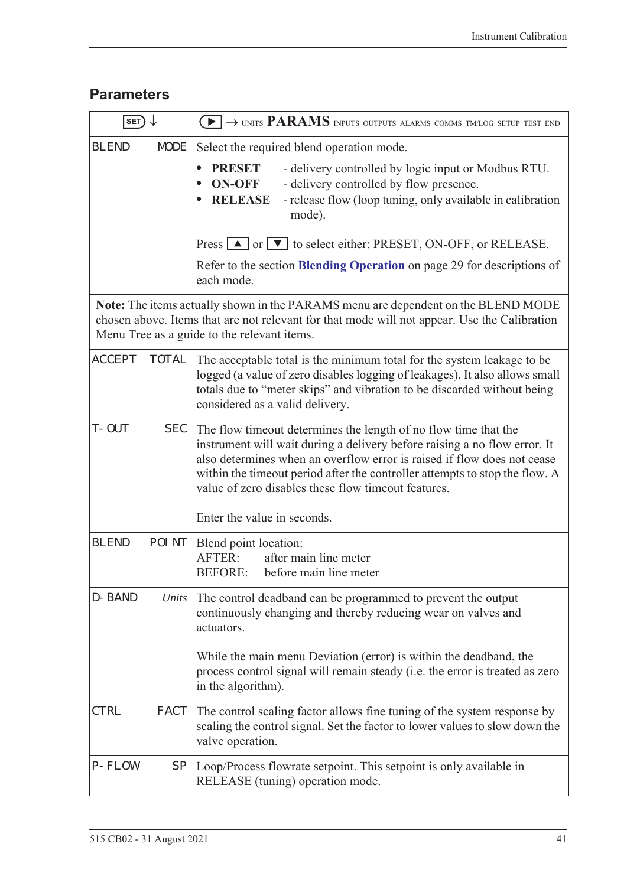## Parameters

| SET ↓ | ▶ → UNITS **PARAMS** INPUTS OUTPUTS ALARMS COMMS TM/LOG SETUP TEST END |
|---|---|
| BLEND MODE | Select the required blend operation mode.<br>• **PRESET** - delivery controlled by logic input or Modbus RTU.<br>• **ON-OFF** - delivery controlled by flow presence.<br>• **RELEASE** - release flow (loop tuning, only available in calibration mode).<br><br>Press ▲ or ▼ to select either: PRESET, ON-OFF, or RELEASE.<br><br>Refer to the section **Blending Operation** on page 29 for descriptions of each mode. |
| **Note:** The items actually shown in the PARAMS menu are dependent on the BLEND MODE chosen above. Items that are not relevant for that mode will not appear. Use the Calibration Menu Tree as a guide to the relevant items. | |
| ACCEPT TOTAL | The acceptable total is the minimum total for the system leakage to be logged (a value of zero disables logging of leakages). It also allows small totals due to "meter skips" and vibration to be discarded without being considered as a valid delivery. |
| T-OUT SEC | The flow timeout determines the length of no flow time that the instrument will wait during a delivery before raising a no flow error. It also determines when an overflow error is raised if flow does not cease within the timeout period after the controller attempts to stop the flow. A value of zero disables these flow timeout features.<br><br>Enter the value in seconds. |
| BLEND POINT | Blend point location:<br>AFTER: after main line meter<br>BEFORE: before main line meter |
| D-BAND *Units* | The control deadband can be programmed to prevent the output continuously changing and thereby reducing wear on valves and actuators.<br><br>While the main menu Deviation (error) is within the deadband, the process control signal will remain steady (i.e. the error is treated as zero in the algorithm). |
| CTRL FACT | The control scaling factor allows fine tuning of the system response by scaling the control signal. Set the factor to lower values to slow down the valve operation. |
| P-FLOW SP | Loop/Process flowrate setpoint. This setpoint is only available in RELEASE (tuning) operation mode. |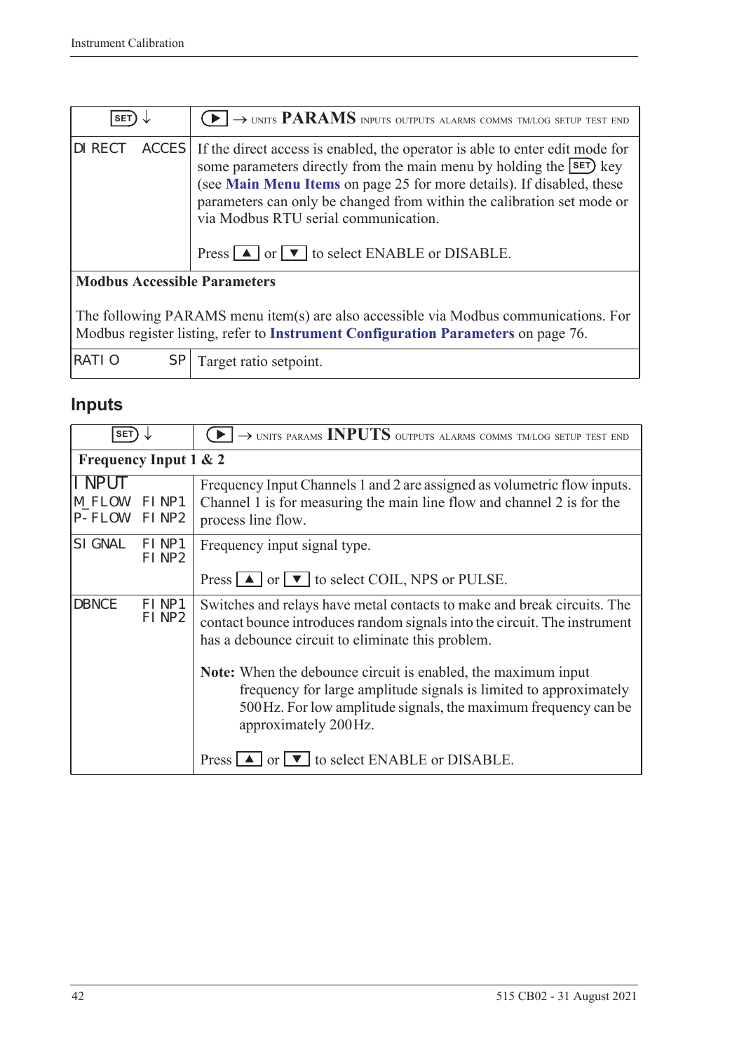| SET ↓ | ▶ → UNITS **PARAMS** INPUTS OUTPUTS ALARMS COMMS TM/LOG SETUP TEST END |
|---|---|
| DIRECT ACCES | If the direct access is enabled, the operator is able to enter edit mode for some parameters directly from the main menu by holding the SET key (see **Main Menu Items** on page 25 for more details). If disabled, these parameters can only be changed from within the calibration set mode or via Modbus RTU serial communication.<br><br>Press ▲ or ▼ to select ENABLE or DISABLE. |
| **Modbus Accessible Parameters**<br><br>The following PARAMS menu item(s) are also accessible via Modbus communications. For Modbus register listing, refer to **Instrument Configuration Parameters** on page 76. | |
| RATIO SP | Target ratio setpoint. |

## Inputs

| SET ↓ | ▶ → UNITS PARAMS **INPUTS** OUTPUTS ALARMS COMMS TM/LOG SETUP TEST END |
|---|---|
| **Frequency Input 1 & 2** | |
| INPUT<br>M_FLOW FINP1<br>P-FLOW FINP2 | Frequency Input Channels 1 and 2 are assigned as volumetric flow inputs. Channel 1 is for measuring the main line flow and channel 2 is for the process line flow. |
| SIGNAL FINP1<br>FINP2 | Frequency input signal type.<br><br>Press ▲ or ▼ to select COIL, NPS or PULSE. |
| DBNCE FINP1<br>FINP2 | Switches and relays have metal contacts to make and break circuits. The contact bounce introduces random signals into the circuit. The instrument has a debounce circuit to eliminate this problem.<br><br>**Note:** When the debounce circuit is enabled, the maximum input frequency for large amplitude signals is limited to approximately 500 Hz. For low amplitude signals, the maximum frequency can be approximately 200 Hz.<br><br>Press ▲ or ▼ to select ENABLE or DISABLE. |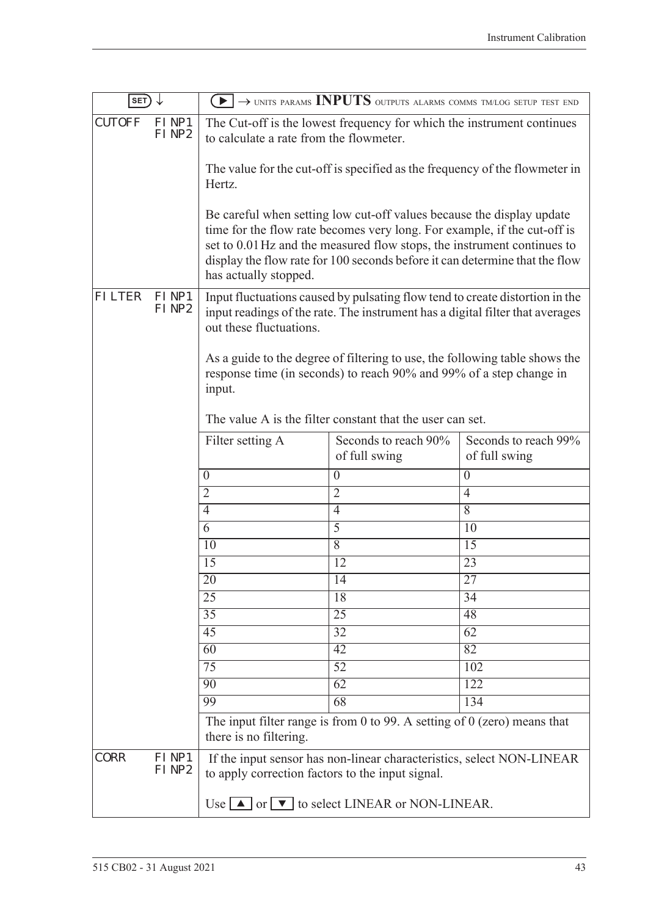| SET ↓ | | ▶ → UNITS PARAMS **INPUTS** OUTPUTS ALARMS COMMS TM/LOG SETUP TEST END |
|---|---|---|
| CUTOFF | FINP1 FINP2 | The Cut-off is the lowest frequency for which the instrument continues to calculate a rate from the flowmeter.<br><br>The value for the cut-off is specified as the frequency of the flowmeter in Hertz.<br><br>Be careful when setting low cut-off values because the display update time for the flow rate becomes very long. For example, if the cut-off is set to 0.01 Hz and the measured flow stops, the instrument continues to display the flow rate for 100 seconds before it can determine that the flow has actually stopped. |
| FILTER | FINP1 FINP2 | Input fluctuations caused by pulsating flow tend to create distortion in the input readings of the rate. The instrument has a digital filter that averages out these fluctuations.<br><br>As a guide to the degree of filtering to use, the following table shows the response time (in seconds) to reach 90% and 99% of a step change in input.<br><br>The value A is the filter constant that the user can set. |

| Filter setting A | Seconds to reach 90% of full swing | Seconds to reach 99% of full swing |
|---|---|---|
| 0 | 0 | 0 |
| 2 | 2 | 4 |
| 4 | 4 | 8 |
| 6 | 5 | 10 |
| 10 | 8 | 15 |
| 15 | 12 | 23 |
| 20 | 14 | 27 |
| 25 | 18 | 34 |
| 35 | 25 | 48 |
| 45 | 32 | 62 |
| 60 | 42 | 82 |
| 75 | 52 | 102 |
| 90 | 62 | 122 |
| 99 | 68 | 134 |

The input filter range is from 0 to 99. A setting of 0 (zero) means that there is no filtering.

| | | |
|---|---|---|
| CORR | FINP1 FINP2 | If the input sensor has non-linear characteristics, select NON-LINEAR to apply correction factors to the input signal.<br><br>Use ▲ or ▼ to select LINEAR or NON-LINEAR. |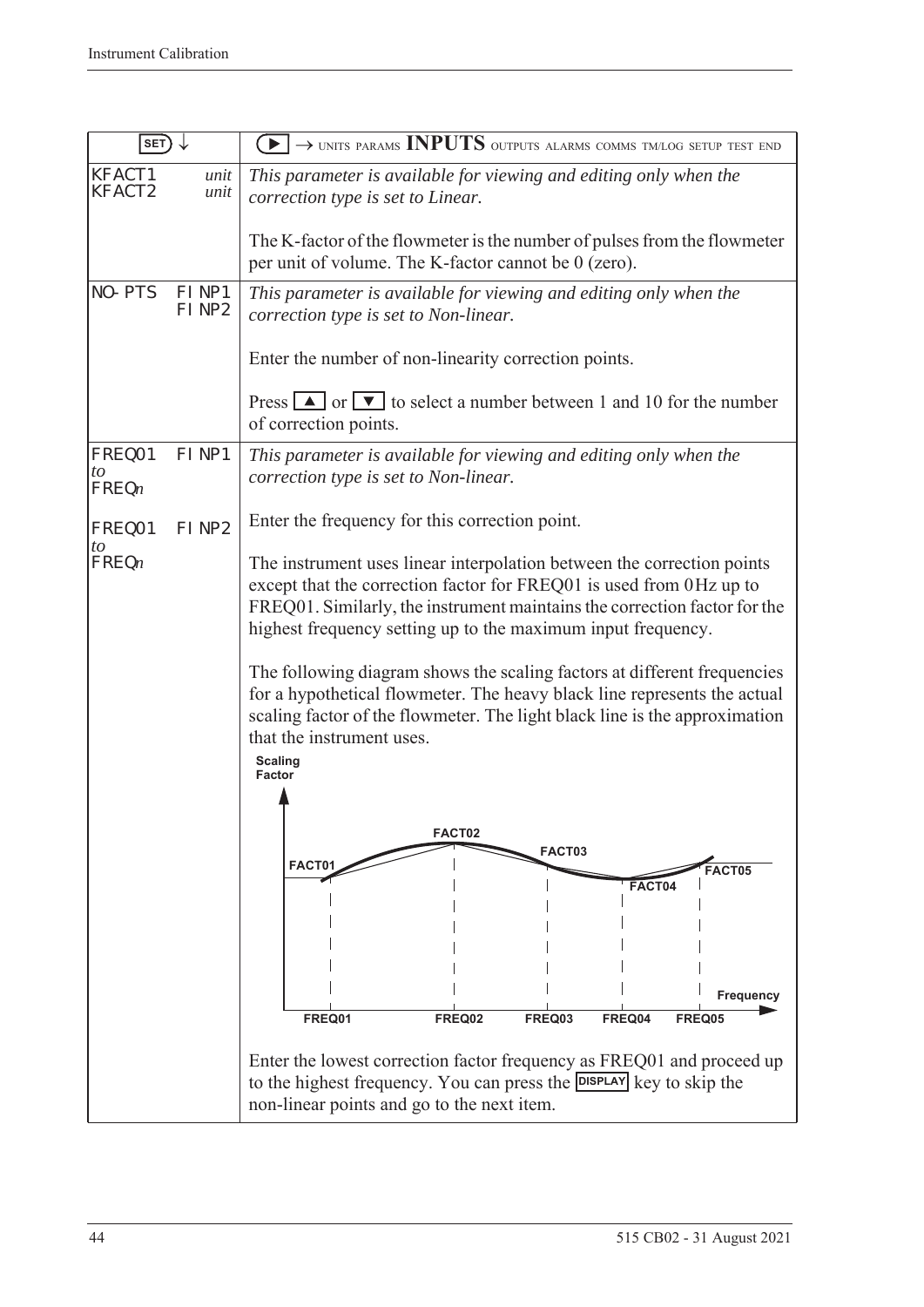| SET ↓ | ▶ → UNITS PARAMS **INPUTS** OUTPUTS ALARMS COMMS TM/LOG SETUP TEST END |
|---|---|
| KFACT1 *unit*<br>KFACT2 *unit* | *This parameter is available for viewing and editing only when the correction type is set to Linear.*<br><br>The K-factor of the flowmeter is the number of pulses from the flowmeter per unit of volume. The K-factor cannot be 0 (zero). |
| NO-PTS FINP1<br>FINP2 | *This parameter is available for viewing and editing only when the correction type is set to Non-linear.*<br><br>Enter the number of non-linearity correction points.<br><br>Press ▲ or ▼ to select a number between 1 and 10 for the number of correction points. |
| FREQ01 FINP1<br>*to*<br>FREQ*n*<br><br>FREQ01 FINP2<br>*to*<br>FREQ*n* | *This parameter is available for viewing and editing only when the correction type is set to Non-linear.*<br><br>Enter the frequency for this correction point.<br><br>The instrument uses linear interpolation between the correction points except that the correction factor for FREQ01 is used from 0 Hz up to FREQ01. Similarly, the instrument maintains the correction factor for the highest frequency setting up to the maximum input frequency.<br><br>The following diagram shows the scaling factors at different frequencies for a hypothetical flowmeter. The heavy black line represents the actual scaling factor of the flowmeter. The light black line is the approximation that the instrument uses.<br><br>[Diagram: Scaling Factor vs Frequency, showing FACT01–FACT05 at FREQ01–FREQ05]<br><br>Enter the lowest correction factor frequency as FREQ01 and proceed up to the highest frequency. You can press the DISPLAY key to skip the non-linear points and go to the next item. |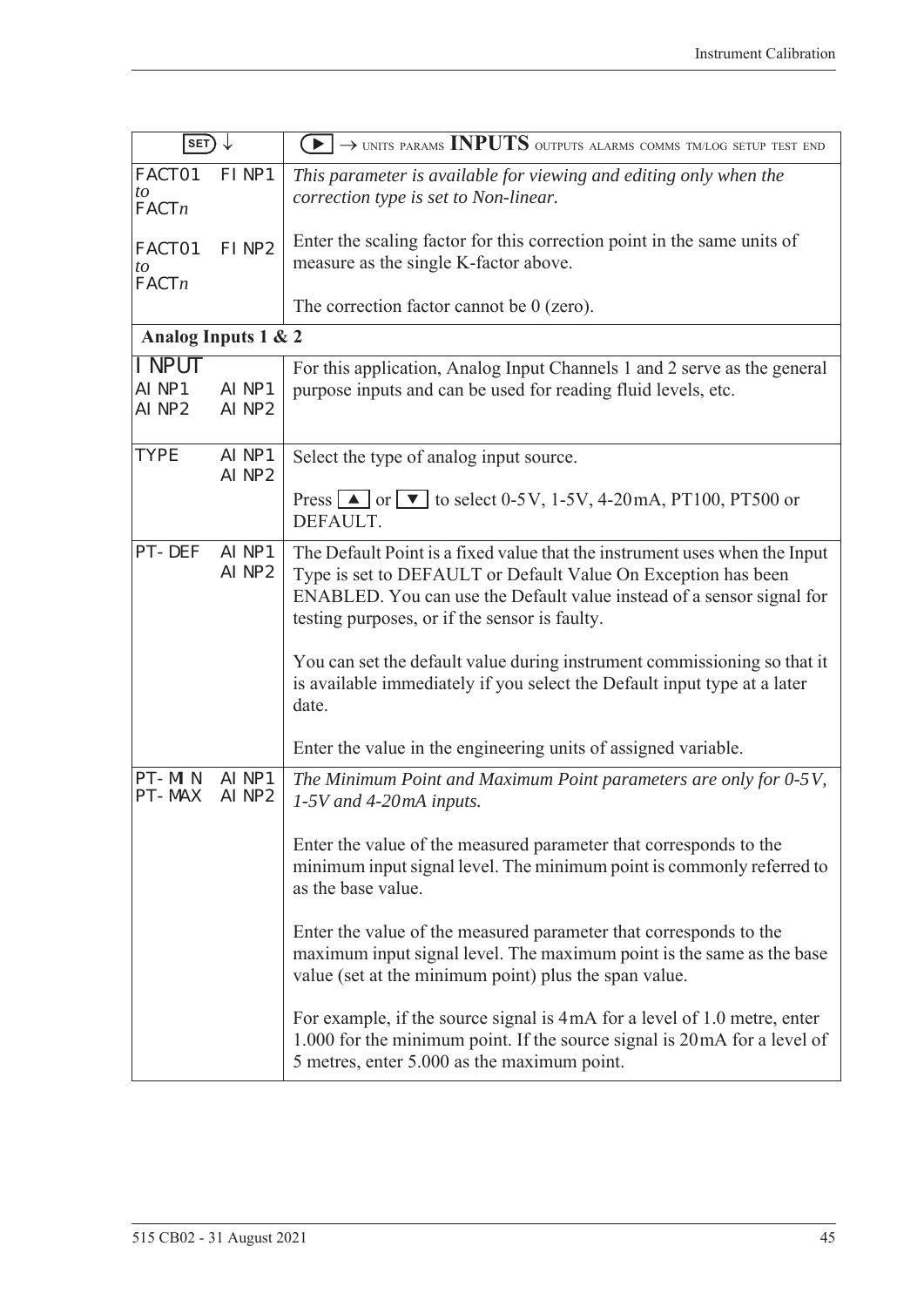| SET ↓ | | ▶ → UNITS PARAMS **INPUTS** OUTPUTS ALARMS COMMS TM/LOG SETUP TEST END |
|---|---|---|
| FACT01 *to* FACT*n* | FINP1 | *This parameter is available for viewing and editing only when the correction type is set to Non-linear.* |
| FACT01 *to* FACT*n* | FINP2 | Enter the scaling factor for this correction point in the same units of measure as the single K-factor above.<br><br>The correction factor cannot be 0 (zero). |
| **Analog Inputs 1 & 2** | | |
| INPUT<br>AINP1<br>AINP2 | <br>AINP1<br>AINP2 | For this application, Analog Input Channels 1 and 2 serve as the general purpose inputs and can be used for reading fluid levels, etc. |
| TYPE | AINP1<br>AINP2 | Select the type of analog input source.<br><br>Press ▲ or ▼ to select 0-5V, 1-5V, 4-20mA, PT100, PT500 or DEFAULT. |
| PT-DEF | AINP1<br>AINP2 | The Default Point is a fixed value that the instrument uses when the Input Type is set to DEFAULT or Default Value On Exception has been ENABLED. You can use the Default value instead of a sensor signal for testing purposes, or if the sensor is faulty.<br><br>You can set the default value during instrument commissioning so that it is available immediately if you select the Default input type at a later date.<br><br>Enter the value in the engineering units of assigned variable. |
| PT-MIN<br>PT-MAX | AINP1<br>AINP2 | *The Minimum Point and Maximum Point parameters are only for 0-5V, 1-5V and 4-20mA inputs.*<br><br>Enter the value of the measured parameter that corresponds to the minimum input signal level. The minimum point is commonly referred to as the base value.<br><br>Enter the value of the measured parameter that corresponds to the maximum input signal level. The maximum point is the same as the base value (set at the minimum point) plus the span value.<br><br>For example, if the source signal is 4mA for a level of 1.0 metre, enter 1.000 for the minimum point. If the source signal is 20mA for a level of 5 metres, enter 5.000 as the maximum point. |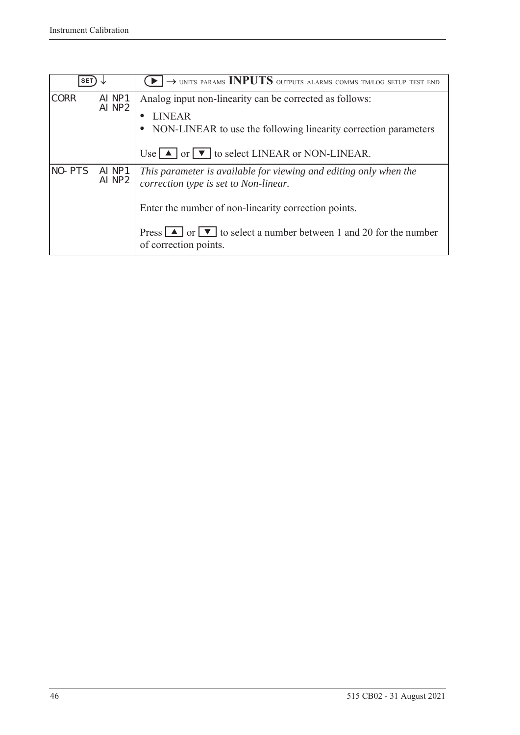| SET ↓ | | ▶ → UNITS PARAMS **INPUTS** OUTPUTS ALARMS COMMS TM/LOG SETUP TEST END |
|---|---|---|
| CORR | AINP1 AINP2 | Analog input non-linearity can be corrected as follows:<br>• LINEAR<br>• NON-LINEAR to use the following linearity correction parameters<br><br>Use ▲ or ▼ to select LINEAR or NON-LINEAR. |
| NO-PTS | AINP1 AINP2 | *This parameter is available for viewing and editing only when the correction type is set to Non-linear.*<br><br>Enter the number of non-linearity correction points.<br><br>Press ▲ or ▼ to select a number between 1 and 20 for the number of correction points. |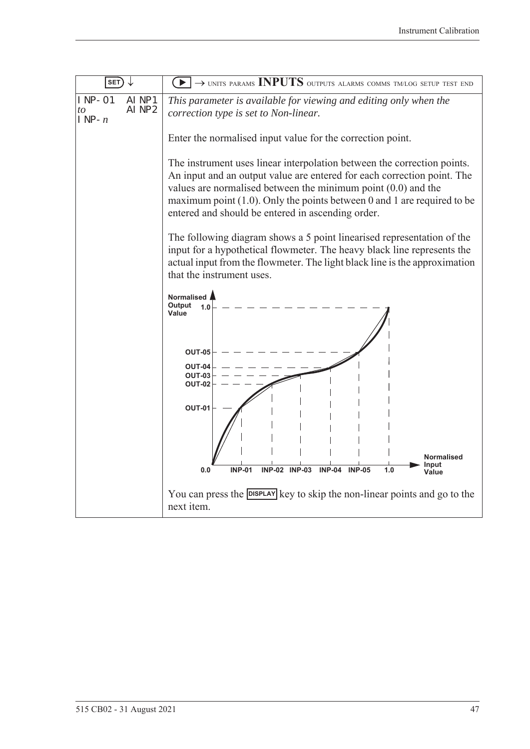| SET ↓ | ▶ → UNITS PARAMS **INPUTS** OUTPUTS ALARMS COMMS TM/LOG SETUP TEST END |
|---|---|
| INP-01 AINP1<br>*to* AINP2<br>INP-*n* | *This parameter is available for viewing and editing only when the correction type is set to Non-linear.*<br><br>Enter the normalised input value for the correction point.<br><br>The instrument uses linear interpolation between the correction points. An input and an output value are entered for each correction point. The values are normalised between the minimum point (0.0) and the maximum point (1.0). Only the points between 0 and 1 are required to be entered and should be entered in ascending order.<br><br>The following diagram shows a 5 point linearised representation of the input for a hypothetical flowmeter. The heavy black line represents the actual input from the flowmeter. The light black line is the approximation that the instrument uses.<br><br>You can press the DISPLAY key to skip the non-linear points and go to the next item. |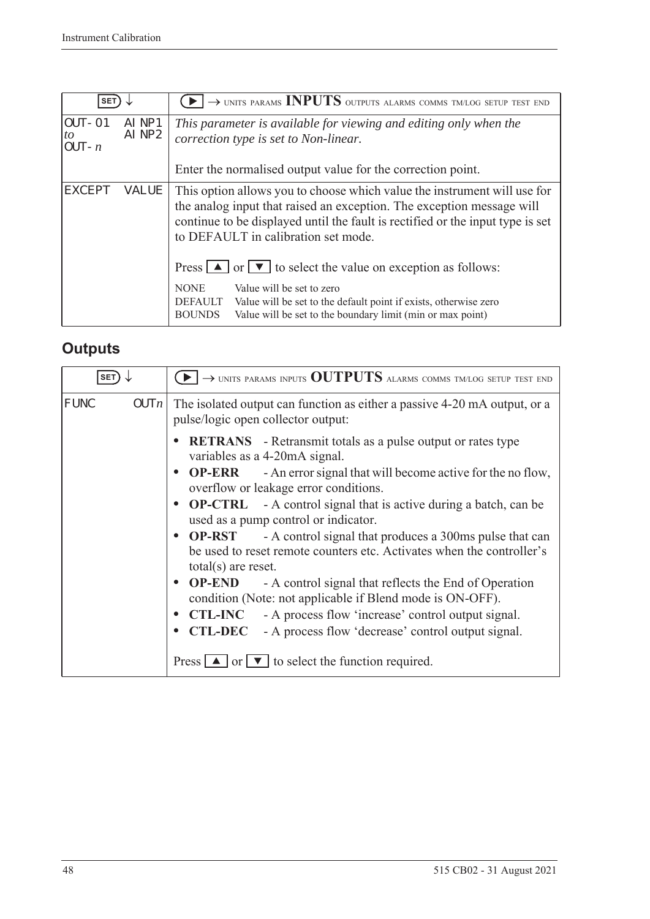| SET ↓ | ▶ → UNITS PARAMS **INPUTS** OUTPUTS ALARMS COMMS TM/LOG SETUP TEST END |
|---|---|
| OUT-01 *to* OUT-*n* AINP1 AINP2 | *This parameter is available for viewing and editing only when the correction type is set to Non-linear.*<br><br>Enter the normalised output value for the correction point. |
| EXCEPT VALUE | This option allows you to choose which value the instrument will use for the analog input that raised an exception. The exception message will continue to be displayed until the fault is rectified or the input type is set to DEFAULT in calibration set mode.<br><br>Press ▲ or ▼ to select the value on exception as follows:<br><br>NONE Value will be set to zero<br>DEFAULT Value will be set to the default point if exists, otherwise zero<br>BOUNDS Value will be set to the boundary limit (min or max point) |

## Outputs

| SET ↓ | ▶ → UNITS PARAMS INPUTS **OUTPUTS** ALARMS COMMS TM/LOG SETUP TEST END |
|---|---|
| FUNC OUT*n* | The isolated output can function as either a passive 4-20 mA output, or a pulse/logic open collector output:<br><br>• **RETRANS** - Retransmit totals as a pulse output or rates type variables as a 4-20mA signal.<br>• **OP-ERR** - An error signal that will become active for the no flow, overflow or leakage error conditions.<br>• **OP-CTRL** - A control signal that is active during a batch, can be used as a pump control or indicator.<br>• **OP-RST** - A control signal that produces a 300ms pulse that can be used to reset remote counters etc. Activates when the controller's total(s) are reset.<br>• **OP-END** - A control signal that reflects the End of Operation condition (Note: not applicable if Blend mode is ON-OFF).<br>• **CTL-INC** - A process flow 'increase' control output signal.<br>• **CTL-DEC** - A process flow 'decrease' control output signal.<br><br>Press ▲ or ▼ to select the function required. |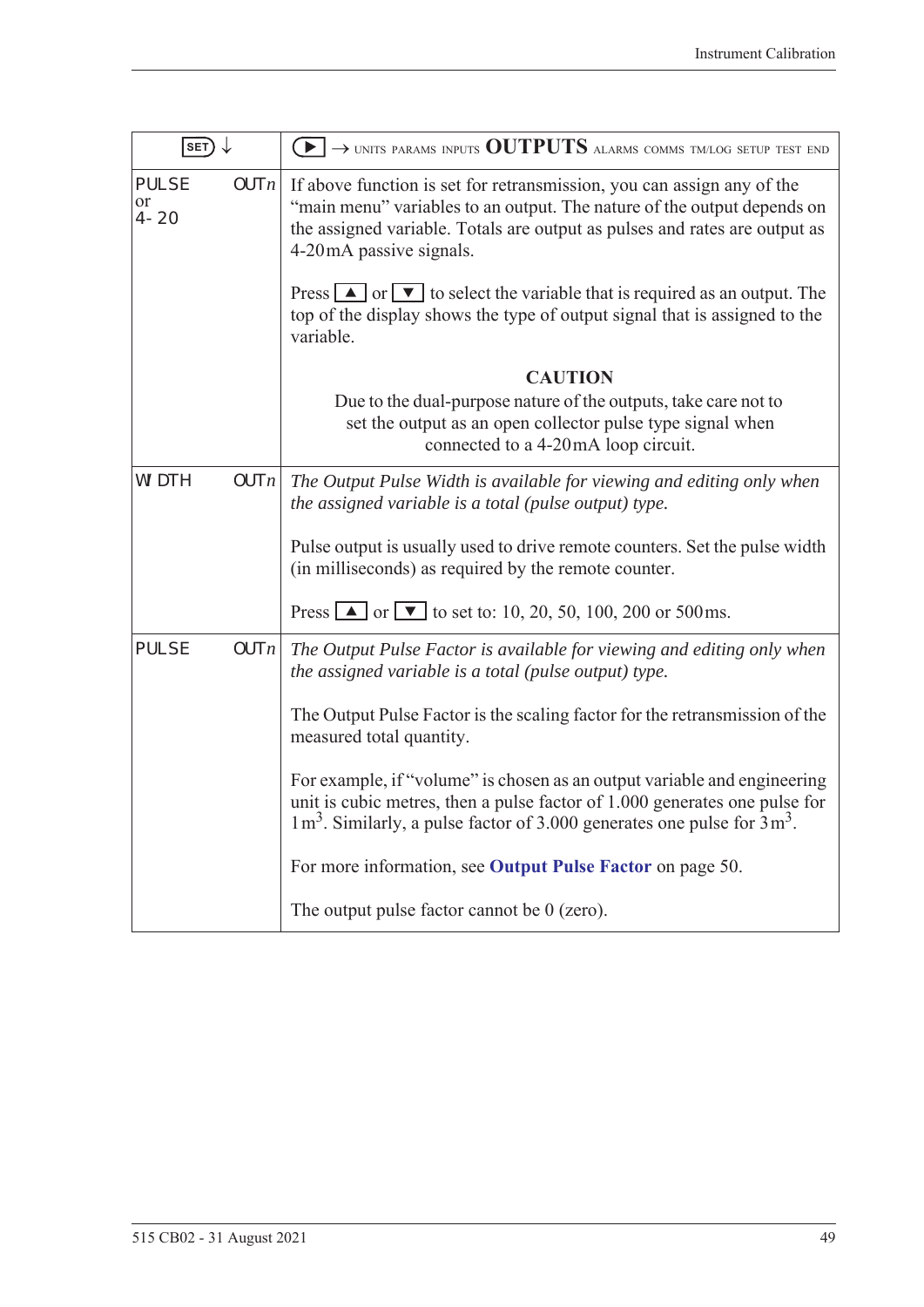| SET ↓ | ▶ → UNITS PARAMS INPUTS **OUTPUTS** ALARMS COMMS TM/LOG SETUP TEST END |
|---|---|
| PULSE OUT*n* or 4-20 | If above function is set for retransmission, you can assign any of the "main menu" variables to an output. The nature of the output depends on the assigned variable. Totals are output as pulses and rates are output as 4-20 mA passive signals.<br><br>Press ▲ or ▼ to select the variable that is required as an output. The top of the display shows the type of output signal that is assigned to the variable.<br><br>**CAUTION**<br>Due to the dual-purpose nature of the outputs, take care not to set the output as an open collector pulse type signal when connected to a 4-20 mA loop circuit. |
| WIDTH OUT*n* | *The Output Pulse Width is available for viewing and editing only when the assigned variable is a total (pulse output) type.*<br><br>Pulse output is usually used to drive remote counters. Set the pulse width (in milliseconds) as required by the remote counter.<br><br>Press ▲ or ▼ to set to: 10, 20, 50, 100, 200 or 500 ms. |
| PULSE OUT*n* | *The Output Pulse Factor is available for viewing and editing only when the assigned variable is a total (pulse output) type.*<br><br>The Output Pulse Factor is the scaling factor for the retransmission of the measured total quantity.<br><br>For example, if "volume" is chosen as an output variable and engineering unit is cubic metres, then a pulse factor of 1.000 generates one pulse for 1 $m^3$. Similarly, a pulse factor of 3.000 generates one pulse for 3 $m^3$.<br><br>For more information, see **Output Pulse Factor** on page 50.<br><br>The output pulse factor cannot be 0 (zero). |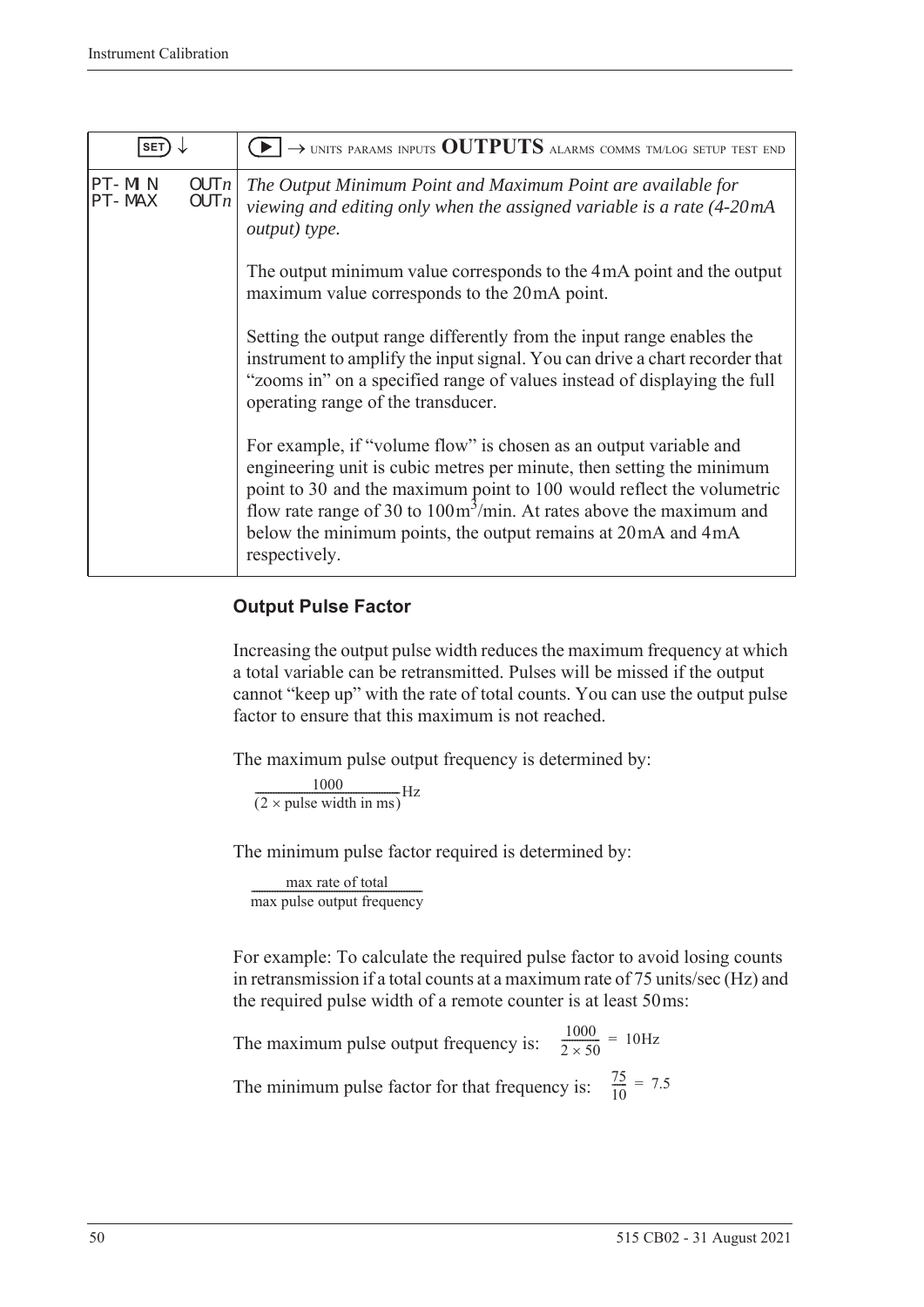| SET ↓ | ▶ → UNITS PARAMS INPUTS **OUTPUTS** ALARMS COMMS TM/LOG SETUP TEST END |
|---|---|
| PT-MIN OUT*n*<br>PT-MAX OUT*n* | *The Output Minimum Point and Maximum Point are available for viewing and editing only when the assigned variable is a rate (4-20mA output) type.*<br><br>The output minimum value corresponds to the 4mA point and the output maximum value corresponds to the 20mA point.<br><br>Setting the output range differently from the input range enables the instrument to amplify the input signal. You can drive a chart recorder that "zooms in" on a specified range of values instead of displaying the full operating range of the transducer.<br><br>For example, if "volume flow" is chosen as an output variable and engineering unit is cubic metres per minute, then setting the minimum point to 30 and the maximum point to 100 would reflect the volumetric flow rate range of 30 to 100$m^3$/min. At rates above the maximum and below the minimum points, the output remains at 20mA and 4mA respectively. |

### Output Pulse Factor

Increasing the output pulse width reduces the maximum frequency at which a total variable can be retransmitted. Pulses will be missed if the output cannot "keep up" with the rate of total counts. You can use the output pulse factor to ensure that this maximum is not reached.

The maximum pulse output frequency is determined by:

$$\frac{1000}{(2 \times \text{pulse width in ms})}\text{Hz}$$

The minimum pulse factor required is determined by:

$$\frac{\text{max rate of total}}{\text{max pulse output frequency}}$$

For example: To calculate the required pulse factor to avoid losing counts in retransmission if a total counts at a maximum rate of 75 units/sec (Hz) and the required pulse width of a remote counter is at least 50ms:

The maximum pulse output frequency is: $\frac{1000}{2 \times 50} = 10\text{Hz}$

The minimum pulse factor for that frequency is: $\frac{75}{10} = 7.5$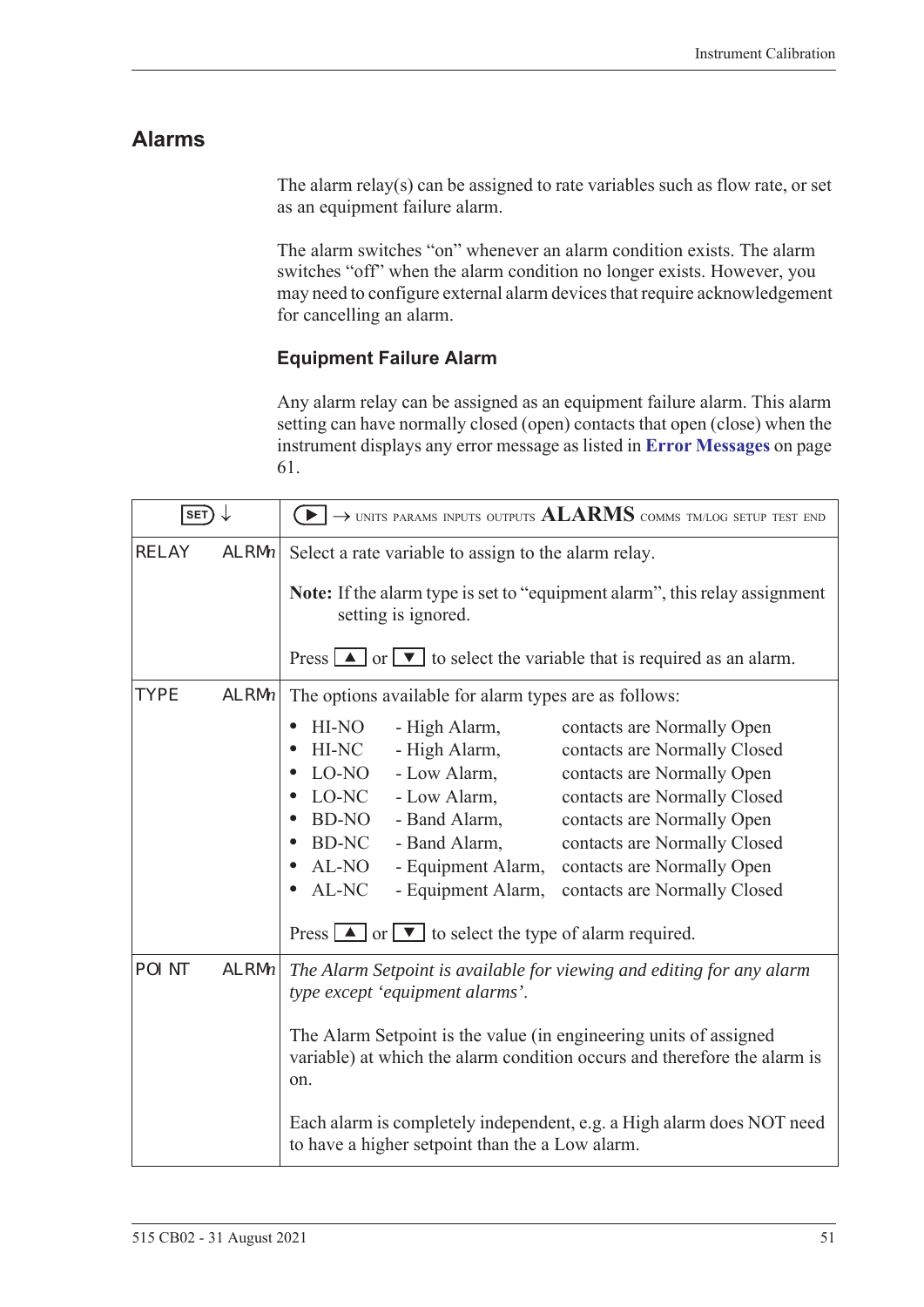## Alarms

The alarm relay(s) can be assigned to rate variables such as flow rate, or set as an equipment failure alarm.

The alarm switches "on" whenever an alarm condition exists. The alarm switches "off" when the alarm condition no longer exists. However, you may need to configure external alarm devices that require acknowledgement for cancelling an alarm.

### Equipment Failure Alarm

Any alarm relay can be assigned as an equipment failure alarm. This alarm setting can have normally closed (open) contacts that open (close) when the instrument displays any error message as listed in **Error Messages** on page 61.

| SET ↓ | ▶ → UNITS PARAMS INPUTS OUTPUTS **ALARMS** COMMS TM/LOG SETUP TEST END |
|---|---|
| RELAY ALRM*n* | Select a rate variable to assign to the alarm relay.<br><br>**Note:** If the alarm type is set to "equipment alarm", this relay assignment setting is ignored.<br><br>Press ▲ or ▼ to select the variable that is required as an alarm. |
| TYPE ALRM*n* | The options available for alarm types are as follows:<br>• HI-NO - High Alarm, contacts are Normally Open<br>• HI-NC - High Alarm, contacts are Normally Closed<br>• LO-NO - Low Alarm, contacts are Normally Open<br>• LO-NC - Low Alarm, contacts are Normally Closed<br>• BD-NO - Band Alarm, contacts are Normally Open<br>• BD-NC - Band Alarm, contacts are Normally Closed<br>• AL-NO - Equipment Alarm, contacts are Normally Open<br>• AL-NC - Equipment Alarm, contacts are Normally Closed<br><br>Press ▲ or ▼ to select the type of alarm required. |
| POINT ALRM*n* | *The Alarm Setpoint is available for viewing and editing for any alarm type except 'equipment alarms'.*<br><br>The Alarm Setpoint is the value (in engineering units of assigned variable) at which the alarm condition occurs and therefore the alarm is on.<br><br>Each alarm is completely independent, e.g. a High alarm does NOT need to have a higher setpoint than the a Low alarm. |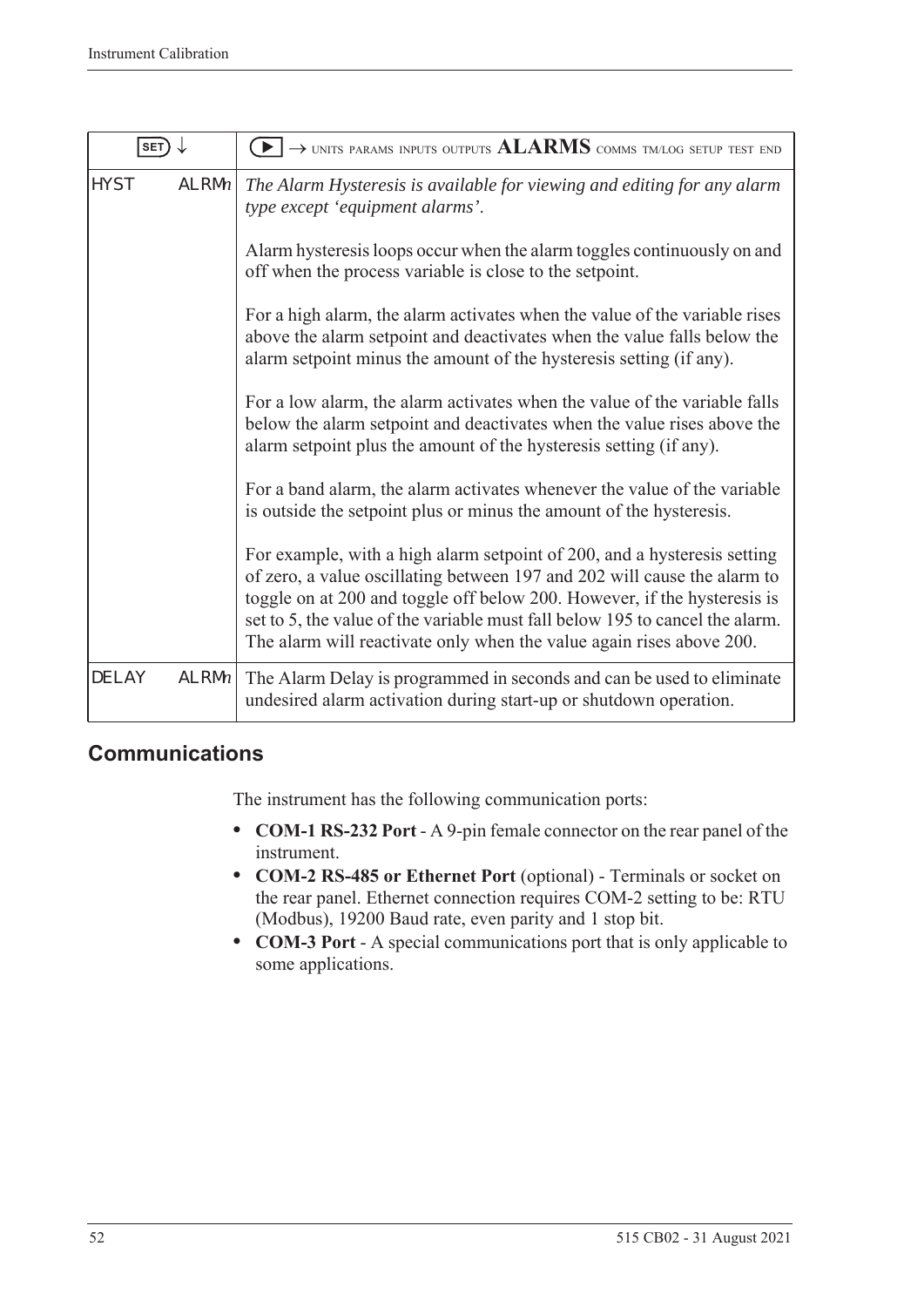| SET ↓ | ▶ → UNITS PARAMS INPUTS OUTPUTS **ALARMS** COMMS TM/LOG SETUP TEST END |
|---|---|
| HYST ALRM*n* | *The Alarm Hysteresis is available for viewing and editing for any alarm type except 'equipment alarms'.*<br><br>Alarm hysteresis loops occur when the alarm toggles continuously on and off when the process variable is close to the setpoint.<br><br>For a high alarm, the alarm activates when the value of the variable rises above the alarm setpoint and deactivates when the value falls below the alarm setpoint minus the amount of the hysteresis setting (if any).<br><br>For a low alarm, the alarm activates when the value of the variable falls below the alarm setpoint and deactivates when the value rises above the alarm setpoint plus the amount of the hysteresis setting (if any).<br><br>For a band alarm, the alarm activates whenever the value of the variable is outside the setpoint plus or minus the amount of the hysteresis.<br><br>For example, with a high alarm setpoint of 200, and a hysteresis setting of zero, a value oscillating between 197 and 202 will cause the alarm to toggle on at 200 and toggle off below 200. However, if the hysteresis is set to 5, the value of the variable must fall below 195 to cancel the alarm. The alarm will reactivate only when the value again rises above 200. |
| DELAY ALRM*n* | The Alarm Delay is programmed in seconds and can be used to eliminate undesired alarm activation during start-up or shutdown operation. |

## Communications

The instrument has the following communication ports:

- **COM-1 RS-232 Port** - A 9-pin female connector on the rear panel of the instrument.
- **COM-2 RS-485 or Ethernet Port** (optional) - Terminals or socket on the rear panel. Ethernet connection requires COM-2 setting to be: RTU (Modbus), 19200 Baud rate, even parity and 1 stop bit.
- **COM-3 Port** - A special communications port that is only applicable to some applications.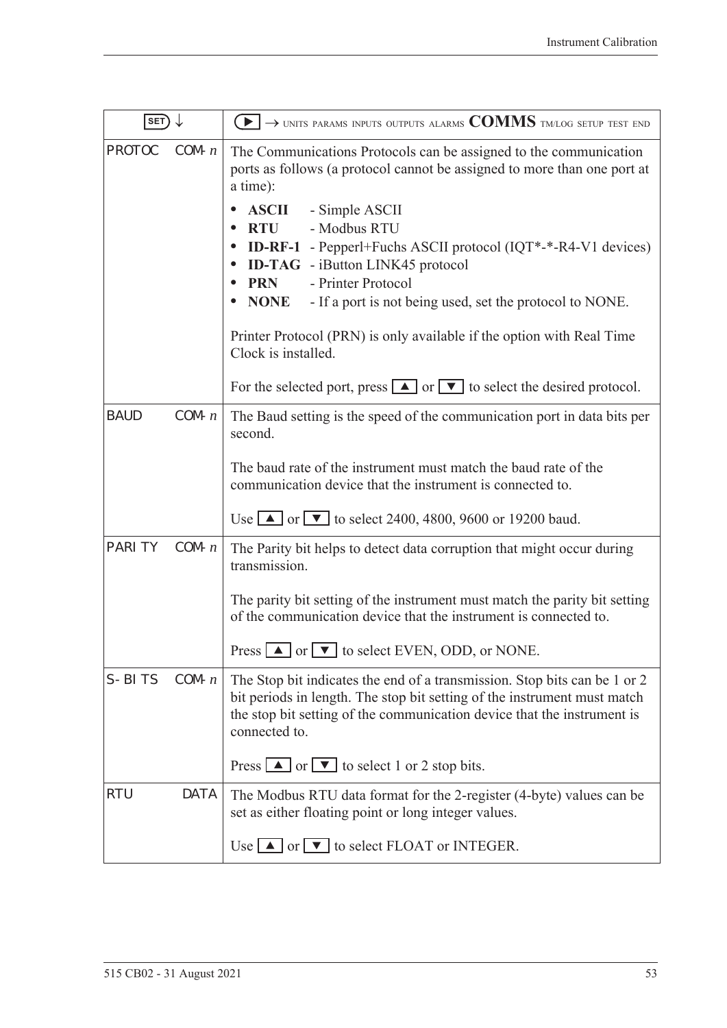| SET ↓ | ▶ → UNITS PARAMS INPUTS OUTPUTS ALARMS **COMMS** TM/LOG SETUP TEST END |
|---|---|
| PROTOC COM-*n* | The Communications Protocols can be assigned to the communication ports as follows (a protocol cannot be assigned to more than one port at a time):<br>• **ASCII** - Simple ASCII<br>• **RTU** - Modbus RTU<br>• **ID-RF-1** - Pepperl+Fuchs ASCII protocol (IQT*-*-R4-V1 devices)<br>• **ID-TAG** - iButton LINK45 protocol<br>• **PRN** - Printer Protocol<br>• **NONE** - If a port is not being used, set the protocol to NONE.<br><br>Printer Protocol (PRN) is only available if the option with Real Time Clock is installed.<br><br>For the selected port, press ▲ or ▼ to select the desired protocol. |
| BAUD COM-*n* | The Baud setting is the speed of the communication port in data bits per second.<br><br>The baud rate of the instrument must match the baud rate of the communication device that the instrument is connected to.<br><br>Use ▲ or ▼ to select 2400, 4800, 9600 or 19200 baud. |
| PARITY COM-*n* | The Parity bit helps to detect data corruption that might occur during transmission.<br><br>The parity bit setting of the instrument must match the parity bit setting of the communication device that the instrument is connected to.<br><br>Press ▲ or ▼ to select EVEN, ODD, or NONE. |
| S-BITS COM-*n* | The Stop bit indicates the end of a transmission. Stop bits can be 1 or 2 bit periods in length. The stop bit setting of the instrument must match the stop bit setting of the communication device that the instrument is connected to.<br><br>Press ▲ or ▼ to select 1 or 2 stop bits. |
| RTU DATA | The Modbus RTU data format for the 2-register (4-byte) values can be set as either floating point or long integer values.<br><br>Use ▲ or ▼ to select FLOAT or INTEGER. |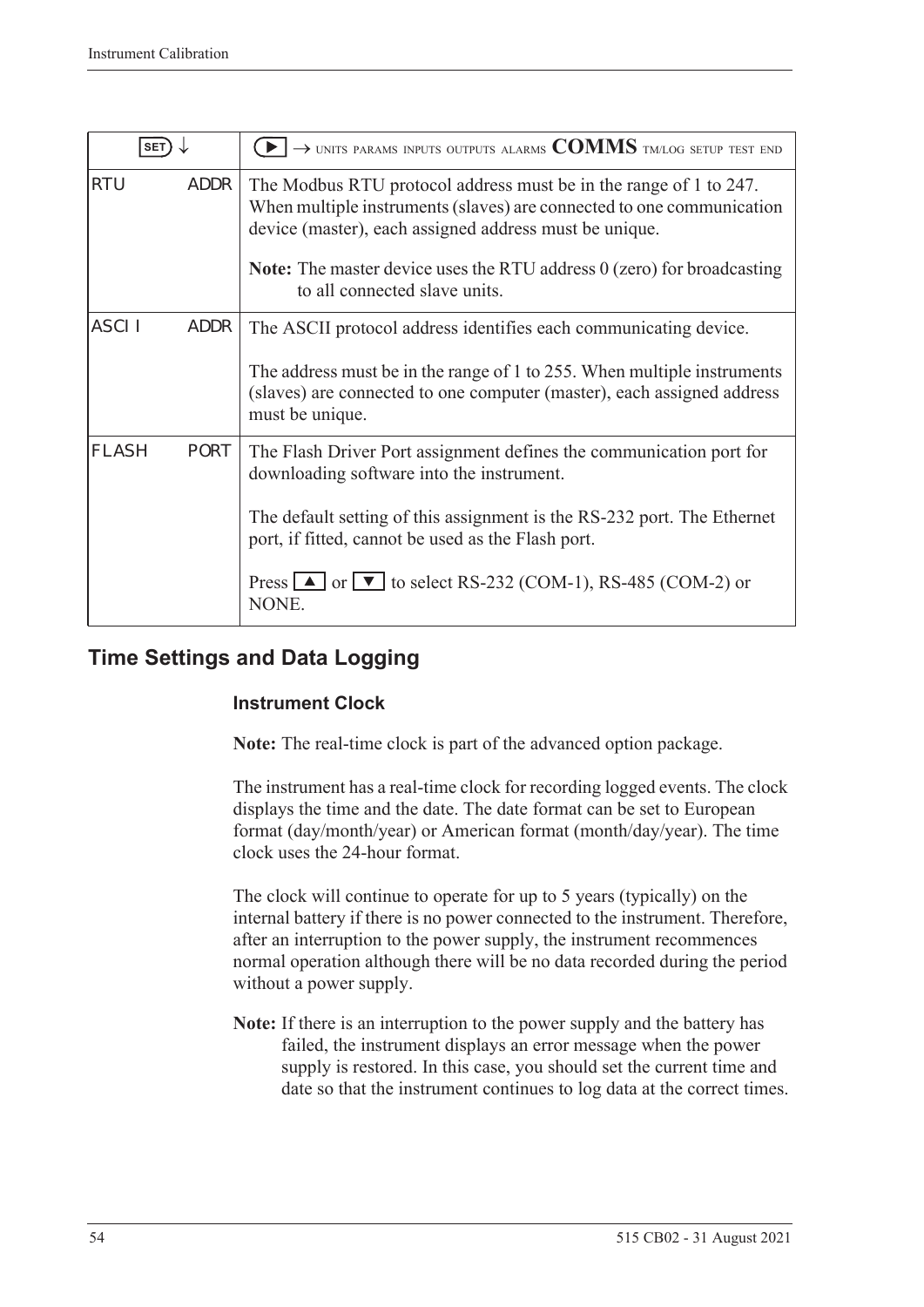| SET ↓ | ▶ → UNITS PARAMS INPUTS OUTPUTS ALARMS **COMMS** TM/LOG SETUP TEST END |
|---|---|
| RTU ADDR | The Modbus RTU protocol address must be in the range of 1 to 247. When multiple instruments (slaves) are connected to one communication device (master), each assigned address must be unique.<br><br>**Note:** The master device uses the RTU address 0 (zero) for broadcasting to all connected slave units. |
| ASCII ADDR | The ASCII protocol address identifies each communicating device.<br><br>The address must be in the range of 1 to 255. When multiple instruments (slaves) are connected to one computer (master), each assigned address must be unique. |
| FLASH PORT | The Flash Driver Port assignment defines the communication port for downloading software into the instrument.<br><br>The default setting of this assignment is the RS-232 port. The Ethernet port, if fitted, cannot be used as the Flash port.<br><br>Press ▲ or ▼ to select RS-232 (COM-1), RS-485 (COM-2) or NONE. |

## Time Settings and Data Logging

### Instrument Clock

**Note:** The real-time clock is part of the advanced option package.

The instrument has a real-time clock for recording logged events. The clock displays the time and the date. The date format can be set to European format (day/month/year) or American format (month/day/year). The time clock uses the 24-hour format.

The clock will continue to operate for up to 5 years (typically) on the internal battery if there is no power connected to the instrument. Therefore, after an interruption to the power supply, the instrument recommences normal operation although there will be no data recorded during the period without a power supply.

**Note:** If there is an interruption to the power supply and the battery has failed, the instrument displays an error message when the power supply is restored. In this case, you should set the current time and date so that the instrument continues to log data at the correct times.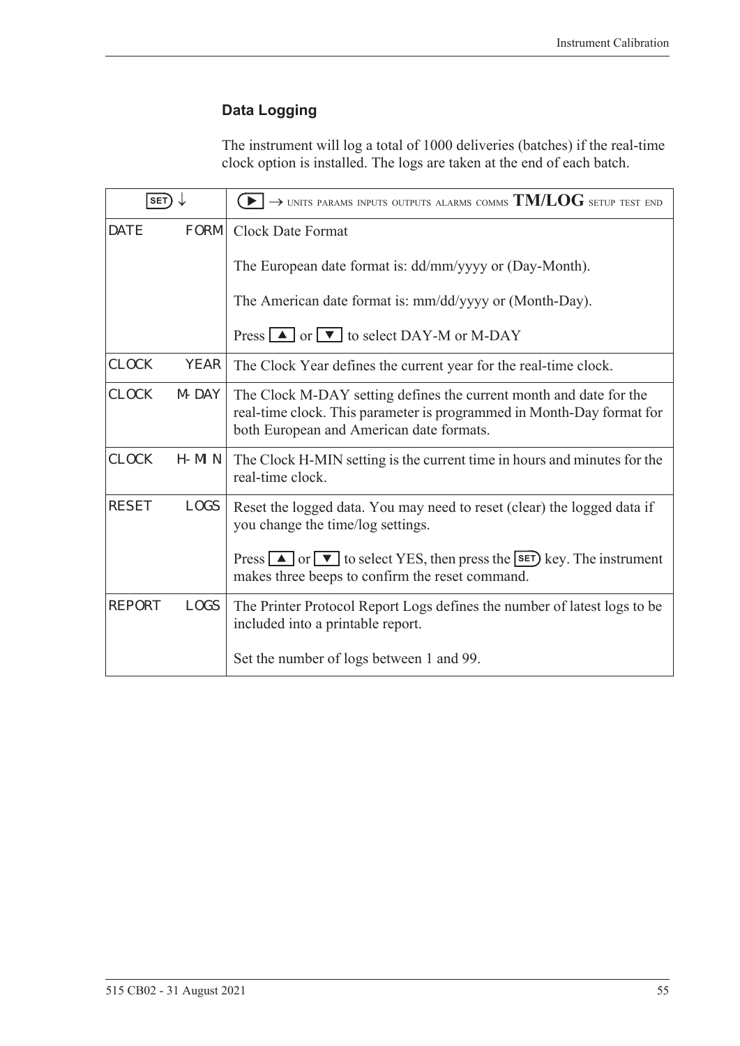## Data Logging

The instrument will log a total of 1000 deliveries (batches) if the real-time clock option is installed. The logs are taken at the end of each batch.

| SET ↓ | ▶ → UNITS PARAMS INPUTS OUTPUTS ALARMS COMMS **TM/LOG** SETUP TEST END |
|---|---|
| DATE FORM | Clock Date Format<br><br>The European date format is: dd/mm/yyyy or (Day-Month).<br><br>The American date format is: mm/dd/yyyy or (Month-Day).<br><br>Press ▲ or ▼ to select DAY-M or M-DAY |
| CLOCK YEAR | The Clock Year defines the current year for the real-time clock. |
| CLOCK M-DAY | The Clock M-DAY setting defines the current month and date for the real-time clock. This parameter is programmed in Month-Day format for both European and American date formats. |
| CLOCK H-MIN | The Clock H-MIN setting is the current time in hours and minutes for the real-time clock. |
| RESET LOGS | Reset the logged data. You may need to reset (clear) the logged data if you change the time/log settings.<br><br>Press ▲ or ▼ to select YES, then press the SET key. The instrument makes three beeps to confirm the reset command. |
| REPORT LOGS | The Printer Protocol Report Logs defines the number of latest logs to be included into a printable report.<br><br>Set the number of logs between 1 and 99. |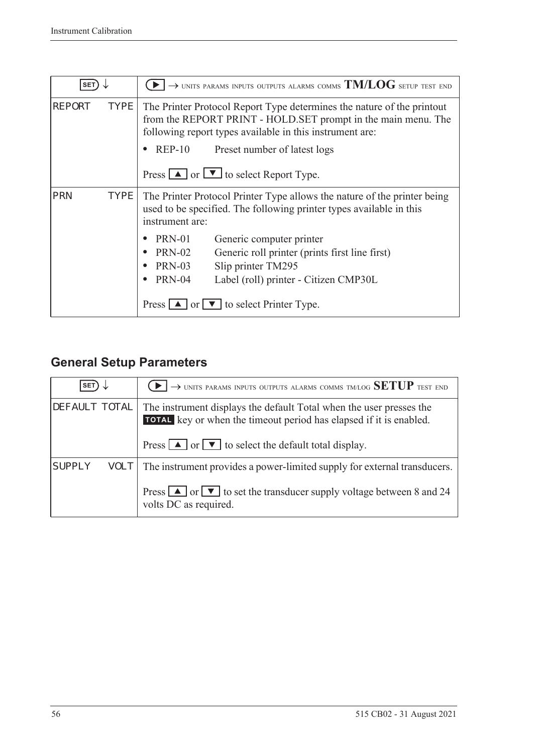| SET ↓ | ▶ → UNITS PARAMS INPUTS OUTPUTS ALARMS COMMS **TM/LOG** SETUP TEST END |
|---|---|
| REPORT TYPE | The Printer Protocol Report Type determines the nature of the printout from the REPORT PRINT - HOLD.SET prompt in the main menu. The following report types available in this instrument are:<br>• REP-10 Preset number of latest logs<br><br>Press ▲ or ▼ to select Report Type. |
| PRN TYPE | The Printer Protocol Printer Type allows the nature of the printer being used to be specified. The following printer types available in this instrument are:<br>• PRN-01 Generic computer printer<br>• PRN-02 Generic roll printer (prints first line first)<br>• PRN-03 Slip printer TM295<br>• PRN-04 Label (roll) printer - Citizen CMP30L<br><br>Press ▲ or ▼ to select Printer Type. |

## General Setup Parameters

| SET ↓ | ▶ → UNITS PARAMS INPUTS OUTPUTS ALARMS COMMS TM/LOG **SETUP** TEST END |
|---|---|
| DEFAULT TOTAL | The instrument displays the default Total when the user presses the **TOTAL** key or when the timeout period has elapsed if it is enabled.<br><br>Press ▲ or ▼ to select the default total display. |
| SUPPLY VOLT | The instrument provides a power-limited supply for external transducers.<br><br>Press ▲ or ▼ to set the transducer supply voltage between 8 and 24 volts DC as required. |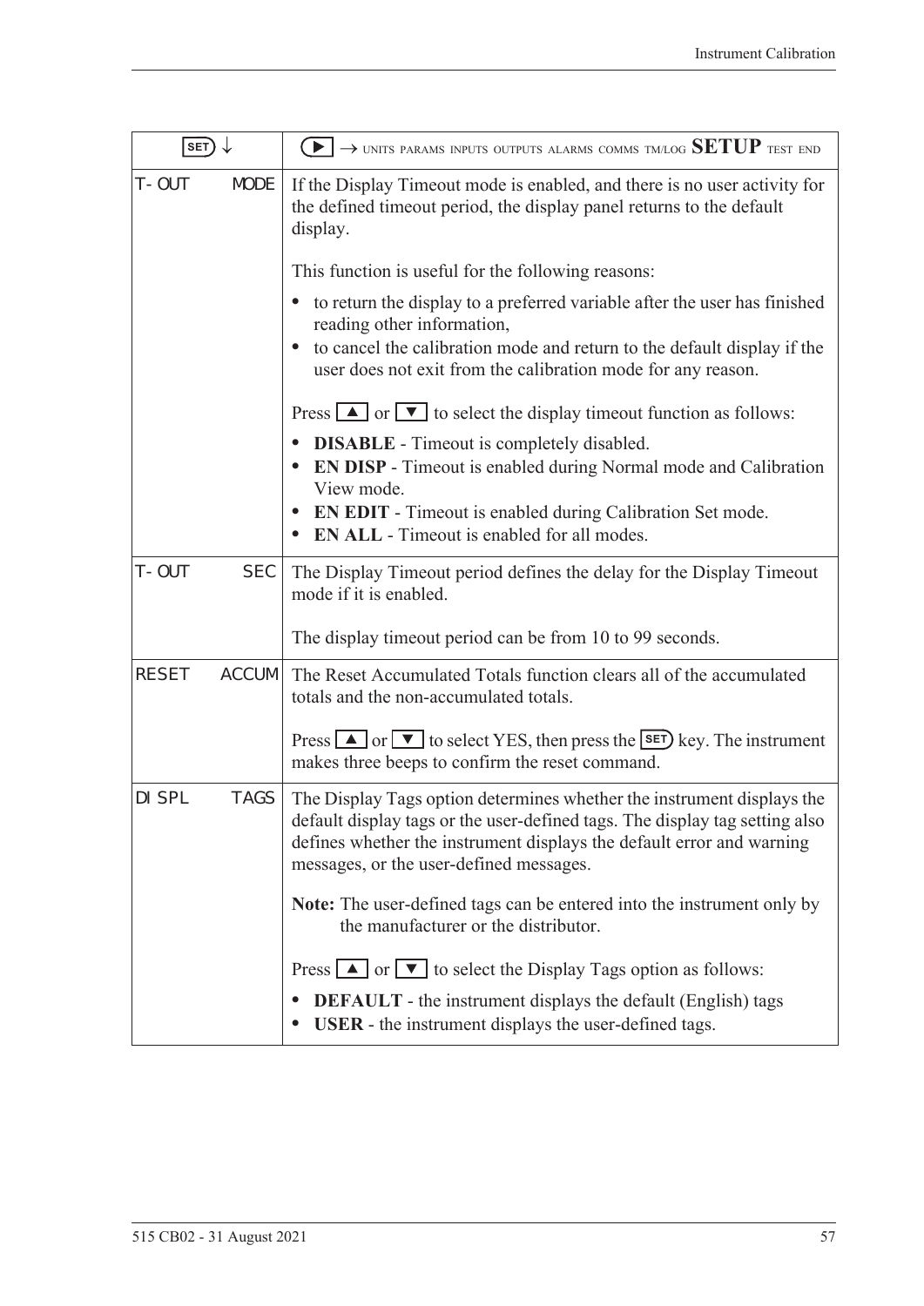| SET ↓ | ▶ → UNITS PARAMS INPUTS OUTPUTS ALARMS COMMS TM/LOG **SETUP** TEST END |
|---|---|
| T-OUT MODE | If the Display Timeout mode is enabled, and there is no user activity for the defined timeout period, the display panel returns to the default display.<br><br>This function is useful for the following reasons:<br>• to return the display to a preferred variable after the user has finished reading other information,<br>• to cancel the calibration mode and return to the default display if the user does not exit from the calibration mode for any reason.<br><br>Press ▲ or ▼ to select the display timeout function as follows:<br>• **DISABLE** - Timeout is completely disabled.<br>• **EN DISP** - Timeout is enabled during Normal mode and Calibration View mode.<br>• **EN EDIT** - Timeout is enabled during Calibration Set mode.<br>• **EN ALL** - Timeout is enabled for all modes. |
| T-OUT SEC | The Display Timeout period defines the delay for the Display Timeout mode if it is enabled.<br><br>The display timeout period can be from 10 to 99 seconds. |
| RESET ACCUM | The Reset Accumulated Totals function clears all of the accumulated totals and the non-accumulated totals.<br><br>Press ▲ or ▼ to select YES, then press the SET key. The instrument makes three beeps to confirm the reset command. |
| DISPL TAGS | The Display Tags option determines whether the instrument displays the default display tags or the user-defined tags. The display tag setting also defines whether the instrument displays the default error and warning messages, or the user-defined messages.<br><br>**Note:** The user-defined tags can be entered into the instrument only by the manufacturer or the distributor.<br><br>Press ▲ or ▼ to select the Display Tags option as follows:<br>• **DEFAULT** - the instrument displays the default (English) tags<br>• **USER** - the instrument displays the user-defined tags. |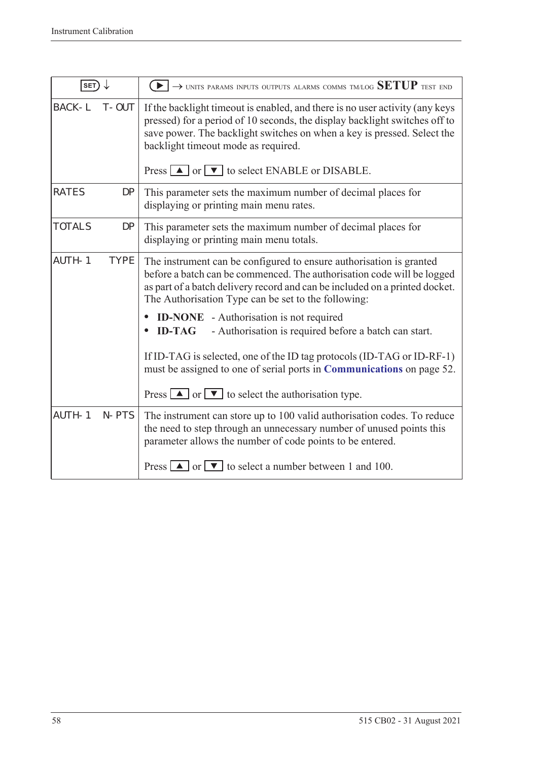| SET ↓ | ▶ → UNITS PARAMS INPUTS OUTPUTS ALARMS COMMS TM/LOG **SETUP** TEST END |
|---|---|
| BACK-L T-OUT | If the backlight timeout is enabled, and there is no user activity (any keys pressed) for a period of 10 seconds, the display backlight switches off to save power. The backlight switches on when a key is pressed. Select the backlight timeout mode as required.<br><br>Press ▲ or ▼ to select ENABLE or DISABLE. |
| RATES DP | This parameter sets the maximum number of decimal places for displaying or printing main menu rates. |
| TOTALS DP | This parameter sets the maximum number of decimal places for displaying or printing main menu totals. |
| AUTH-1 TYPE | The instrument can be configured to ensure authorisation is granted before a batch can be commenced. The authorisation code will be logged as part of a batch delivery record and can be included on a printed docket. The Authorisation Type can be set to the following:<br>• **ID-NONE** - Authorisation is not required<br>• **ID-TAG** - Authorisation is required before a batch can start.<br><br>If ID-TAG is selected, one of the ID tag protocols (ID-TAG or ID-RF-1) must be assigned to one of serial ports in **Communications** on page 52.<br><br>Press ▲ or ▼ to select the authorisation type. |
| AUTH-1 N-PTS | The instrument can store up to 100 valid authorisation codes. To reduce the need to step through an unnecessary number of unused points this parameter allows the number of code points to be entered.<br><br>Press ▲ or ▼ to select a number between 1 and 100. |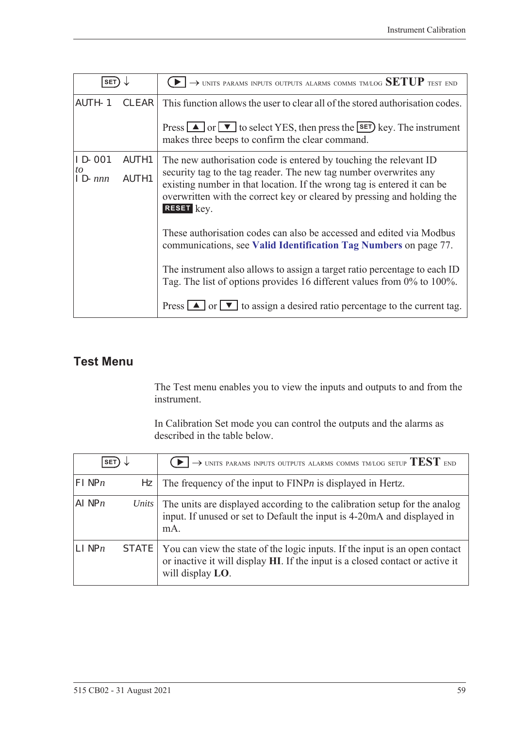| SET ↓ | ▶ → UNITS PARAMS INPUTS OUTPUTS ALARMS COMMS TM/LOG **SETUP** TEST END |
|---|---|
| AUTH-1 CLEAR | This function allows the user to clear all of the stored authorisation codes.<br><br>Press ▲ or ▼ to select YES, then press the SET key. The instrument makes three beeps to confirm the clear command. |
| ID-001 AUTH1<br>*to*<br>ID-*nnn* AUTH1 | The new authorisation code is entered by touching the relevant ID security tag to the tag reader. The new tag number overwrites any existing number in that location. If the wrong tag is entered it can be overwritten with the correct key or cleared by pressing and holding the RESET key.<br><br>These authorisation codes can also be accessed and edited via Modbus communications, see **Valid Identification Tag Numbers** on page 77.<br><br>The instrument also allows to assign a target ratio percentage to each ID Tag. The list of options provides 16 different values from 0% to 100%.<br><br>Press ▲ or ▼ to assign a desired ratio percentage to the current tag. |

## Test Menu

The Test menu enables you to view the inputs and outputs to and from the instrument.

In Calibration Set mode you can control the outputs and the alarms as described in the table below.

| SET ↓ | ▶ → UNITS PARAMS INPUTS OUTPUTS ALARMS COMMS TM/LOG SETUP **TEST** END |
|---|---|
| FINP*n* Hz | The frequency of the input to FINP*n* is displayed in Hertz. |
| AINP*n* *Units* | The units are displayed according to the calibration setup for the analog input. If unused or set to Default the input is 4-20mA and displayed in mA. |
| LINP*n* STATE | You can view the state of the logic inputs. If the input is an open contact or inactive it will display **HI**. If the input is a closed contact or active it will display **LO**. |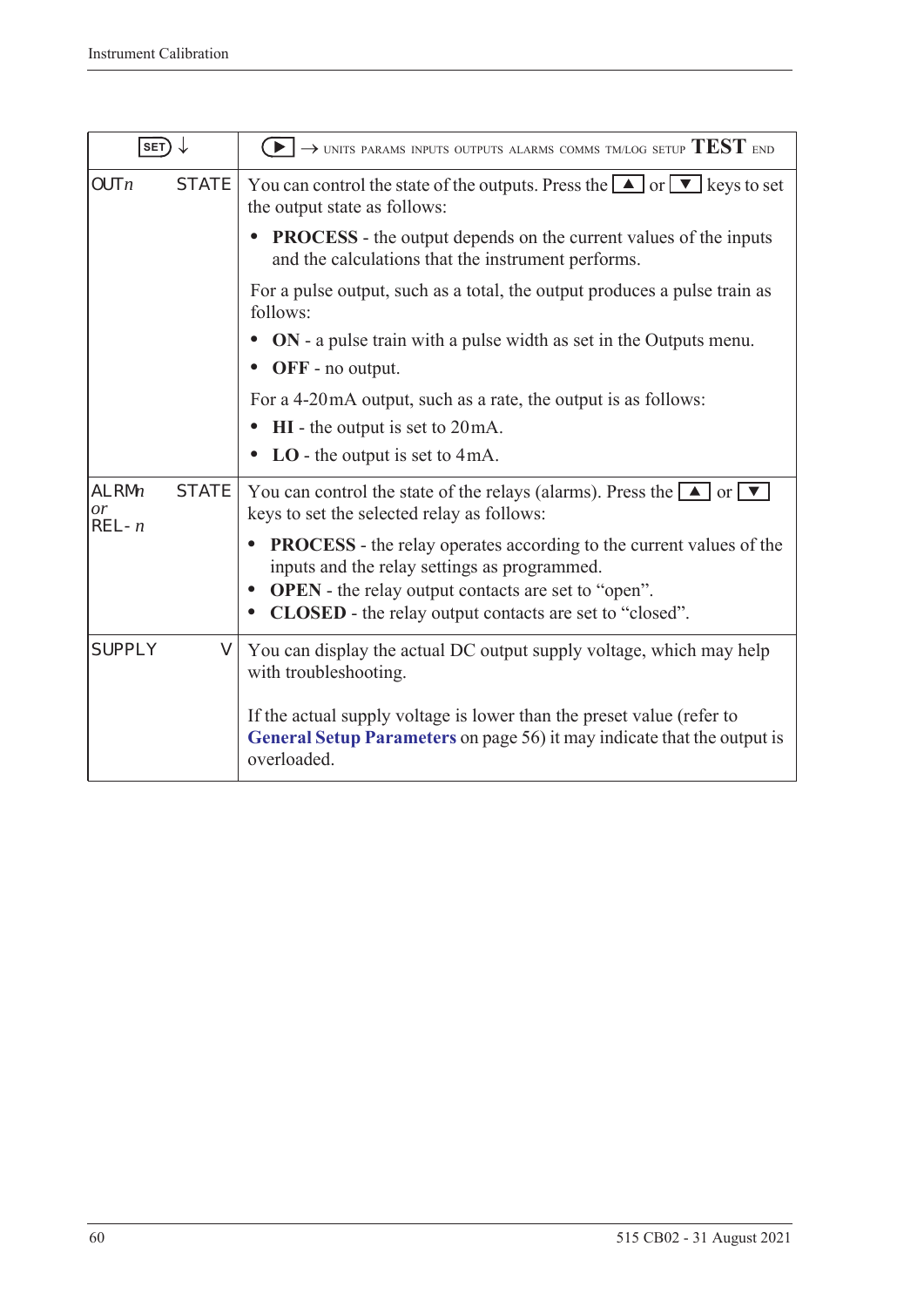| SET ↓ | ▶ → UNITS PARAMS INPUTS OUTPUTS ALARMS COMMS TM/LOG SETUP **TEST** END |
|---|---|
| OUT*n* STATE | You can control the state of the outputs. Press the ▲ or ▼ keys to set the output state as follows:<br>• **PROCESS** - the output depends on the current values of the inputs and the calculations that the instrument performs.<br>For a pulse output, such as a total, the output produces a pulse train as follows:<br>• **ON** - a pulse train with a pulse width as set in the Outputs menu.<br>• **OFF** - no output.<br>For a 4-20mA output, such as a rate, the output is as follows:<br>• **HI** - the output is set to 20mA.<br>• **LO** - the output is set to 4mA. |
| ALRM*n* *or* REL-*n* STATE | You can control the state of the relays (alarms). Press the ▲ or ▼ keys to set the selected relay as follows:<br>• **PROCESS** - the relay operates according to the current values of the inputs and the relay settings as programmed.<br>• **OPEN** - the relay output contacts are set to "open".<br>• **CLOSED** - the relay output contacts are set to "closed". |
| SUPPLY V | You can display the actual DC output supply voltage, which may help with troubleshooting.<br><br>If the actual supply voltage is lower than the preset value (refer to **General Setup Parameters** on page 56) it may indicate that the output is overloaded. |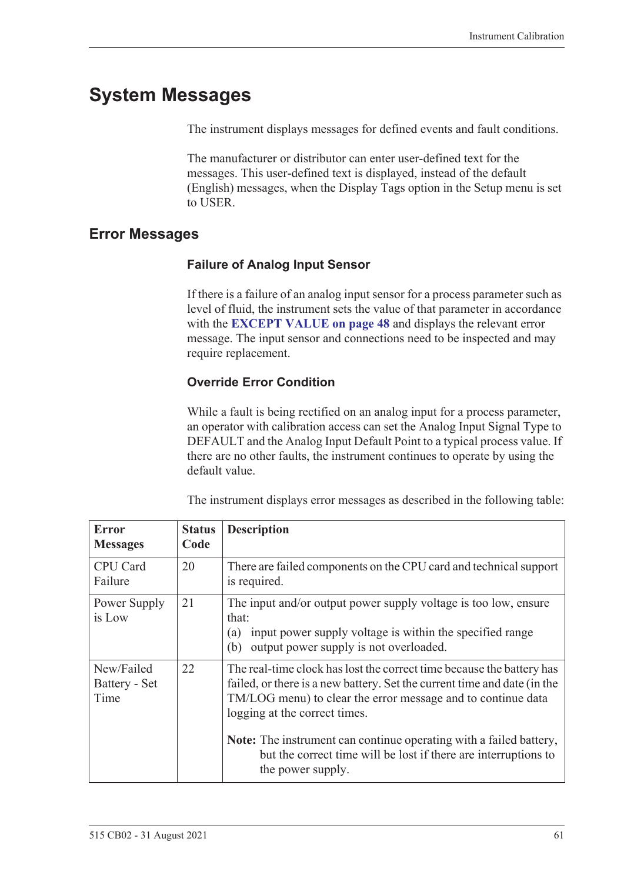# System Messages

The instrument displays messages for defined events and fault conditions.

The manufacturer or distributor can enter user-defined text for the messages. This user-defined text is displayed, instead of the default (English) messages, when the Display Tags option in the Setup menu is set to USER.

## Error Messages

### Failure of Analog Input Sensor

If there is a failure of an analog input sensor for a process parameter such as level of fluid, the instrument sets the value of that parameter in accordance with the **EXCEPT VALUE on page 48** and displays the relevant error message. The input sensor and connections need to be inspected and may require replacement.

### Override Error Condition

While a fault is being rectified on an analog input for a process parameter, an operator with calibration access can set the Analog Input Signal Type to DEFAULT and the Analog Input Default Point to a typical process value. If there are no other faults, the instrument continues to operate by using the default value.

The instrument displays error messages as described in the following table:

| Error Messages | Status Code | Description |
|---|---|---|
| CPU Card Failure | 20 | There are failed components on the CPU card and technical support is required. |
| Power Supply is Low | 21 | The input and/or output power supply voltage is too low, ensure that:<br>(a) input power supply voltage is within the specified range<br>(b) output power supply is not overloaded. |
| New/Failed Battery - Set Time | 22 | The real-time clock has lost the correct time because the battery has failed, or there is a new battery. Set the current time and date (in the TM/LOG menu) to clear the error message and to continue data logging at the correct times.<br><br>**Note:** The instrument can continue operating with a failed battery, but the correct time will be lost if there are interruptions to the power supply. |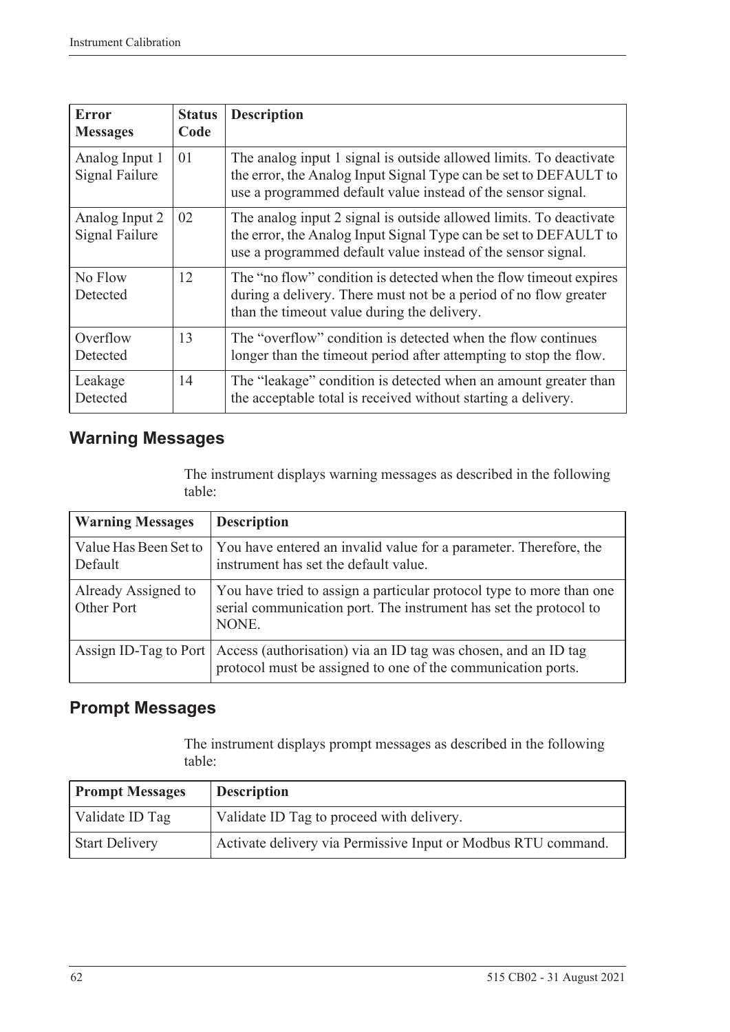| Error Messages | Status Code | Description |
| --- | --- | --- |
| Analog Input 1 Signal Failure | 01 | The analog input 1 signal is outside allowed limits. To deactivate the error, the Analog Input Signal Type can be set to DEFAULT to use a programmed default value instead of the sensor signal. |
| Analog Input 2 Signal Failure | 02 | The analog input 2 signal is outside allowed limits. To deactivate the error, the Analog Input Signal Type can be set to DEFAULT to use a programmed default value instead of the sensor signal. |
| No Flow Detected | 12 | The "no flow" condition is detected when the flow timeout expires during a delivery. There must not be a period of no flow greater than the timeout value during the delivery. |
| Overflow Detected | 13 | The "overflow" condition is detected when the flow continues longer than the timeout period after attempting to stop the flow. |
| Leakage Detected | 14 | The "leakage" condition is detected when an amount greater than the acceptable total is received without starting a delivery. |

## Warning Messages

The instrument displays warning messages as described in the following table:

| Warning Messages | Description |
| --- | --- |
| Value Has Been Set to Default | You have entered an invalid value for a parameter. Therefore, the instrument has set the default value. |
| Already Assigned to Other Port | You have tried to assign a particular protocol type to more than one serial communication port. The instrument has set the protocol to NONE. |
| Assign ID-Tag to Port | Access (authorisation) via an ID tag was chosen, and an ID tag protocol must be assigned to one of the communication ports. |

## Prompt Messages

The instrument displays prompt messages as described in the following table:

| Prompt Messages | Description |
| --- | --- |
| Validate ID Tag | Validate ID Tag to proceed with delivery. |
| Start Delivery | Activate delivery via Permissive Input or Modbus RTU command. |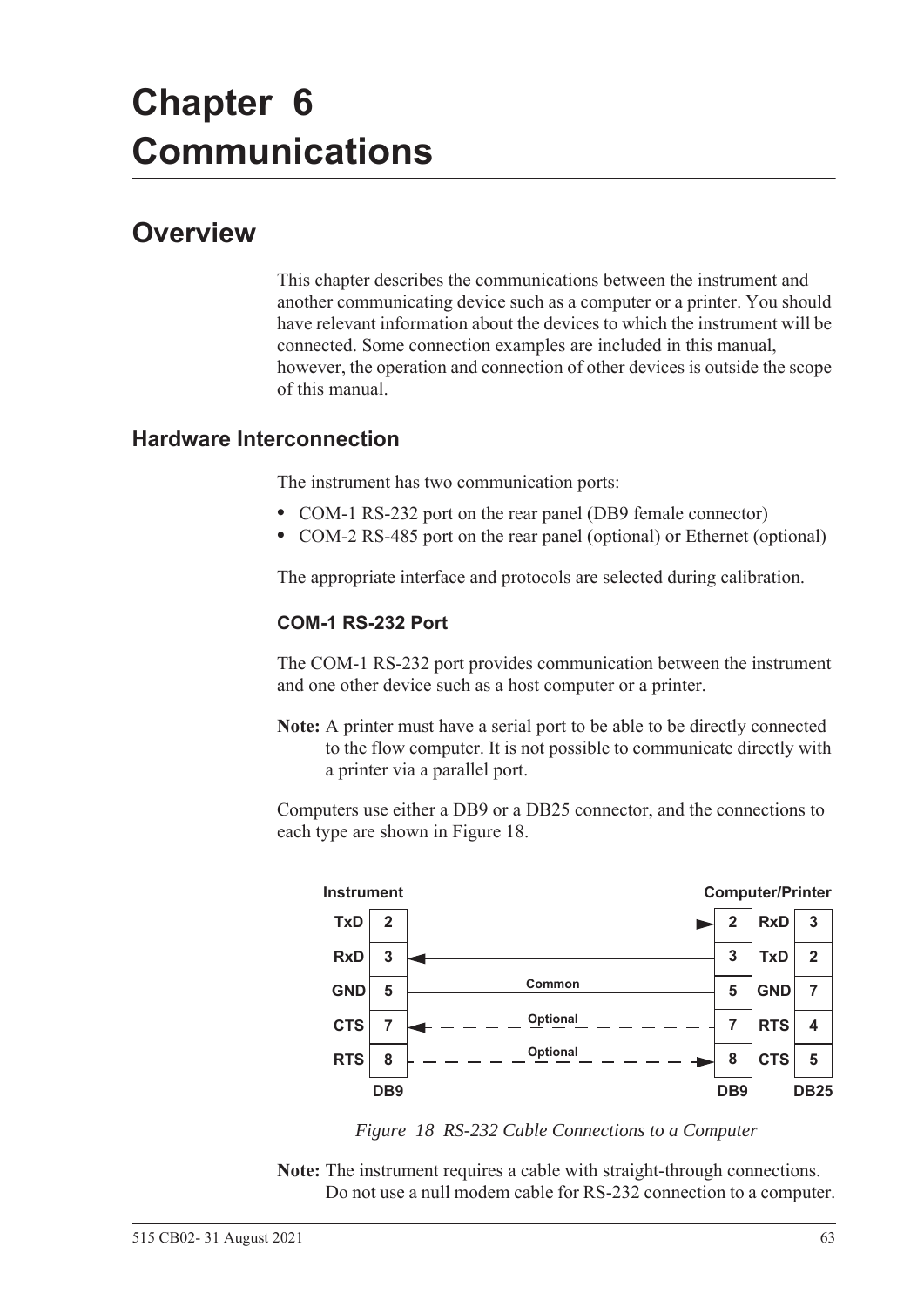# Chapter 6 Communications

## Overview

This chapter describes the communications between the instrument and another communicating device such as a computer or a printer. You should have relevant information about the devices to which the instrument will be connected. Some connection examples are included in this manual, however, the operation and connection of other devices is outside the scope of this manual.

### Hardware Interconnection

The instrument has two communication ports:

- COM-1 RS-232 port on the rear panel (DB9 female connector)
- COM-2 RS-485 port on the rear panel (optional) or Ethernet (optional)

The appropriate interface and protocols are selected during calibration.

#### COM-1 RS-232 Port

The COM-1 RS-232 port provides communication between the instrument and one other device such as a host computer or a printer.

**Note:** A printer must have a serial port to be able to be directly connected to the flow computer. It is not possible to communicate directly with a printer via a parallel port.

Computers use either a DB9 or a DB25 connector, and the connections to each type are shown in Figure 18.

| Instrument | DB9 | Connection | DB9 | Computer/Printer | DB25 |
|---|---|---|---|---|---|
| TxD | 2 | → | 2 | RxD | 3 |
| RxD | 3 | ← | 3 | TxD | 2 |
| GND | 5 | Common | 5 | GND | 7 |
| CTS | 7 | ← Optional | 7 | RTS | 4 |
| RTS | 8 | Optional → | 8 | CTS | 5 |

*Figure 18 RS-232 Cable Connections to a Computer*

**Note:** The instrument requires a cable with straight-through connections. Do not use a null modem cable for RS-232 connection to a computer.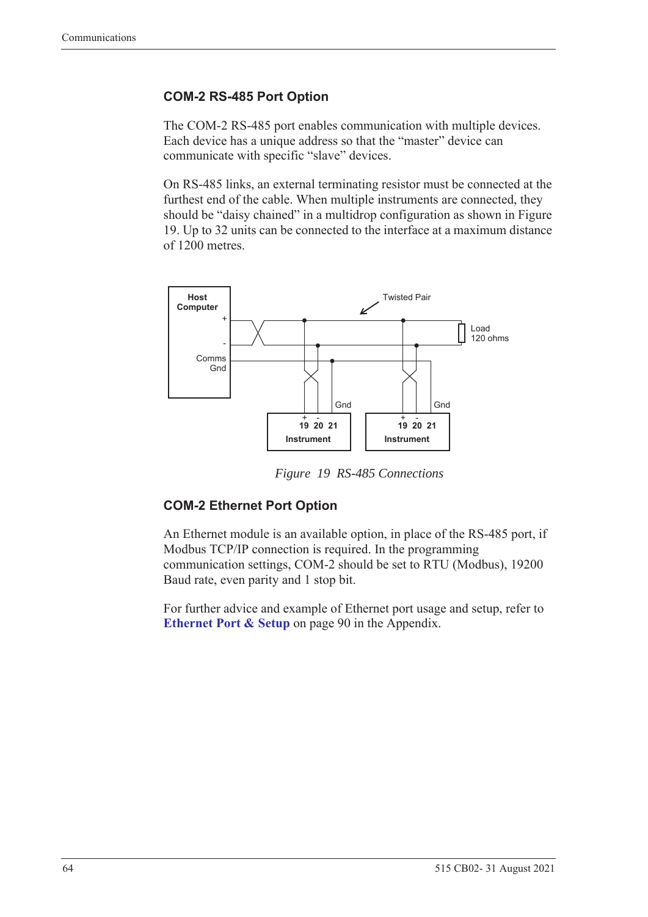### COM-2 RS-485 Port Option

The COM-2 RS-485 port enables communication with multiple devices. Each device has a unique address so that the "master" device can communicate with specific "slave" devices.

On RS-485 links, an external terminating resistor must be connected at the furthest end of the cable. When multiple instruments are connected, they should be "daisy chained" in a multidrop configuration as shown in Figure 19. Up to 32 units can be connected to the interface at a maximum distance of 1200 metres.

*Figure 19 RS-485 Connections*

### COM-2 Ethernet Port Option

An Ethernet module is an available option, in place of the RS-485 port, if Modbus TCP/IP connection is required. In the programming communication settings, COM-2 should be set to RTU (Modbus), 19200 Baud rate, even parity and 1 stop bit.

For further advice and example of Ethernet port usage and setup, refer to **Ethernet Port & Setup** on page 90 in the Appendix.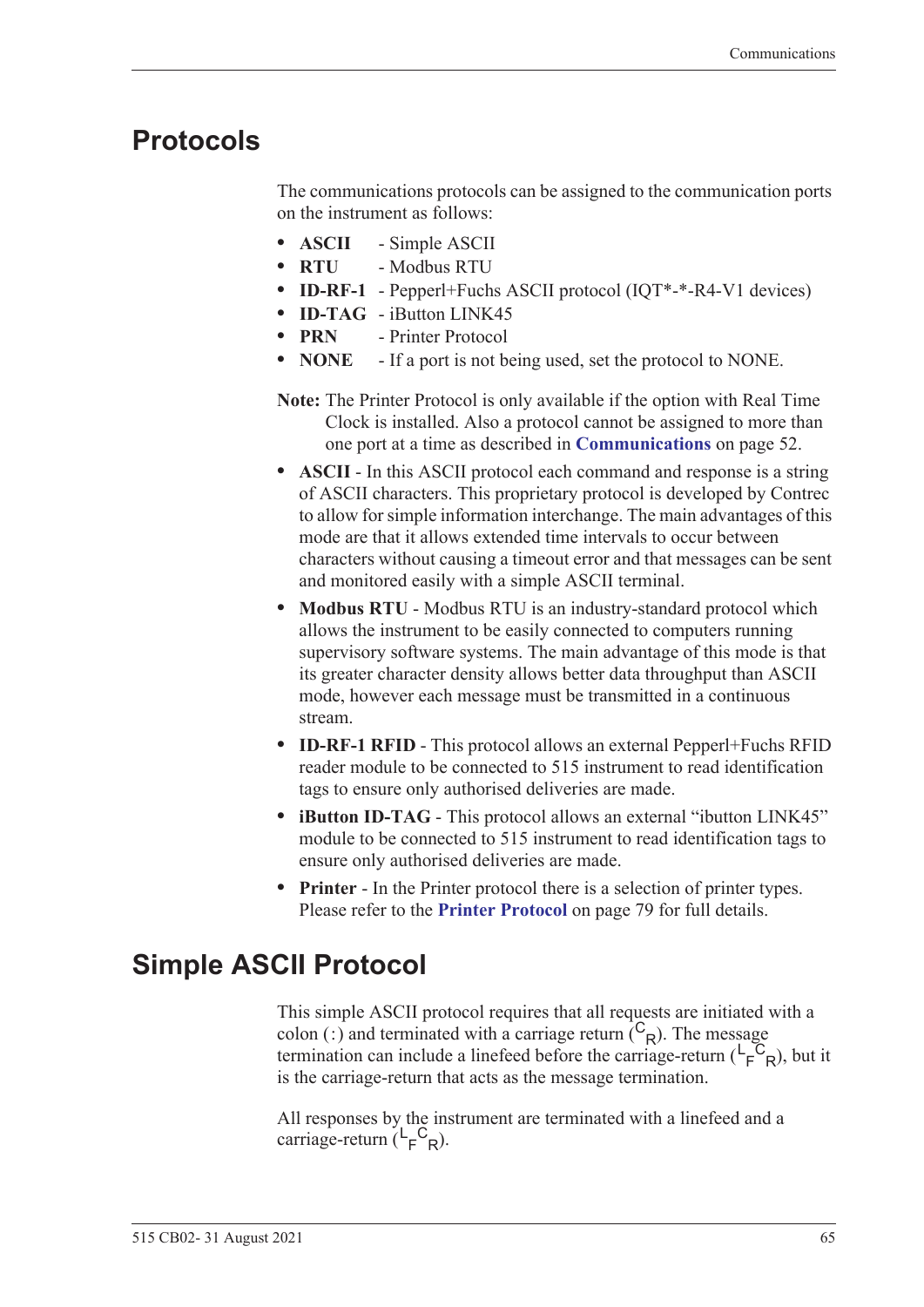## Protocols

The communications protocols can be assigned to the communication ports on the instrument as follows:

- **ASCII** - Simple ASCII
- **RTU** - Modbus RTU
- **ID-RF-1** - Pepperl+Fuchs ASCII protocol (IQT*-*-R4-V1 devices)
- **ID-TAG** - iButton LINK45
- **PRN** - Printer Protocol
- **NONE** - If a port is not being used, set the protocol to NONE.

**Note:** The Printer Protocol is only available if the option with Real Time Clock is installed. Also a protocol cannot be assigned to more than one port at a time as described in **Communications** on page 52.

- **ASCII** - In this ASCII protocol each command and response is a string of ASCII characters. This proprietary protocol is developed by Contrec to allow for simple information interchange. The main advantages of this mode are that it allows extended time intervals to occur between characters without causing a timeout error and that messages can be sent and monitored easily with a simple ASCII terminal.
- **Modbus RTU** - Modbus RTU is an industry-standard protocol which allows the instrument to be easily connected to computers running supervisory software systems. The main advantage of this mode is that its greater character density allows better data throughput than ASCII mode, however each message must be transmitted in a continuous stream.
- **ID-RF-1 RFID** - This protocol allows an external Pepperl+Fuchs RFID reader module to be connected to 515 instrument to read identification tags to ensure only authorised deliveries are made.
- **iButton ID-TAG** - This protocol allows an external “ibutton LINK45” module to be connected to 515 instrument to read identification tags to ensure only authorised deliveries are made.
- **Printer** - In the Printer protocol there is a selection of printer types. Please refer to the **Printer Protocol** on page 79 for full details.

## Simple ASCII Protocol

This simple ASCII protocol requires that all requests are initiated with a colon (:) and terminated with a carriage return ($^{C}_{R}$). The message termination can include a linefeed before the carriage-return ($^{L}_{F}{}^{C}_{R}$), but it is the carriage-return that acts as the message termination.

All responses by the instrument are terminated with a linefeed and a carriage-return ($^{L}_{F}{}^{C}_{R}$).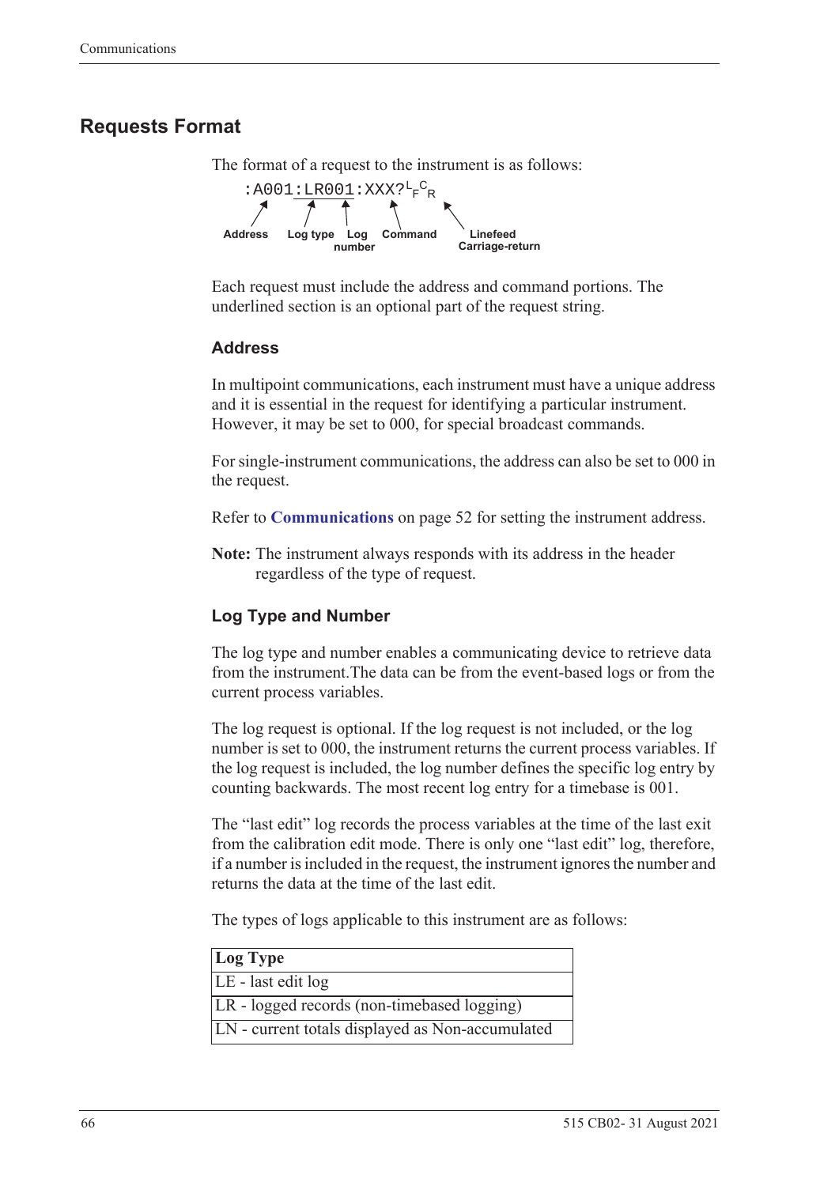## Requests Format

The format of a request to the instrument is as follows:

```
:A001:LR001:XXX?LFCR
```

Address | Log type | Log number | Command | Linefeed Carriage-return

Each request must include the address and command portions. The underlined section is an optional part of the request string.

### Address

In multipoint communications, each instrument must have a unique address and it is essential in the request for identifying a particular instrument. However, it may be set to 000, for special broadcast commands.

For single-instrument communications, the address can also be set to 000 in the request.

Refer to **Communications** on page 52 for setting the instrument address.

**Note:** The instrument always responds with its address in the header regardless of the type of request.

### Log Type and Number

The log type and number enables a communicating device to retrieve data from the instrument.The data can be from the event-based logs or from the current process variables.

The log request is optional. If the log request is not included, or the log number is set to 000, the instrument returns the current process variables. If the log request is included, the log number defines the specific log entry by counting backwards. The most recent log entry for a timebase is 001.

The "last edit" log records the process variables at the time of the last exit from the calibration edit mode. There is only one "last edit" log, therefore, if a number is included in the request, the instrument ignores the number and returns the data at the time of the last edit.

The types of logs applicable to this instrument are as follows:

| Log Type |
|---|
| LE - last edit log |
| LR - logged records (non-timebased logging) |
| LN - current totals displayed as Non-accumulated |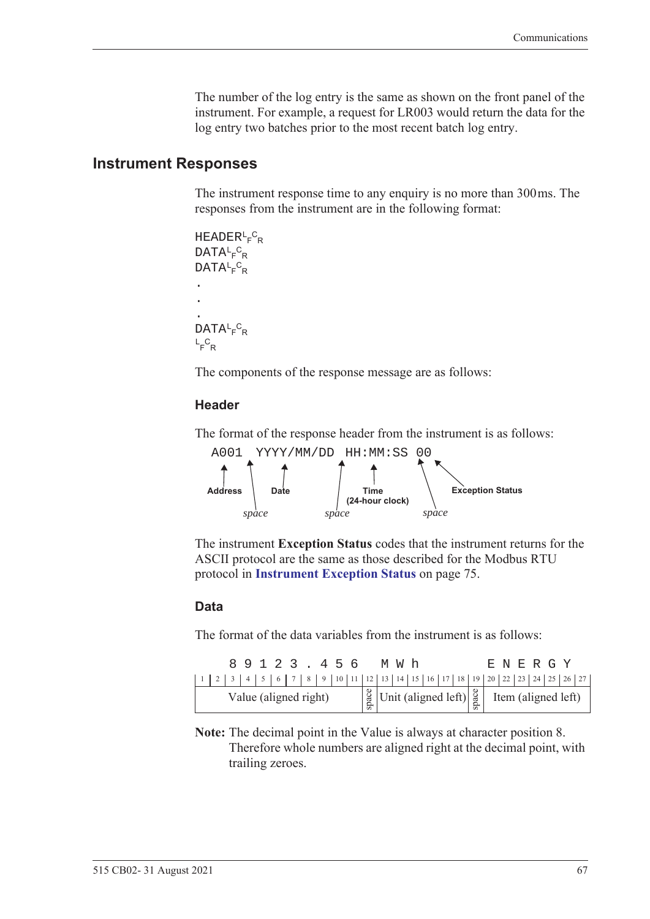The number of the log entry is the same as shown on the front panel of the instrument. For example, a request for LR003 would return the data for the log entry two batches prior to the most recent batch log entry.

## Instrument Responses

The instrument response time to any enquiry is no more than 300 ms. The responses from the instrument are in the following format:

```
HEADER LF CR
DATA LF CR
DATA LF CR
.
.
.
DATA LF CR
LF CR
```

The components of the response message are as follows:

### Header

The format of the response header from the instrument is as follows:

```
A001 YYYY/MM/DD HH:MM:SS 00
```

- **Address** (A001), followed by a *space*
- **Date** (YYYY/MM/DD), followed by a *space*
- **Time (24-hour clock)** (HH:MM:SS), followed by a *space*
- **Exception Status** (00)

The instrument **Exception Status** codes that the instrument returns for the ASCII protocol are the same as those described for the Modbus RTU protocol in **Instrument Exception Status** on page 75.

### Data

The format of the data variables from the instrument is as follows:

| 1 | 2 | 3 | 4 | 5 | 6 | 7 | 8 | 9 | 10 | 11 | 12 | 13 | 14 | 15 | 16 | 17 | 18 | 19 | 20 | 22 | 23 | 24 | 25 | 26 | 27 |
|---|---|---|---|---|---|---|---|---|---|---|---|---|---|---|---|---|---|---|---|---|---|---|---|---|---|
| | | 8 | 9 | 1 | 2 | 3 | . | 4 | 5 | 6 | | M | W | h | | | | | E | N | E | R | G | Y | |
| Value (aligned right) | | | | | | | | | | | space | Unit (aligned left) | | | | | | space | Item (aligned left) | | | | | | |

**Note:** The decimal point in the Value is always at character position 8. Therefore whole numbers are aligned right at the decimal point, with trailing zeroes.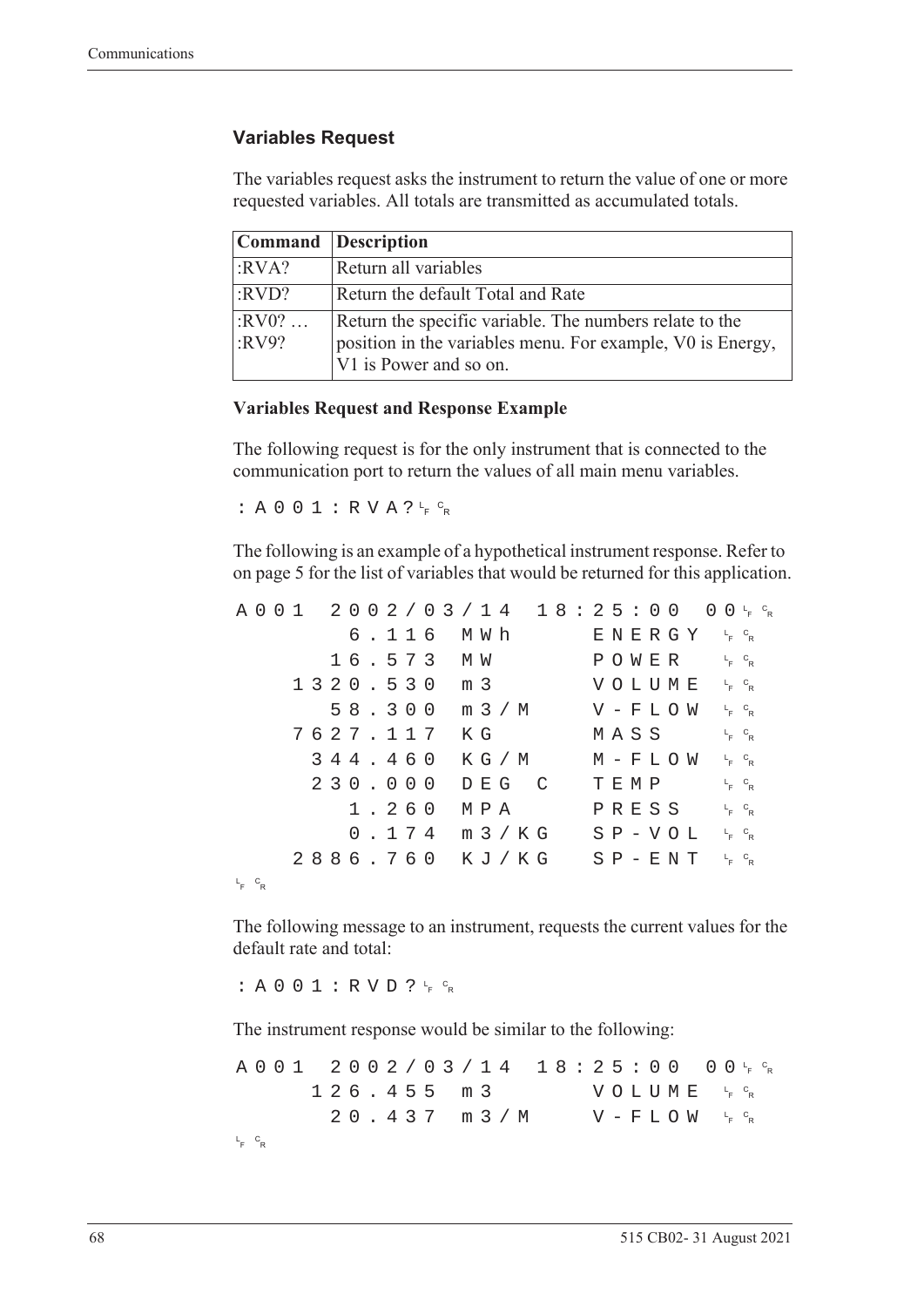### Variables Request

The variables request asks the instrument to return the value of one or more requested variables. All totals are transmitted as accumulated totals.

| Command | Description |
|---|---|
| :RVA? | Return all variables |
| :RVD? | Return the default Total and Rate |
| :RV0? … :RV9? | Return the specific variable. The numbers relate to the position in the variables menu. For example, V0 is Energy, V1 is Power and so on. |

**Variables Request and Response Example**

The following request is for the only instrument that is connected to the communication port to return the values of all main menu variables.

```
:A001:RVA?␊␍
```

The following is an example of a hypothetical instrument response. Refer to on page 5 for the list of variables that would be returned for this application.

```
A001 2002/03/14 18:25:00 00␊␍
       6.116  MWh      ENERGY ␊␍
      16.573  MW       POWER  ␊␍
    1320.530  m3       VOLUME ␊␍
      58.300  m3/M     V-FLOW ␊␍
    7627.117  KG       MASS   ␊␍
     344.460  KG/M     M-FLOW ␊␍
     230.000  DEG C    TEMP   ␊␍
       1.260  MPA      PRESS  ␊␍
       0.174  m3/KG    SP-VOL ␊␍
    2886.760  KJ/KG    SP-ENT ␊␍
␊␍
```

The following message to an instrument, requests the current values for the default rate and total:

```
:A001:RVD?␊␍
```

The instrument response would be similar to the following:

```
A001 2002/03/14 18:25:00 00␊␍
     126.455  m3       VOLUME ␊␍
      20.437  m3/M     V-FLOW ␊␍
␊␍
```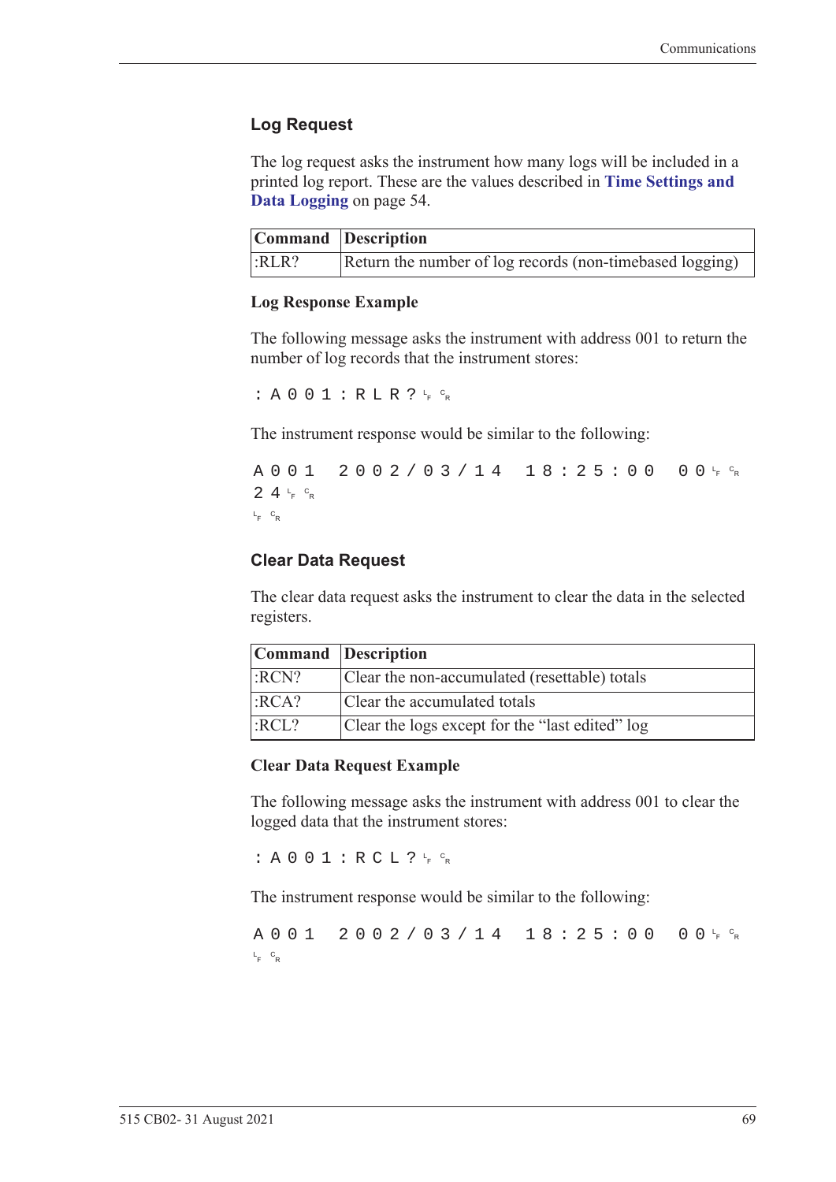## Log Request

The log request asks the instrument how many logs will be included in a printed log report. These are the values described in **Time Settings and Data Logging** on page 54.

| Command | Description |
|---|---|
| :RLR? | Return the number of log records (non-timebased logging) |

### Log Response Example

The following message asks the instrument with address 001 to return the number of log records that the instrument stores:

```
:A001:RLR?␊␍
```

The instrument response would be similar to the following:

```
A001  2002/03/14  18:25:00  00␊␍
24␊␍
␊␍
```

## Clear Data Request

The clear data request asks the instrument to clear the data in the selected registers.

| Command | Description |
|---|---|
| :RCN? | Clear the non-accumulated (resettable) totals |
| :RCA? | Clear the accumulated totals |
| :RCL? | Clear the logs except for the "last edited" log |

### Clear Data Request Example

The following message asks the instrument with address 001 to clear the logged data that the instrument stores:

```
:A001:RCL?␊␍
```

The instrument response would be similar to the following:

```
A001  2002/03/14  18:25:00  00␊␍
␊␍
```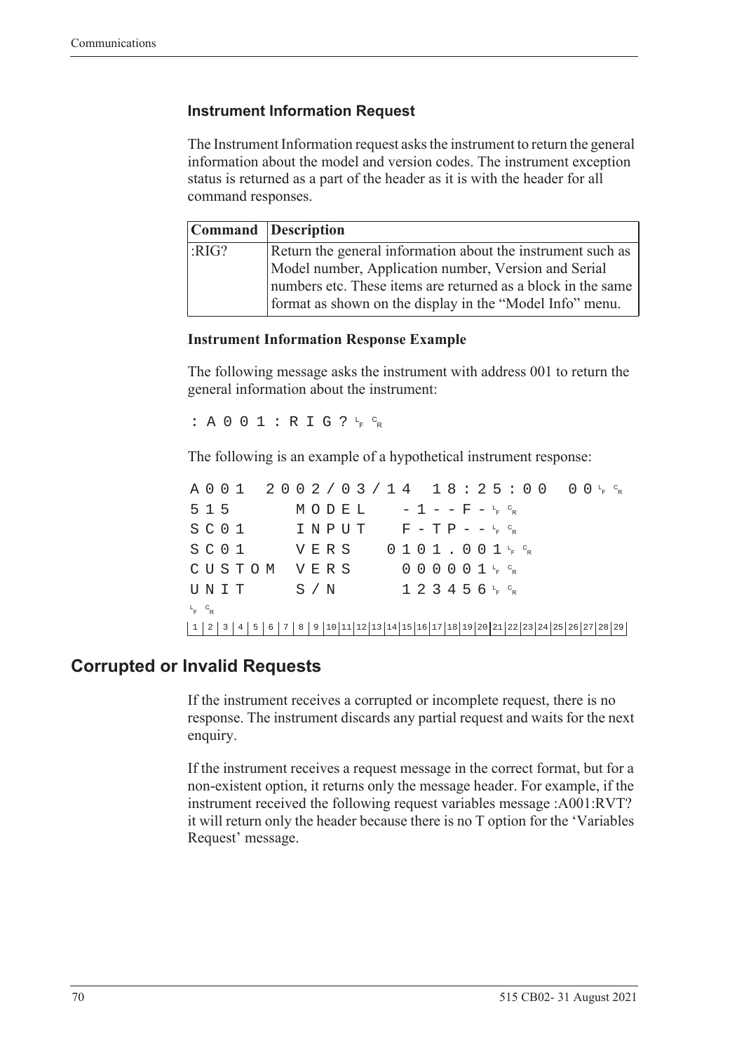### Instrument Information Request

The Instrument Information request asks the instrument to return the general information about the model and version codes. The instrument exception status is returned as a part of the header as it is with the header for all command responses.

| Command | Description |
|---|---|
| :RIG? | Return the general information about the instrument such as Model number, Application number, Version and Serial numbers etc. These items are returned as a block in the same format as shown on the display in the "Model Info" menu. |

**Instrument Information Response Example**

The following message asks the instrument with address 001 to return the general information about the instrument:

```
:A001:RIG?LFCR
```

The following is an example of a hypothetical instrument response:

```
A001 2002/03/14 18:25:00 00LFCR
515     MODEL   -1--F-LFCR
SC01    INPUT   F-TP--LFCR
SC01    VERS   0101.001LFCR
CUSTOM  VERS    000001LFCR
UNIT    S/N     123456LFCR
LFCR
1 2 3 4 5 6 7 8 9 10 11 12 13 14 15 16 17 18 19 20 21 22 23 24 25 26 27 28 29
```

## Corrupted or Invalid Requests

If the instrument receives a corrupted or incomplete request, there is no response. The instrument discards any partial request and waits for the next enquiry.

If the instrument receives a request message in the correct format, but for a non-existent option, it returns only the message header. For example, if the instrument received the following request variables message :A001:RVT? it will return only the header because there is no T option for the 'Variables Request' message.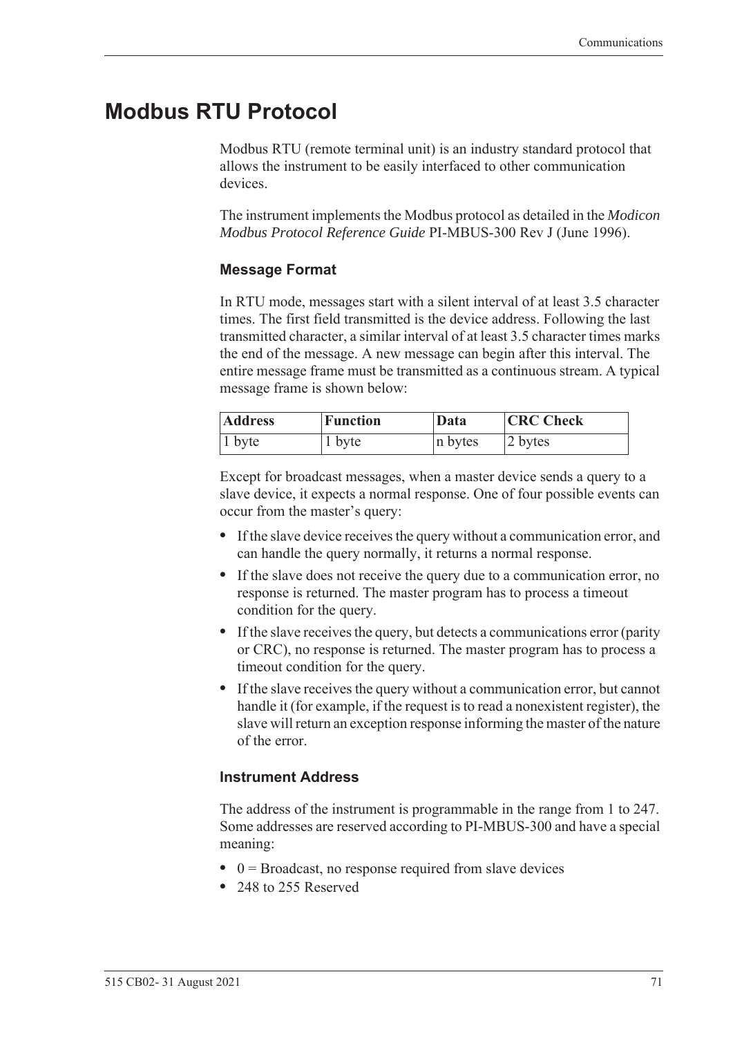# Modbus RTU Protocol

Modbus RTU (remote terminal unit) is an industry standard protocol that allows the instrument to be easily interfaced to other communication devices.

The instrument implements the Modbus protocol as detailed in the *Modicon Modbus Protocol Reference Guide* PI-MBUS-300 Rev J (June 1996).

### Message Format

In RTU mode, messages start with a silent interval of at least 3.5 character times. The first field transmitted is the device address. Following the last transmitted character, a similar interval of at least 3.5 character times marks the end of the message. A new message can begin after this interval. The entire message frame must be transmitted as a continuous stream. A typical message frame is shown below:

| Address | Function | Data | CRC Check |
|---|---|---|---|
| 1 byte | 1 byte | n bytes | 2 bytes |

Except for broadcast messages, when a master device sends a query to a slave device, it expects a normal response. One of four possible events can occur from the master's query:

- If the slave device receives the query without a communication error, and can handle the query normally, it returns a normal response.
- If the slave does not receive the query due to a communication error, no response is returned. The master program has to process a timeout condition for the query.
- If the slave receives the query, but detects a communications error (parity or CRC), no response is returned. The master program has to process a timeout condition for the query.
- If the slave receives the query without a communication error, but cannot handle it (for example, if the request is to read a nonexistent register), the slave will return an exception response informing the master of the nature of the error.

### Instrument Address

The address of the instrument is programmable in the range from 1 to 247. Some addresses are reserved according to PI-MBUS-300 and have a special meaning:

- 0 = Broadcast, no response required from slave devices
- 248 to 255 Reserved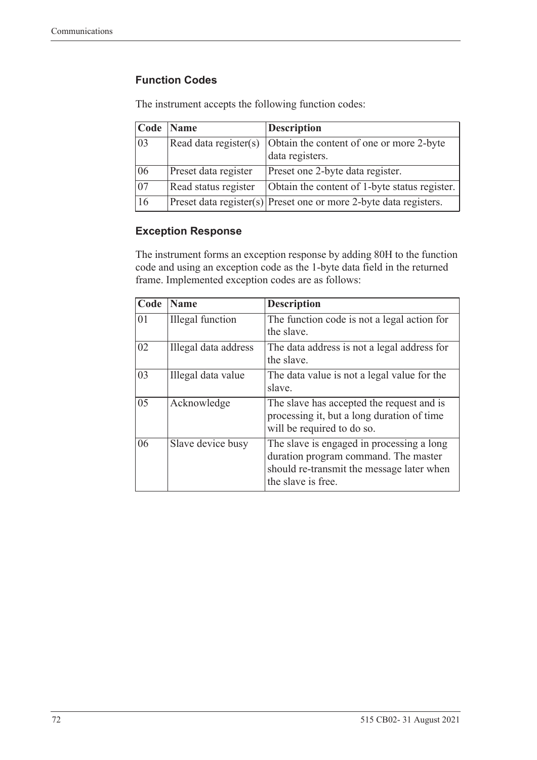### Function Codes

The instrument accepts the following function codes:

| Code | Name | Description |
|---|---|---|
| 03 | Read data register(s) | Obtain the content of one or more 2-byte data registers. |
| 06 | Preset data register | Preset one 2-byte data register. |
| 07 | Read status register | Obtain the content of 1-byte status register. |
| 16 | Preset data register(s) | Preset one or more 2-byte data registers. |

### Exception Response

The instrument forms an exception response by adding 80H to the function code and using an exception code as the 1-byte data field in the returned frame. Implemented exception codes are as follows:

| Code | Name | Description |
|---|---|---|
| 01 | Illegal function | The function code is not a legal action for the slave. |
| 02 | Illegal data address | The data address is not a legal address for the slave. |
| 03 | Illegal data value | The data value is not a legal value for the slave. |
| 05 | Acknowledge | The slave has accepted the request and is processing it, but a long duration of time will be required to do so. |
| 06 | Slave device busy | The slave is engaged in processing a long duration program command. The master should re-transmit the message later when the slave is free. |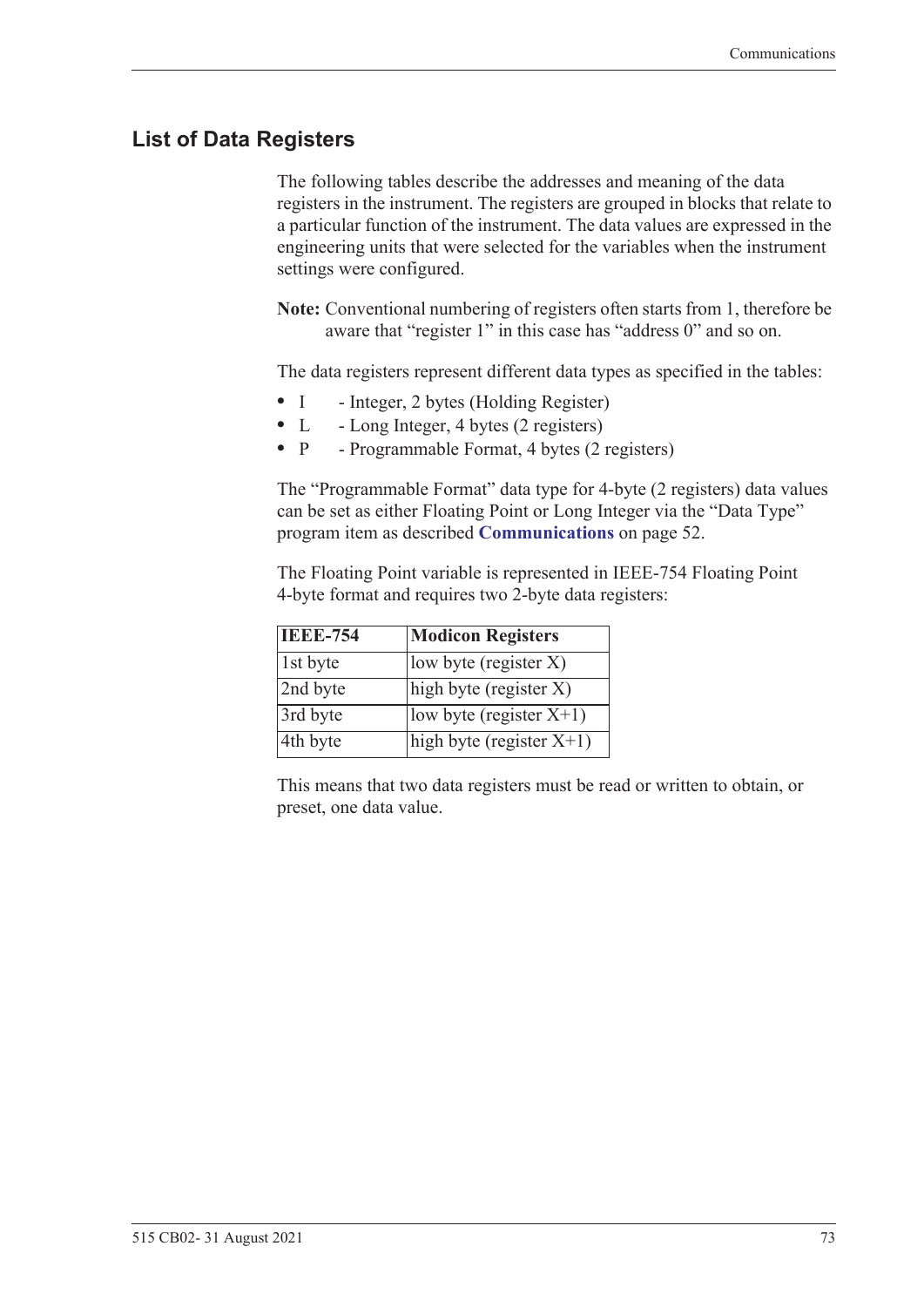## List of Data Registers

The following tables describe the addresses and meaning of the data registers in the instrument. The registers are grouped in blocks that relate to a particular function of the instrument. The data values are expressed in the engineering units that were selected for the variables when the instrument settings were configured.

**Note:** Conventional numbering of registers often starts from 1, therefore be aware that "register 1" in this case has "address 0" and so on.

The data registers represent different data types as specified in the tables:

- I - Integer, 2 bytes (Holding Register)
- L - Long Integer, 4 bytes (2 registers)
- P - Programmable Format, 4 bytes (2 registers)

The "Programmable Format" data type for 4-byte (2 registers) data values can be set as either Floating Point or Long Integer via the "Data Type" program item as described **Communications** on page 52.

The Floating Point variable is represented in IEEE-754 Floating Point 4-byte format and requires two 2-byte data registers:

| IEEE-754 | Modicon Registers |
|---|---|
| 1st byte | low byte (register X) |
| 2nd byte | high byte (register X) |
| 3rd byte | low byte (register X+1) |
| 4th byte | high byte (register X+1) |

This means that two data registers must be read or written to obtain, or preset, one data value.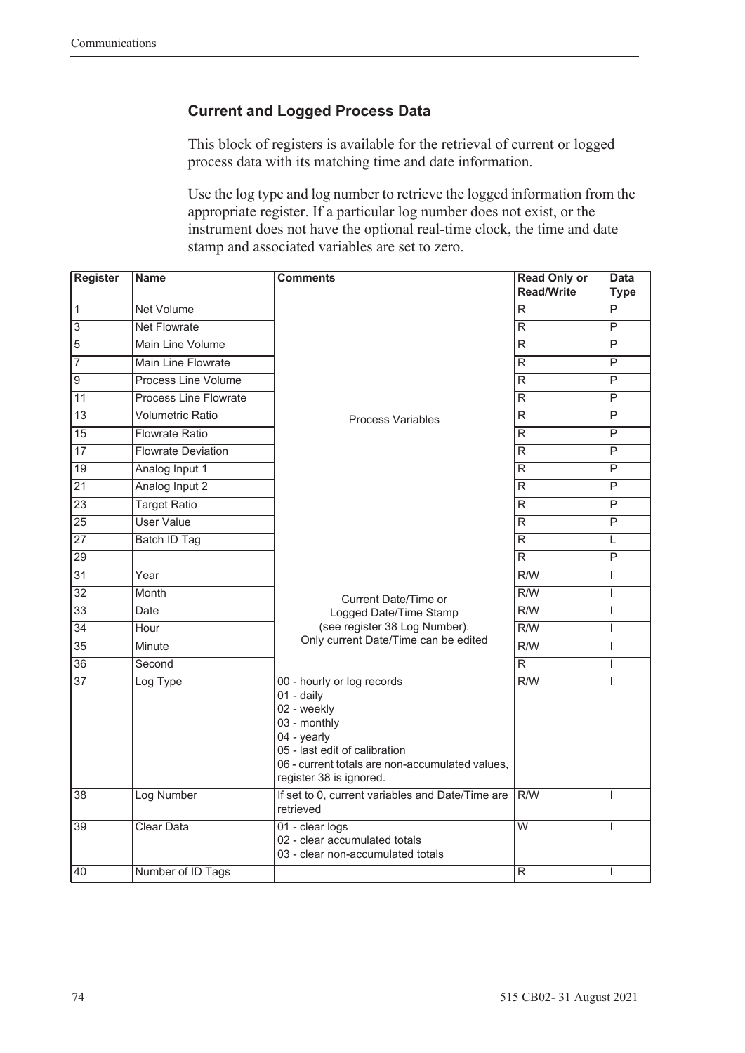## Current and Logged Process Data

This block of registers is available for the retrieval of current or logged process data with its matching time and date information.

Use the log type and log number to retrieve the logged information from the appropriate register. If a particular log number does not exist, or the instrument does not have the optional real-time clock, the time and date stamp and associated variables are set to zero.

| Register | Name | Comments | Read Only or Read/Write | Data Type |
|---|---|---|---|---|
| 1 | Net Volume | Process Variables | R | P |
| 3 | Net Flowrate | | R | P |
| 5 | Main Line Volume | | R | P |
| 7 | Main Line Flowrate | | R | P |
| 9 | Process Line Volume | | R | P |
| 11 | Process Line Flowrate | | R | P |
| 13 | Volumetric Ratio | | R | P |
| 15 | Flowrate Ratio | | R | P |
| 17 | Flowrate Deviation | | R | P |
| 19 | Analog Input 1 | | R | P |
| 21 | Analog Input 2 | | R | P |
| 23 | Target Ratio | | R | P |
| 25 | User Value | | R | P |
| 27 | Batch ID Tag | | R | L |
| 29 | | | R | P |
| 31 | Year | Current Date/Time or Logged Date/Time Stamp (see register 38 Log Number). Only current Date/Time can be edited | R/W | I |
| 32 | Month | | R/W | I |
| 33 | Date | | R/W | I |
| 34 | Hour | | R/W | I |
| 35 | Minute | | R/W | I |
| 36 | Second | | R | I |
| 37 | Log Type | 00 - hourly or log records<br>01 - daily<br>02 - weekly<br>03 - monthly<br>04 - yearly<br>05 - last edit of calibration<br>06 - current totals are non-accumulated values, register 38 is ignored. | R/W | I |
| 38 | Log Number | If set to 0, current variables and Date/Time are retrieved | R/W | I |
| 39 | Clear Data | 01 - clear logs<br>02 - clear accumulated totals<br>03 - clear non-accumulated totals | W | I |
| 40 | Number of ID Tags | | R | I |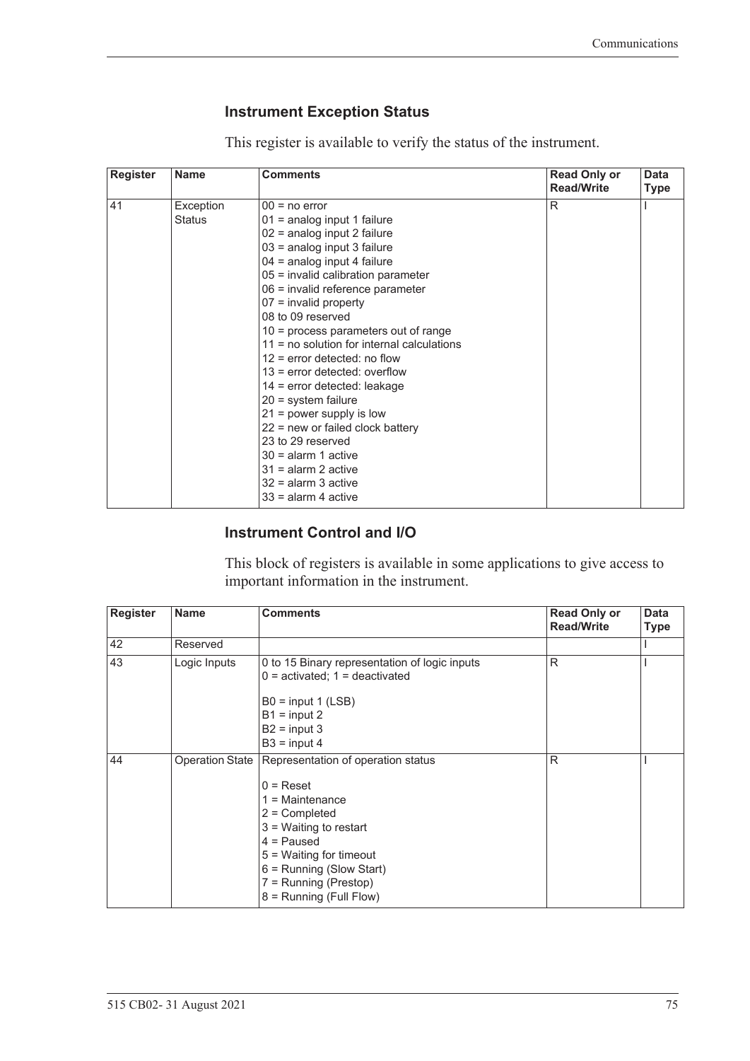### Instrument Exception Status

This register is available to verify the status of the instrument.

| Register | Name | Comments | Read Only or Read/Write | Data Type |
|---|---|---|---|---|
| 41 | Exception Status | 00 = no error<br>01 = analog input 1 failure<br>02 = analog input 2 failure<br>03 = analog input 3 failure<br>04 = analog input 4 failure<br>05 = invalid calibration parameter<br>06 = invalid reference parameter<br>07 = invalid property<br>08 to 09 reserved<br>10 = process parameters out of range<br>11 = no solution for internal calculations<br>12 = error detected: no flow<br>13 = error detected: overflow<br>14 = error detected: leakage<br>20 = system failure<br>21 = power supply is low<br>22 = new or failed clock battery<br>23 to 29 reserved<br>30 = alarm 1 active<br>31 = alarm 2 active<br>32 = alarm 3 active<br>33 = alarm 4 active | R | I |

### Instrument Control and I/O

This block of registers is available in some applications to give access to important information in the instrument.

| Register | Name | Comments | Read Only or Read/Write | Data Type |
|---|---|---|---|---|
| 42 | Reserved | | | I |
| 43 | Logic Inputs | 0 to 15 Binary representation of logic inputs<br>0 = activated; 1 = deactivated<br><br>B0 = input 1 (LSB)<br>B1 = input 2<br>B2 = input 3<br>B3 = input 4 | R | I |
| 44 | Operation State | Representation of operation status<br><br>0 = Reset<br>1 = Maintenance<br>2 = Completed<br>3 = Waiting to restart<br>4 = Paused<br>5 = Waiting for timeout<br>6 = Running (Slow Start)<br>7 = Running (Prestop)<br>8 = Running (Full Flow) | R | I |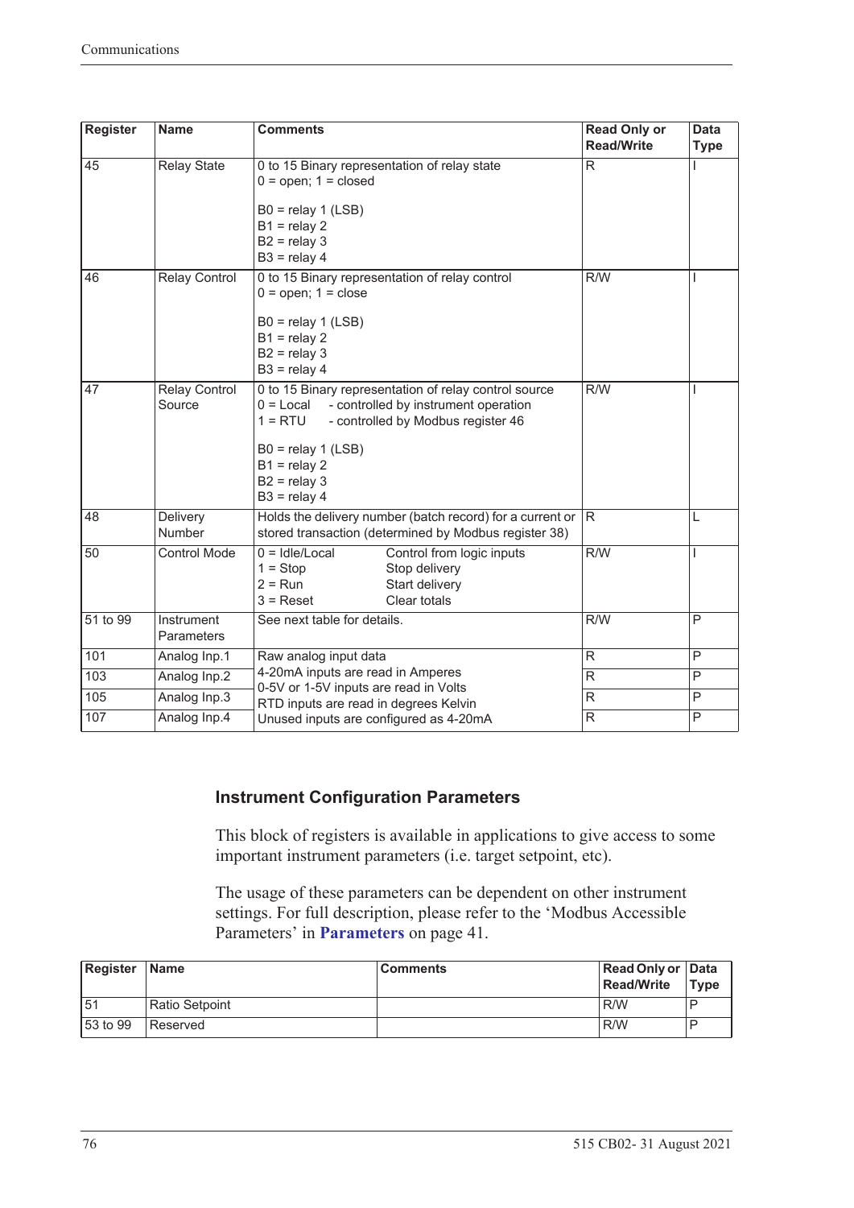| Register | Name | Comments | Read Only or Read/Write | Data Type |
|---|---|---|---|---|
| 45 | Relay State | 0 to 15 Binary representation of relay state<br>0 = open; 1 = closed<br><br>B0 = relay 1 (LSB)<br>B1 = relay 2<br>B2 = relay 3<br>B3 = relay 4 | R | I |
| 46 | Relay Control | 0 to 15 Binary representation of relay control<br>0 = open; 1 = close<br><br>B0 = relay 1 (LSB)<br>B1 = relay 2<br>B2 = relay 3<br>B3 = relay 4 | R/W | I |
| 47 | Relay Control Source | 0 to 15 Binary representation of relay control source<br>0 = Local - controlled by instrument operation<br>1 = RTU - controlled by Modbus register 46<br><br>B0 = relay 1 (LSB)<br>B1 = relay 2<br>B2 = relay 3<br>B3 = relay 4 | R/W | I |
| 48 | Delivery Number | Holds the delivery number (batch record) for a current or stored transaction (determined by Modbus register 38) | R | L |
| 50 | Control Mode | 0 = Idle/Local — Control from logic inputs<br>1 = Stop — Stop delivery<br>2 = Run — Start delivery<br>3 = Reset — Clear totals | R/W | I |
| 51 to 99 | Instrument Parameters | See next table for details. | R/W | P |
| 101 | Analog Inp.1 | Raw analog input data | R | P |
| 103 | Analog Inp.2 | 4-20mA inputs are read in Amperes | R | P |
| 105 | Analog Inp.3 | 0-5V or 1-5V inputs are read in Volts<br>RTD inputs are read in degrees Kelvin | R | P |
| 107 | Analog Inp.4 | Unused inputs are configured as 4-20mA | R | P |

### Instrument Configuration Parameters

This block of registers is available in applications to give access to some important instrument parameters (i.e. target setpoint, etc).

The usage of these parameters can be dependent on other instrument settings. For full description, please refer to the 'Modbus Accessible Parameters' in **Parameters** on page 41.

| Register | Name | Comments | Read Only or Read/Write | Data Type |
|---|---|---|---|---|
| 51 | Ratio Setpoint | | R/W | P |
| 53 to 99 | Reserved | | R/W | P |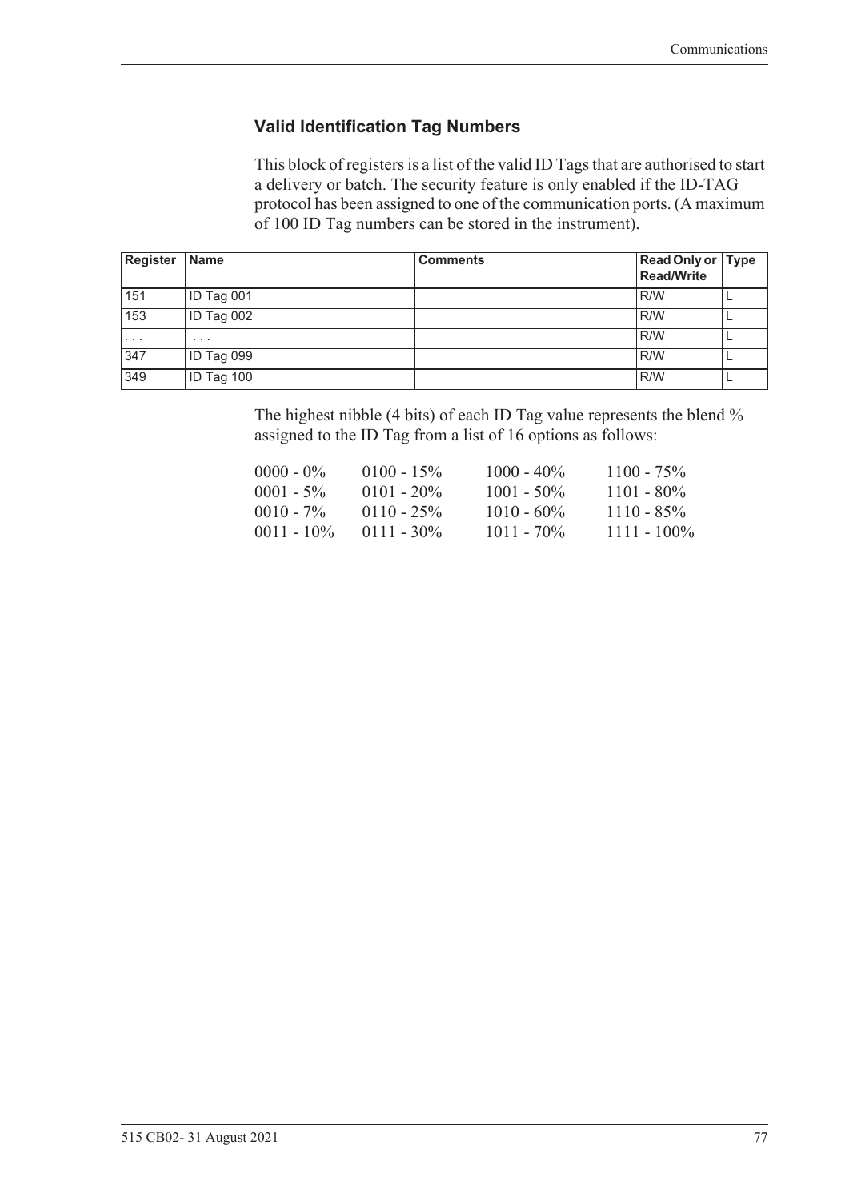### Valid Identification Tag Numbers

This block of registers is a list of the valid ID Tags that are authorised to start a delivery or batch. The security feature is only enabled if the ID-TAG protocol has been assigned to one of the communication ports. (A maximum of 100 ID Tag numbers can be stored in the instrument).

| Register | Name | Comments | Read Only or Read/Write | Type |
|---|---|---|---|---|
| 151 | ID Tag 001 | | R/W | L |
| 153 | ID Tag 002 | | R/W | L |
| . . . | . . . | | R/W | L |
| 347 | ID Tag 099 | | R/W | L |
| 349 | ID Tag 100 | | R/W | L |

The highest nibble (4 bits) of each ID Tag value represents the blend % assigned to the ID Tag from a list of 16 options as follows:

| | | | |
|---|---|---|---|
| 0000 - 0% | 0100 - 15% | 1000 - 40% | 1100 - 75% |
| 0001 - 5% | 0101 - 20% | 1001 - 50% | 1101 - 80% |
| 0010 - 7% | 0110 - 25% | 1010 - 60% | 1110 - 85% |
| 0011 - 10% | 0111 - 30% | 1011 - 70% | 1111 - 100% |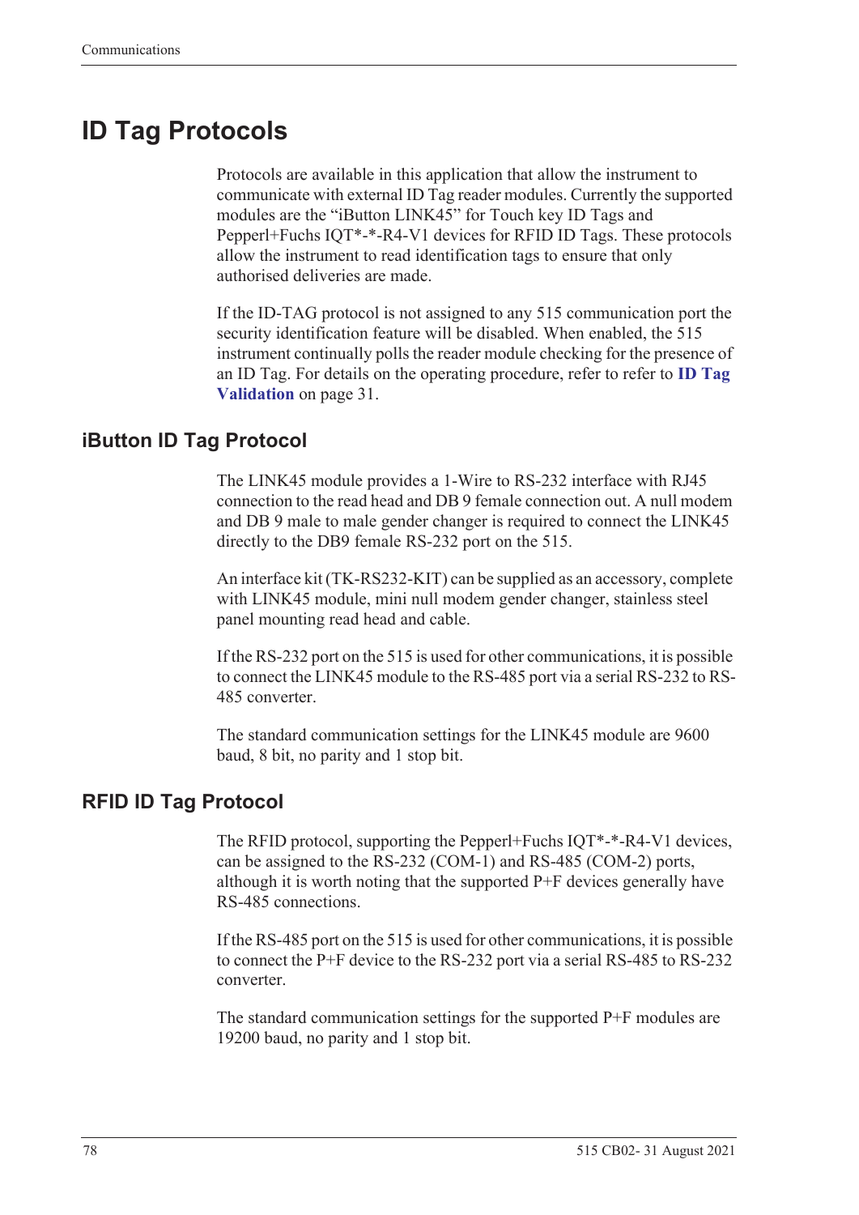# ID Tag Protocols

Protocols are available in this application that allow the instrument to communicate with external ID Tag reader modules. Currently the supported modules are the "iButton LINK45" for Touch key ID Tags and Pepperl+Fuchs IQT*-*-R4-V1 devices for RFID ID Tags. These protocols allow the instrument to read identification tags to ensure that only authorised deliveries are made.

If the ID-TAG protocol is not assigned to any 515 communication port the security identification feature will be disabled. When enabled, the 515 instrument continually polls the reader module checking for the presence of an ID Tag. For details on the operating procedure, refer to refer to **ID Tag Validation** on page 31.

## iButton ID Tag Protocol

The LINK45 module provides a 1-Wire to RS-232 interface with RJ45 connection to the read head and DB 9 female connection out. A null modem and DB 9 male to male gender changer is required to connect the LINK45 directly to the DB9 female RS-232 port on the 515.

An interface kit (TK-RS232-KIT) can be supplied as an accessory, complete with LINK45 module, mini null modem gender changer, stainless steel panel mounting read head and cable.

If the RS-232 port on the 515 is used for other communications, it is possible to connect the LINK45 module to the RS-485 port via a serial RS-232 to RS-485 converter.

The standard communication settings for the LINK45 module are 9600 baud, 8 bit, no parity and 1 stop bit.

## RFID ID Tag Protocol

The RFID protocol, supporting the Pepperl+Fuchs IQT*-*-R4-V1 devices, can be assigned to the RS-232 (COM-1) and RS-485 (COM-2) ports, although it is worth noting that the supported P+F devices generally have RS-485 connections.

If the RS-485 port on the 515 is used for other communications, it is possible to connect the P+F device to the RS-232 port via a serial RS-485 to RS-232 converter.

The standard communication settings for the supported P+F modules are 19200 baud, no parity and 1 stop bit.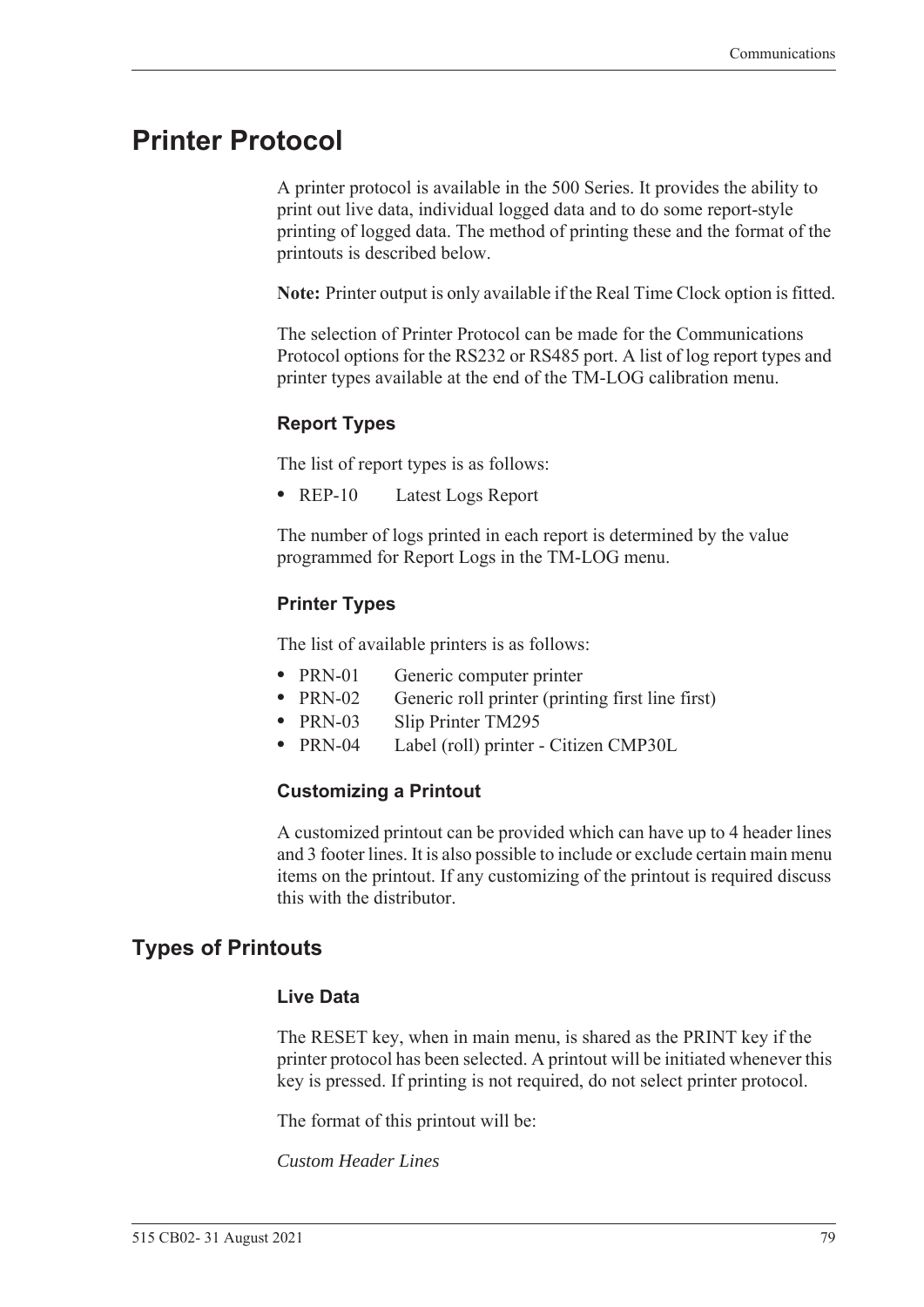# Printer Protocol

A printer protocol is available in the 500 Series. It provides the ability to print out live data, individual logged data and to do some report-style printing of logged data. The method of printing these and the format of the printouts is described below.

**Note:** Printer output is only available if the Real Time Clock option is fitted.

The selection of Printer Protocol can be made for the Communications Protocol options for the RS232 or RS485 port. A list of log report types and printer types available at the end of the TM-LOG calibration menu.

### Report Types

The list of report types is as follows:

- REP-10 Latest Logs Report

The number of logs printed in each report is determined by the value programmed for Report Logs in the TM-LOG menu.

### Printer Types

The list of available printers is as follows:

- PRN-01 Generic computer printer
- PRN-02 Generic roll printer (printing first line first)
- PRN-03 Slip Printer TM295
- PRN-04 Label (roll) printer - Citizen CMP30L

### Customizing a Printout

A customized printout can be provided which can have up to 4 header lines and 3 footer lines. It is also possible to include or exclude certain main menu items on the printout. If any customizing of the printout is required discuss this with the distributor.

## Types of Printouts

### Live Data

The RESET key, when in main menu, is shared as the PRINT key if the printer protocol has been selected. A printout will be initiated whenever this key is pressed. If printing is not required, do not select printer protocol.

The format of this printout will be:

*Custom Header Lines*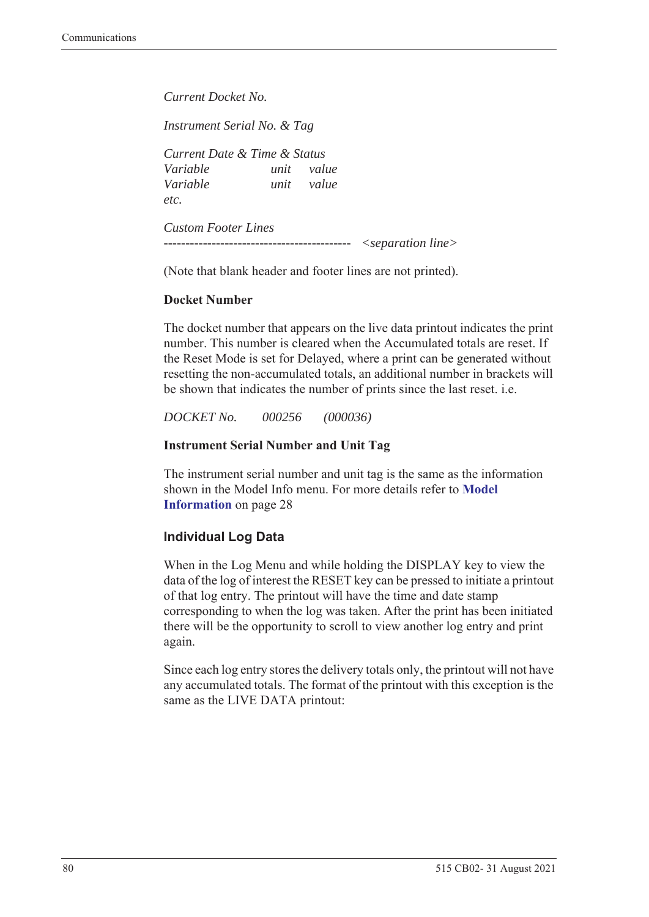*Current Docket No.*

*Instrument Serial No. & Tag*

*Current Date & Time & Status*
*Variable unit value*
*Variable unit value*
*etc.*

*Custom Footer Lines*
*------------------------------------------ <separation line>*

(Note that blank header and footer lines are not printed).

**Docket Number**

The docket number that appears on the live data printout indicates the print number. This number is cleared when the Accumulated totals are reset. If the Reset Mode is set for Delayed, where a print can be generated without resetting the non-accumulated totals, an additional number in brackets will be shown that indicates the number of prints since the last reset. i.e.

*DOCKET No. 000256 (000036)*

**Instrument Serial Number and Unit Tag**

The instrument serial number and unit tag is the same as the information shown in the Model Info menu. For more details refer to **Model Information** on page 28

### Individual Log Data

When in the Log Menu and while holding the DISPLAY key to view the data of the log of interest the RESET key can be pressed to initiate a printout of that log entry. The printout will have the time and date stamp corresponding to when the log was taken. After the print has been initiated there will be the opportunity to scroll to view another log entry and print again.

Since each log entry stores the delivery totals only, the printout will not have any accumulated totals. The format of the printout with this exception is the same as the LIVE DATA printout: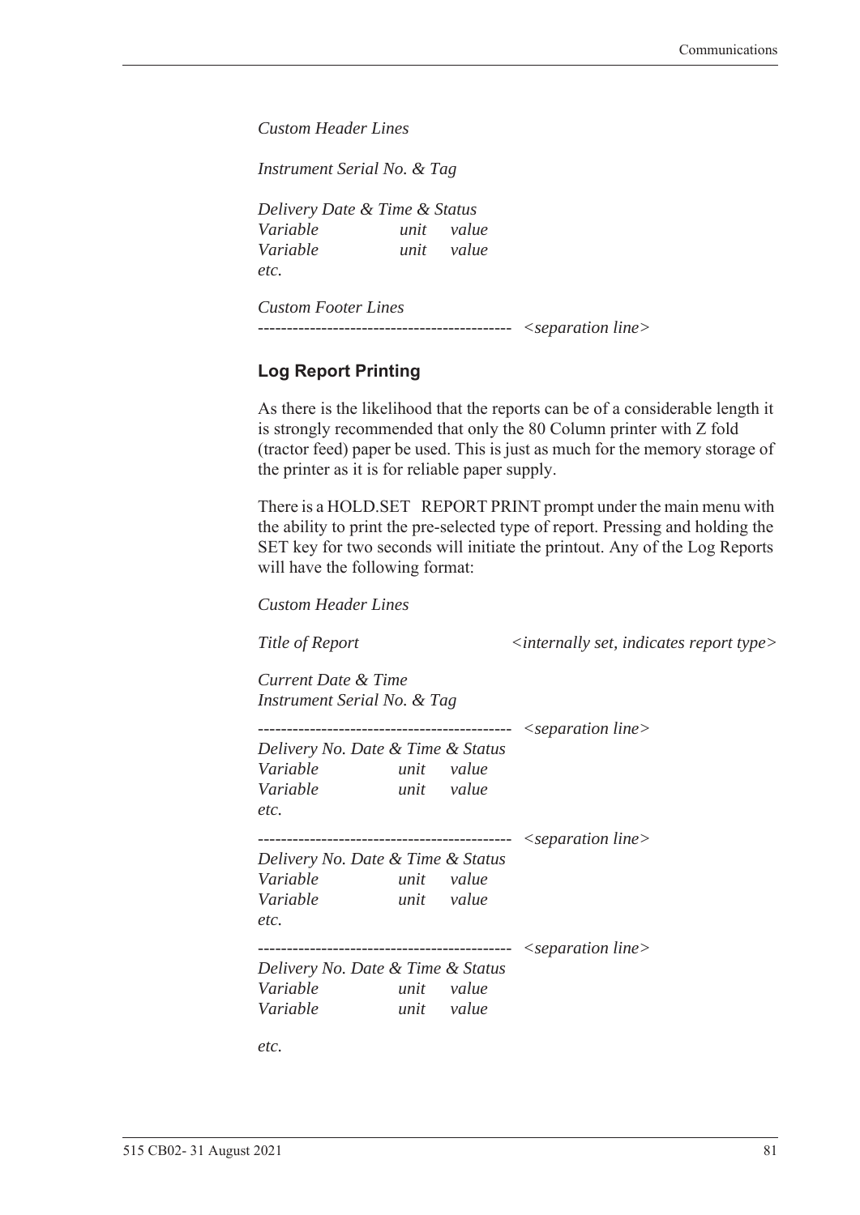*Custom Header Lines*

*Instrument Serial No. & Tag*

*Delivery Date & Time & Status*
*Variable unit value*
*Variable unit value*
*etc.*

*Custom Footer Lines*
-------------------------------------------- *<separation line>*

### Log Report Printing

As there is the likelihood that the reports can be of a considerable length it is strongly recommended that only the 80 Column printer with Z fold (tractor feed) paper be used. This is just as much for the memory storage of the printer as it is for reliable paper supply.

There is a HOLD.SET REPORT PRINT prompt under the main menu with the ability to print the pre-selected type of report. Pressing and holding the SET key for two seconds will initiate the printout. Any of the Log Reports will have the following format:

*Custom Header Lines*

*Title of Report* *<internally set, indicates report type>*

*Current Date & Time*
*Instrument Serial No. & Tag*

-------------------------------------------- *<separation line>*
*Delivery No. Date & Time & Status*
*Variable unit value*
*Variable unit value*
*etc.*

-------------------------------------------- *<separation line>*
*Delivery No. Date & Time & Status*
*Variable unit value*
*Variable unit value*
*etc.*

-------------------------------------------- *<separation line>*
*Delivery No. Date & Time & Status*
*Variable unit value*
*Variable unit value*

*etc.*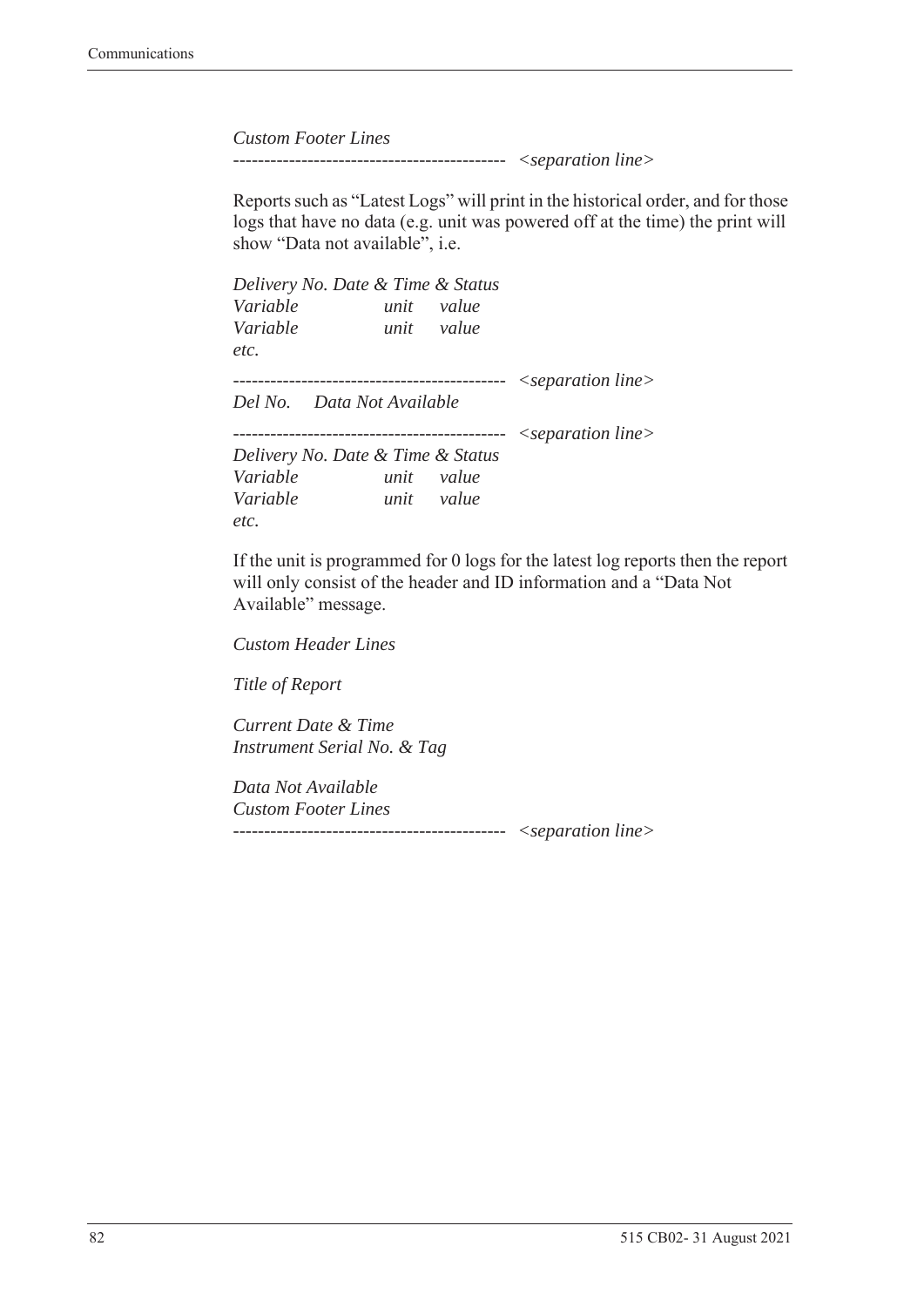*Custom Footer Lines*

------------------------------------------- *<separation line>*

Reports such as "Latest Logs" will print in the historical order, and for those logs that have no data (e.g. unit was powered off at the time) the print will show "Data not available", i.e.

*Delivery No. Date & Time & Status*
*Variable unit value*
*Variable unit value*
*etc.*

------------------------------------------- *<separation line>*
*Del No. Data Not Available*

------------------------------------------- *<separation line>*
*Delivery No. Date & Time & Status*
*Variable unit value*
*Variable unit value*
*etc.*

If the unit is programmed for 0 logs for the latest log reports then the report will only consist of the header and ID information and a "Data Not Available" message.

*Custom Header Lines*

*Title of Report*

*Current Date & Time*
*Instrument Serial No. & Tag*

*Data Not Available*
*Custom Footer Lines*

------------------------------------------- *<separation line>*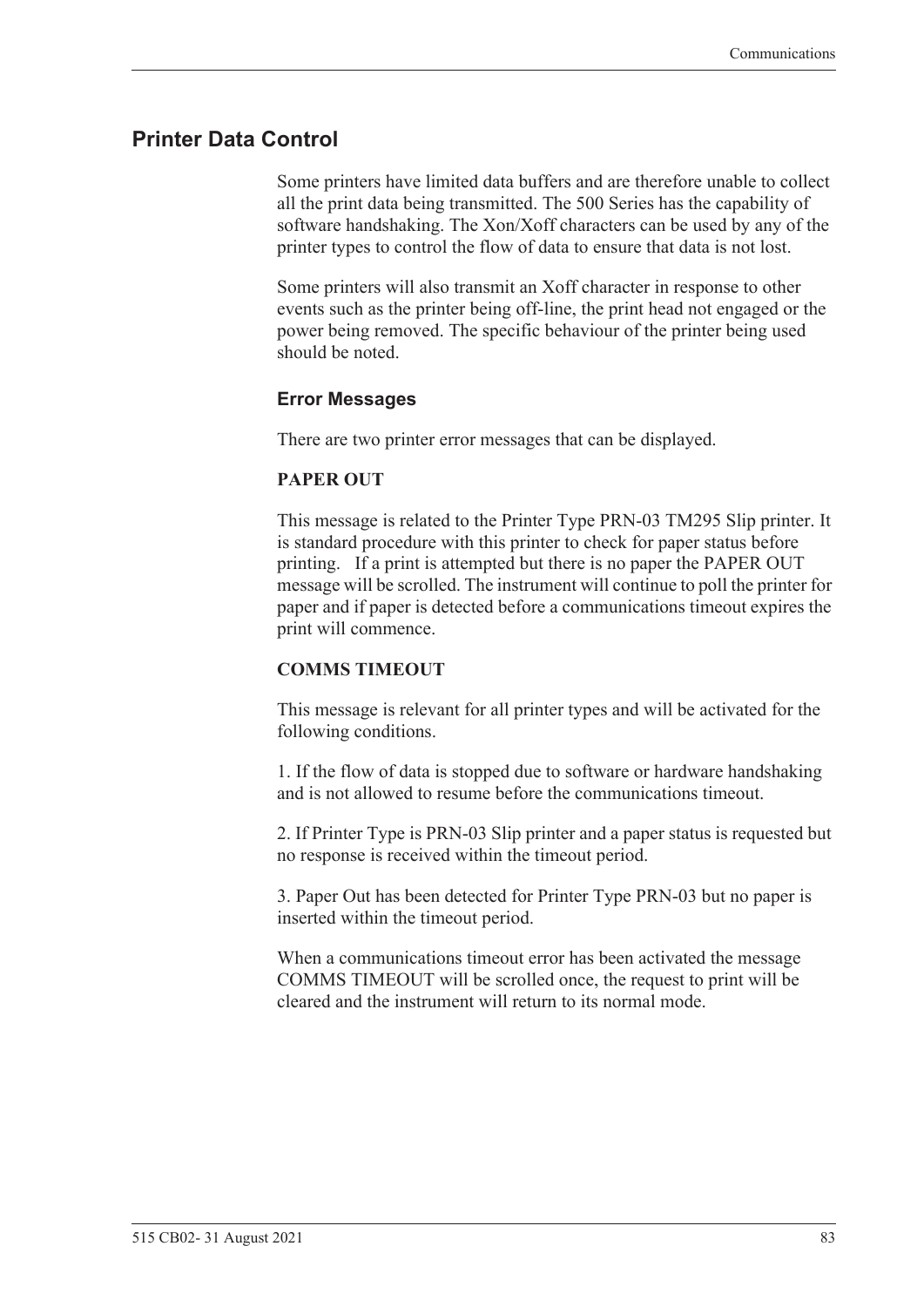## Printer Data Control

Some printers have limited data buffers and are therefore unable to collect all the print data being transmitted. The 500 Series has the capability of software handshaking. The Xon/Xoff characters can be used by any of the printer types to control the flow of data to ensure that data is not lost.

Some printers will also transmit an Xoff character in response to other events such as the printer being off-line, the print head not engaged or the power being removed. The specific behaviour of the printer being used should be noted.

### Error Messages

There are two printer error messages that can be displayed.

#### PAPER OUT

This message is related to the Printer Type PRN-03 TM295 Slip printer. It is standard procedure with this printer to check for paper status before printing. If a print is attempted but there is no paper the PAPER OUT message will be scrolled. The instrument will continue to poll the printer for paper and if paper is detected before a communications timeout expires the print will commence.

#### COMMS TIMEOUT

This message is relevant for all printer types and will be activated for the following conditions.

1. If the flow of data is stopped due to software or hardware handshaking and is not allowed to resume before the communications timeout.

2. If Printer Type is PRN-03 Slip printer and a paper status is requested but no response is received within the timeout period.

3. Paper Out has been detected for Printer Type PRN-03 but no paper is inserted within the timeout period.

When a communications timeout error has been activated the message COMMS TIMEOUT will be scrolled once, the request to print will be cleared and the instrument will return to its normal mode.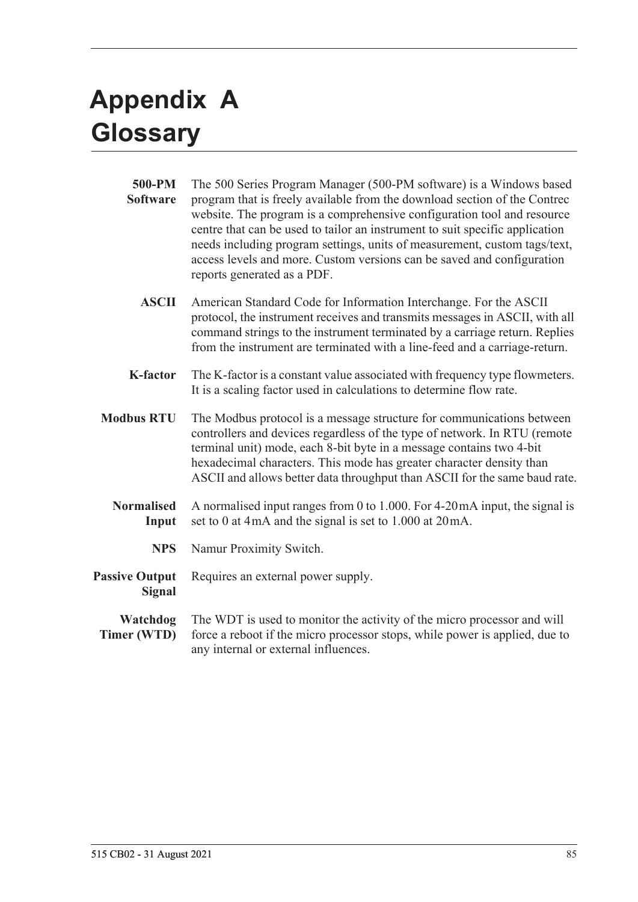# Appendix A Glossary

**500-PM Software** The 500 Series Program Manager (500-PM software) is a Windows based program that is freely available from the download section of the Contrec website. The program is a comprehensive configuration tool and resource centre that can be used to tailor an instrument to suit specific application needs including program settings, units of measurement, custom tags/text, access levels and more. Custom versions can be saved and configuration reports generated as a PDF.

**ASCII** American Standard Code for Information Interchange. For the ASCII protocol, the instrument receives and transmits messages in ASCII, with all command strings to the instrument terminated by a carriage return. Replies from the instrument are terminated with a line-feed and a carriage-return.

**K-factor** The K-factor is a constant value associated with frequency type flowmeters. It is a scaling factor used in calculations to determine flow rate.

**Modbus RTU** The Modbus protocol is a message structure for communications between controllers and devices regardless of the type of network. In RTU (remote terminal unit) mode, each 8-bit byte in a message contains two 4-bit hexadecimal characters. This mode has greater character density than ASCII and allows better data throughput than ASCII for the same baud rate.

**Normalised Input** A normalised input ranges from 0 to 1.000. For 4-20 mA input, the signal is set to 0 at 4 mA and the signal is set to 1.000 at 20 mA.

**NPS** Namur Proximity Switch.

**Passive Output Signal** Requires an external power supply.

**Watchdog Timer (WTD)** The WDT is used to monitor the activity of the micro processor and will force a reboot if the micro processor stops, while power is applied, due to any internal or external influences.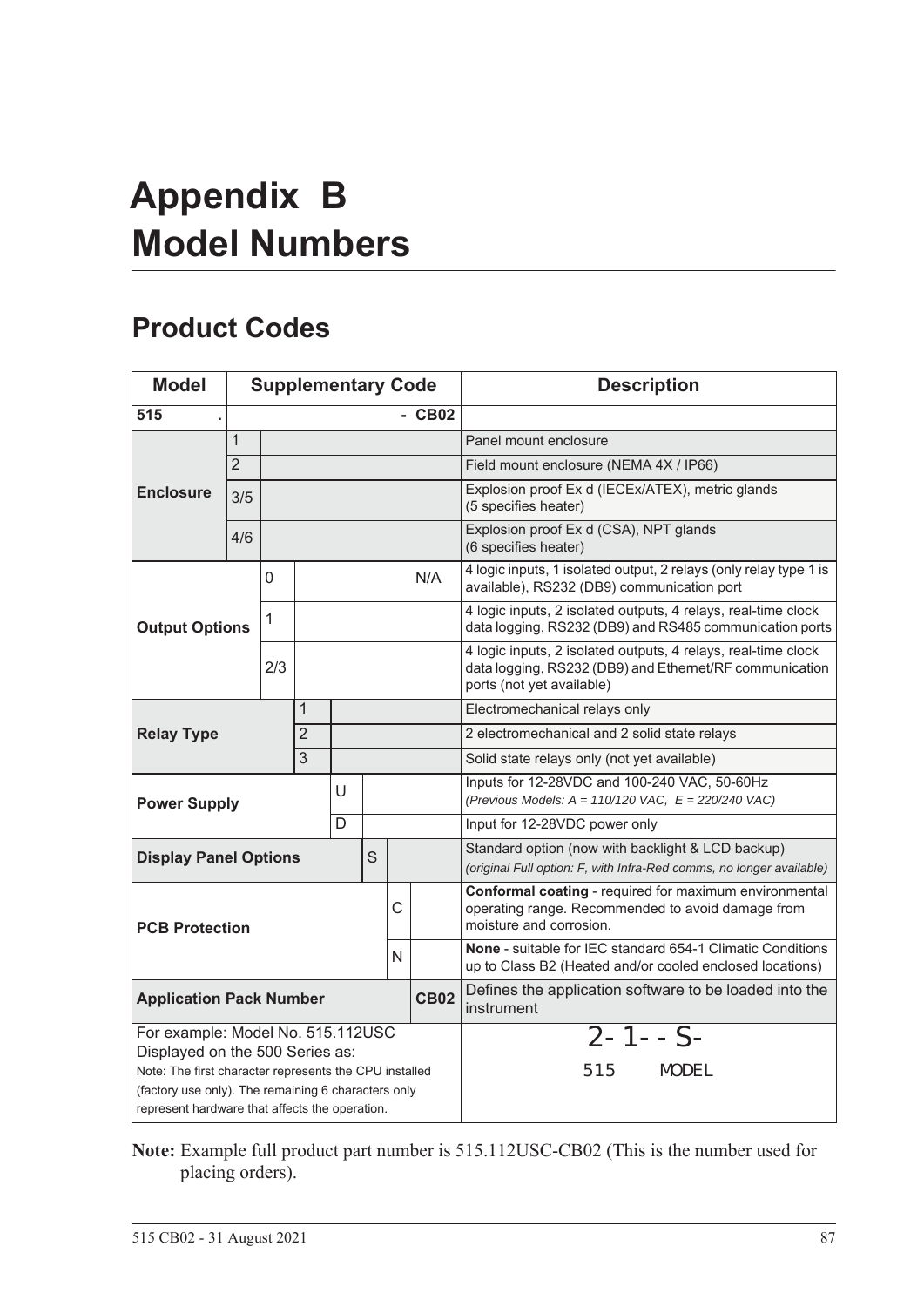# Appendix B Model Numbers

## Product Codes

| Model | Supplementary Code | | | | | | | Description |
|---|---|---|---|---|---|---|---|---|
| **515** | **.** | | | | | | **- CB02** | |
| **Enclosure** | 1 | | | | | | | Panel mount enclosure |
| | 2 | | | | | | | Field mount enclosure (NEMA 4X / IP66) |
| | 3/5 | | | | | | | Explosion proof Ex d (IECEx/ATEX), metric glands (5 specifies heater) |
| | 4/6 | | | | | | | Explosion proof Ex d (CSA), NPT glands (6 specifies heater) |
| **Output Options** | | 0 | | | | | N/A | 4 logic inputs, 1 isolated output, 2 relays (only relay type 1 is available), RS232 (DB9) communication port |
| | | 1 | | | | | | 4 logic inputs, 2 isolated outputs, 4 relays, real-time clock data logging, RS232 (DB9) and RS485 communication ports |
| | | 2/3 | | | | | | 4 logic inputs, 2 isolated outputs, 4 relays, real-time clock data logging, RS232 (DB9) and Ethernet/RF communication ports (not yet available) |
| **Relay Type** | | | 1 | | | | | Electromechanical relays only |
| | | | 2 | | | | | 2 electromechanical and 2 solid state relays |
| | | | 3 | | | | | Solid state relays only (not yet available) |
| **Power Supply** | | | | U | | | | Inputs for 12-28VDC and 100-240 VAC, 50-60Hz *(Previous Models: A = 110/120 VAC, E = 220/240 VAC)* |
| | | | | D | | | | Input for 12-28VDC power only |
| **Display Panel Options** | | | | | S | | | Standard option (now with backlight & LCD backup) *(original Full option: F, with Infra-Red comms, no longer available)* |
| **PCB Protection** | | | | | | C | | **Conformal coating** - required for maximum environmental operating range. Recommended to avoid damage from moisture and corrosion. |
| | | | | | | N | | **None** - suitable for IEC standard 654-1 Climatic Conditions up to Class B2 (Heated and/or cooled enclosed locations) |
| **Application Pack Number** | | | | | | | **CB02** | Defines the application software to be loaded into the instrument |
| For example: Model No. 515.112USC Displayed on the 500 Series as: Note: The first character represents the CPU installed (factory use only). The remaining 6 characters only represent hardware that affects the operation. | | | | | | | | 2-1--S- 515 MODEL |

**Note:** Example full product part number is 515.112USC-CB02 (This is the number used for placing orders).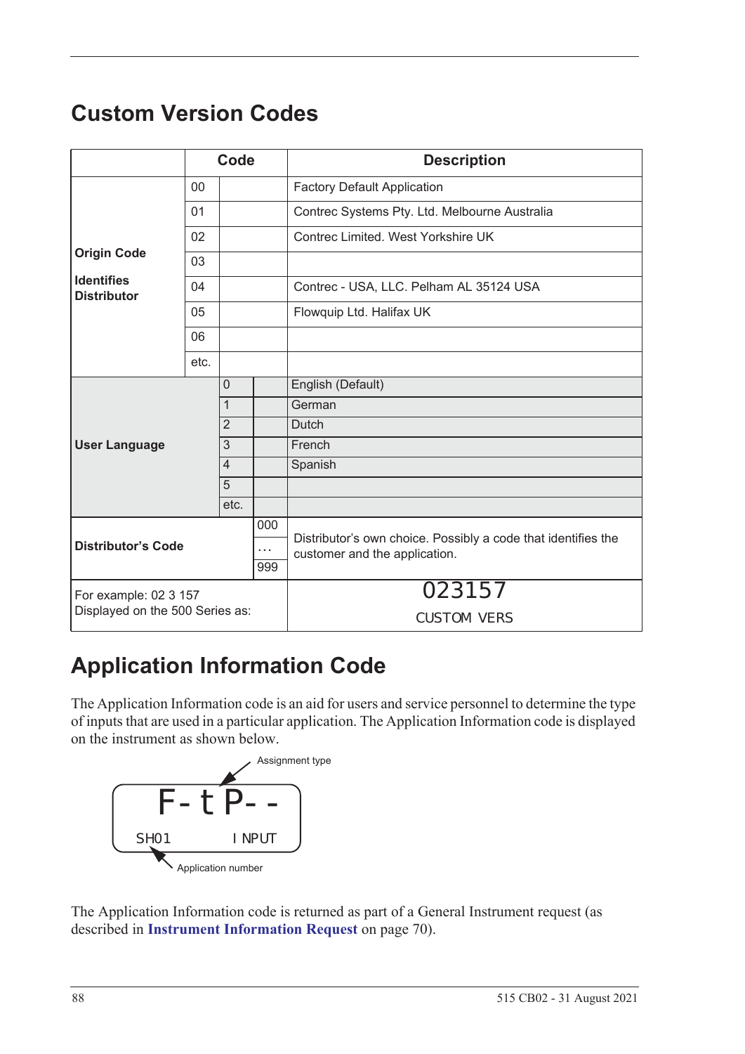## Custom Version Codes

| | Code | | | Description |
|---|---|---|---|---|
| **Origin Code** **Identifies Distributor** | 00 | | | Factory Default Application |
| | 01 | | | Contrec Systems Pty. Ltd. Melbourne Australia |
| | 02 | | | Contrec Limited. West Yorkshire UK |
| | 03 | | | |
| | 04 | | | Contrec - USA, LLC. Pelham AL 35124 USA |
| | 05 | | | Flowquip Ltd. Halifax UK |
| | 06 | | | |
| | etc. | | | |
| **User Language** | | 0 | | English (Default) |
| | | 1 | | German |
| | | 2 | | Dutch |
| | | 3 | | French |
| | | 4 | | Spanish |
| | | 5 | | |
| | | etc. | | |
| **Distributor's Code** | | | 000 … 999 | Distributor's own choice. Possibly a code that identifies the customer and the application. |
| For example: 02 3 157 Displayed on the 500 Series as: | | | | 023157 CUSTOM VERS |

## Application Information Code

The Application Information code is an aid for users and service personnel to determine the type of inputs that are used in a particular application. The Application Information code is displayed on the instrument as shown below.

```
Assignment type
   F-tP--
SH01      INPUT
Application number
```

The Application Information code is returned as part of a General Instrument request (as described in **Instrument Information Request** on page 70).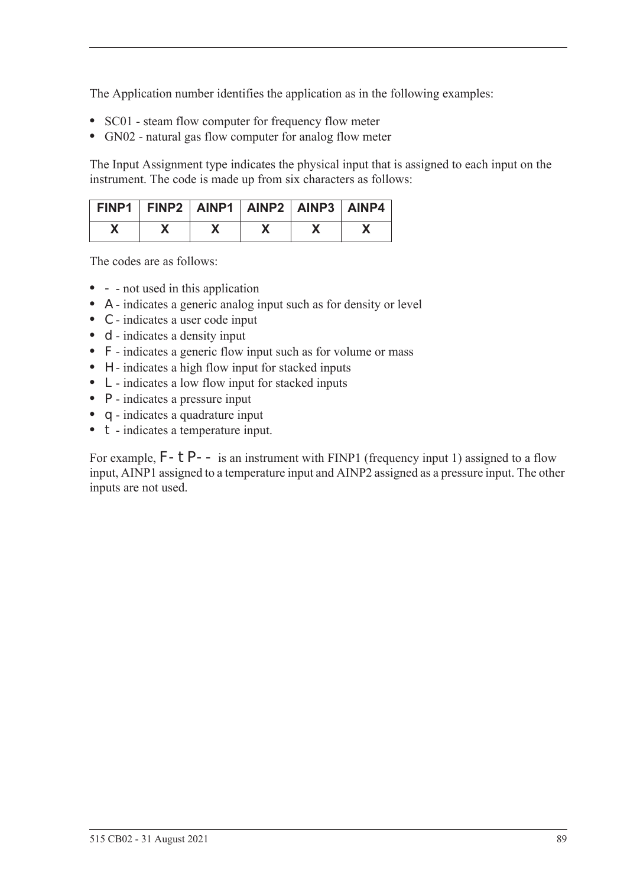The Application number identifies the application as in the following examples:

- SC01 - steam flow computer for frequency flow meter
- GN02 - natural gas flow computer for analog flow meter

The Input Assignment type indicates the physical input that is assigned to each input on the instrument. The code is made up from six characters as follows:

| FINP1 | FINP2 | AINP1 | AINP2 | AINP3 | AINP4 |
|---|---|---|---|---|---|
| X | X | X | X | X | X |

The codes are as follows:

- `-` - not used in this application
- `A` - indicates a generic analog input such as for density or level
- `C` - indicates a user code input
- `d` - indicates a density input
- `F` - indicates a generic flow input such as for volume or mass
- `H` - indicates a high flow input for stacked inputs
- `L` - indicates a low flow input for stacked inputs
- `P` - indicates a pressure input
- `q` - indicates a quadrature input
- `t` - indicates a temperature input.

For example, `F-tP--` is an instrument with FINP1 (frequency input 1) assigned to a flow input, AINP1 assigned to a temperature input and AINP2 assigned as a pressure input. The other inputs are not used.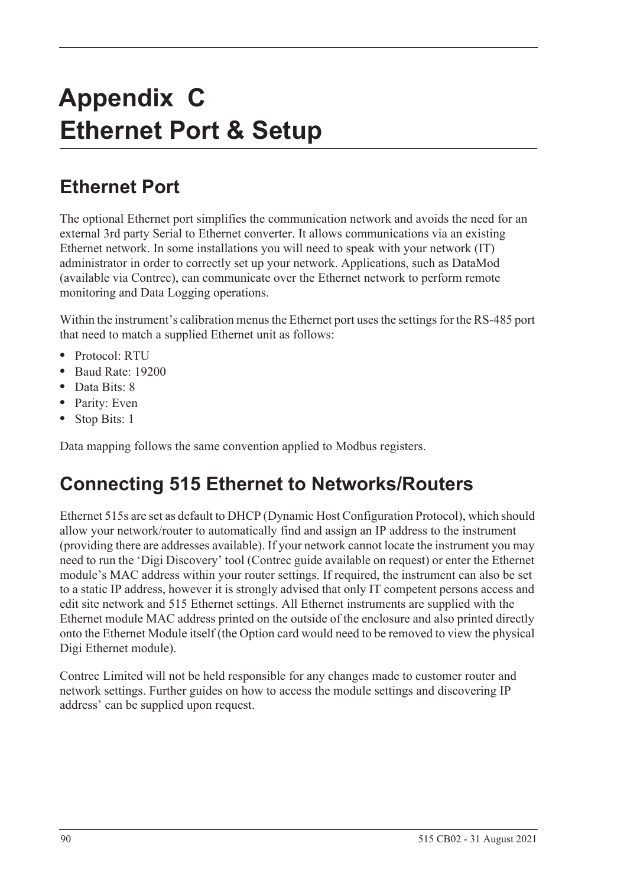# Appendix C
# Ethernet Port & Setup

## Ethernet Port

The optional Ethernet port simplifies the communication network and avoids the need for an external 3rd party Serial to Ethernet converter. It allows communications via an existing Ethernet network. In some installations you will need to speak with your network (IT) administrator in order to correctly set up your network. Applications, such as DataMod (available via Contrec), can communicate over the Ethernet network to perform remote monitoring and Data Logging operations.

Within the instrument's calibration menus the Ethernet port uses the settings for the RS-485 port that need to match a supplied Ethernet unit as follows:

- Protocol: RTU
- Baud Rate: 19200
- Data Bits: 8
- Parity: Even
- Stop Bits: 1

Data mapping follows the same convention applied to Modbus registers.

## Connecting 515 Ethernet to Networks/Routers

Ethernet 515s are set as default to DHCP (Dynamic Host Configuration Protocol), which should allow your network/router to automatically find and assign an IP address to the instrument (providing there are addresses available). If your network cannot locate the instrument you may need to run the 'Digi Discovery' tool (Contrec guide available on request) or enter the Ethernet module's MAC address within your router settings. If required, the instrument can also be set to a static IP address, however it is strongly advised that only IT competent persons access and edit site network and 515 Ethernet settings. All Ethernet instruments are supplied with the Ethernet module MAC address printed on the outside of the enclosure and also printed directly onto the Ethernet Module itself (the Option card would need to be removed to view the physical Digi Ethernet module).

Contrec Limited will not be held responsible for any changes made to customer router and network settings. Further guides on how to access the module settings and discovering IP address' can be supplied upon request.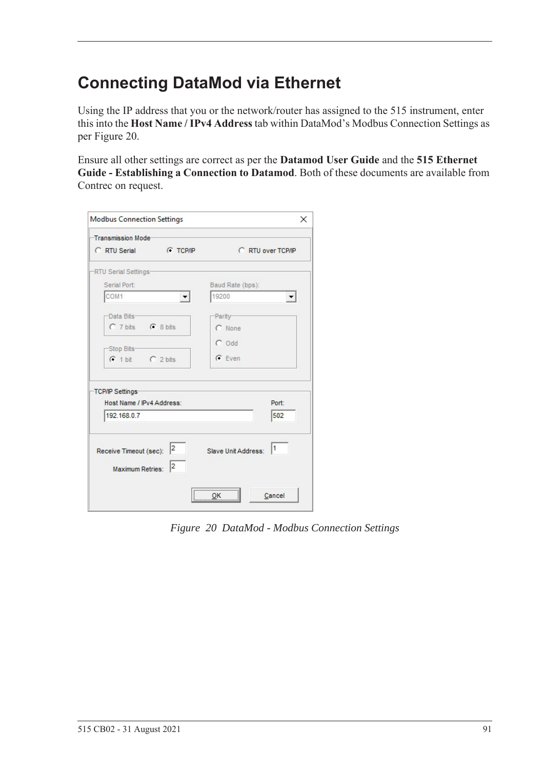# Connecting DataMod via Ethernet

Using the IP address that you or the network/router has assigned to the 515 instrument, enter this into the **Host Name / IPv4 Address** tab within DataMod's Modbus Connection Settings as per Figure 20.

Ensure all other settings are correct as per the **Datamod User Guide** and the **515 Ethernet Guide - Establishing a Connection to Datamod**. Both of these documents are available from Contrec on request.

*Figure 20 DataMod - Modbus Connection Settings*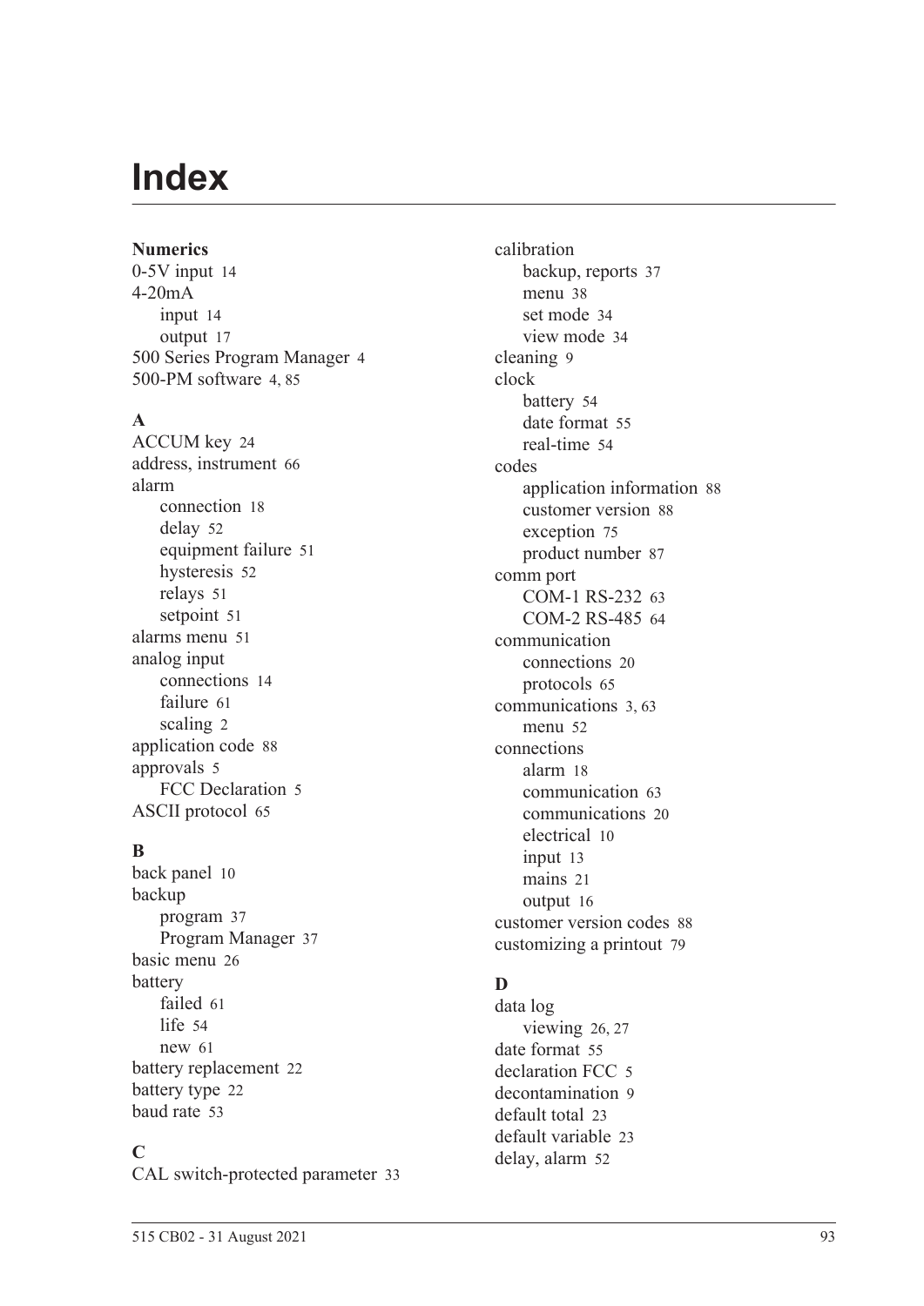# Index

**Numerics**

0-5V input 14
4-20mA
  input 14
  output 17
500 Series Program Manager 4
500-PM software 4, 85

**A**

ACCUM key 24
address, instrument 66
alarm
  connection 18
  delay 52
  equipment failure 51
  hysteresis 52
  relays 51
  setpoint 51
alarms menu 51
analog input
  connections 14
  failure 61
  scaling 2
application code 88
approvals 5
  FCC Declaration 5
ASCII protocol 65

**B**

back panel 10
backup
  program 37
  Program Manager 37
basic menu 26
battery
  failed 61
  life 54
  new 61
battery replacement 22
battery type 22
baud rate 53

**C**

CAL switch-protected parameter 33
calibration
  backup, reports 37
  menu 38
  set mode 34
  view mode 34
cleaning 9
clock
  battery 54
  date format 55
  real-time 54
codes
  application information 88
  customer version 88
  exception 75
  product number 87
comm port
  COM-1 RS-232 63
  COM-2 RS-485 64
communication
  connections 20
  protocols 65
communications 3, 63
  menu 52
connections
  alarm 18
  communication 63
  communications 20
  electrical 10
  input 13
  mains 21
  output 16
customer version codes 88
customizing a printout 79

**D**

data log
  viewing 26, 27
date format 55
declaration FCC 5
decontamination 9
default total 23
default variable 23
delay, alarm 52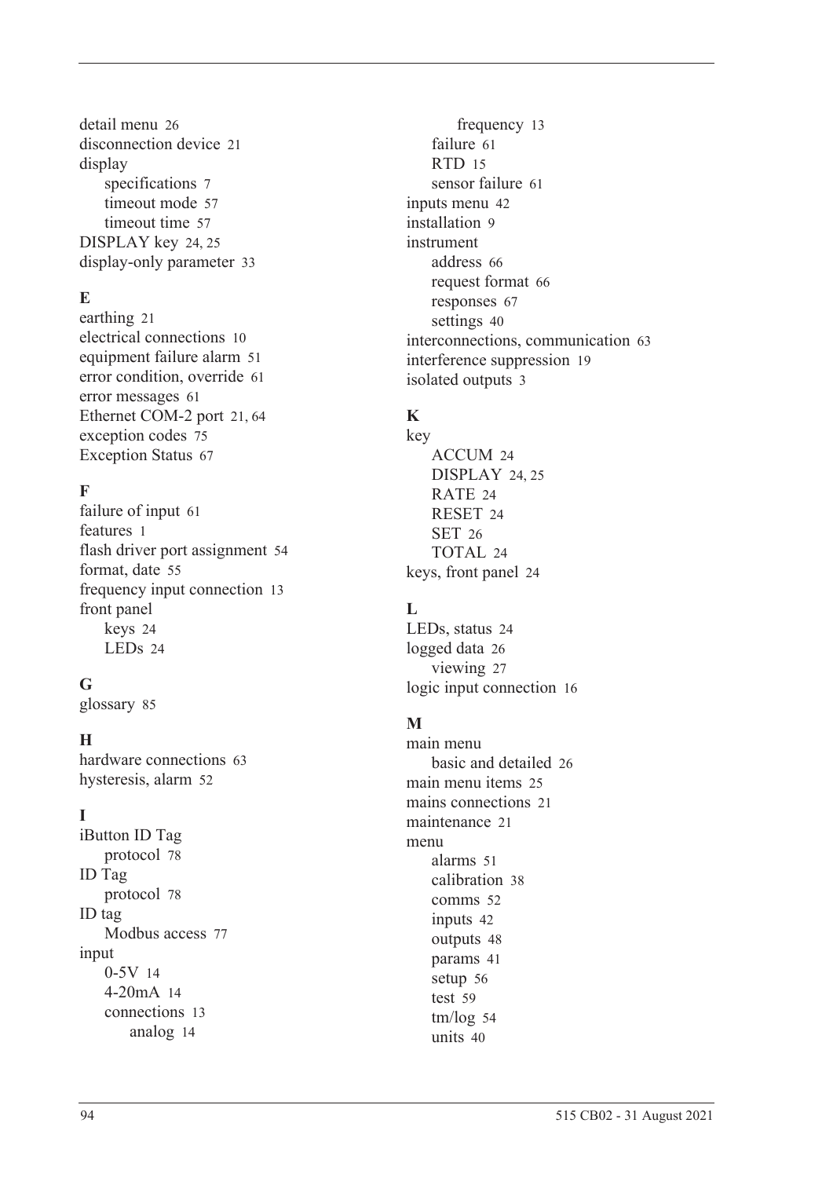detail menu 26
disconnection device 21
display
- specifications 7
- timeout mode 57
- timeout time 57

DISPLAY key 24, 25
display-only parameter 33

### E

earthing 21
electrical connections 10
equipment failure alarm 51
error condition, override 61
error messages 61
Ethernet COM-2 port 21, 64
exception codes 75
Exception Status 67

### F

failure of input 61
features 1
flash driver port assignment 54
format, date 55
frequency input connection 13
front panel
- keys 24
- LEDs 24

### G

glossary 85

### H

hardware connections 63
hysteresis, alarm 52

### I

iButton ID Tag
- protocol 78

ID Tag
- protocol 78

ID tag
- Modbus access 77

input
- 0-5V 14
- 4-20mA 14
- connections 13
    - analog 14
    - frequency 13
- failure 61
- RTD 15
- sensor failure 61

inputs menu 42
installation 9
instrument
- address 66
- request format 66
- responses 67
- settings 40

interconnections, communication 63
interference suppression 19
isolated outputs 3

### K

key
- ACCUM 24
- DISPLAY 24, 25
- RATE 24
- RESET 24
- SET 26
- TOTAL 24

keys, front panel 24

### L

LEDs, status 24
logged data 26
- viewing 27

logic input connection 16

### M

main menu
- basic and detailed 26

main menu items 25
mains connections 21
maintenance 21
menu
- alarms 51
- calibration 38
- comms 52
- inputs 42
- outputs 48
- params 41
- setup 56
- test 59
- tm/log 54
- units 40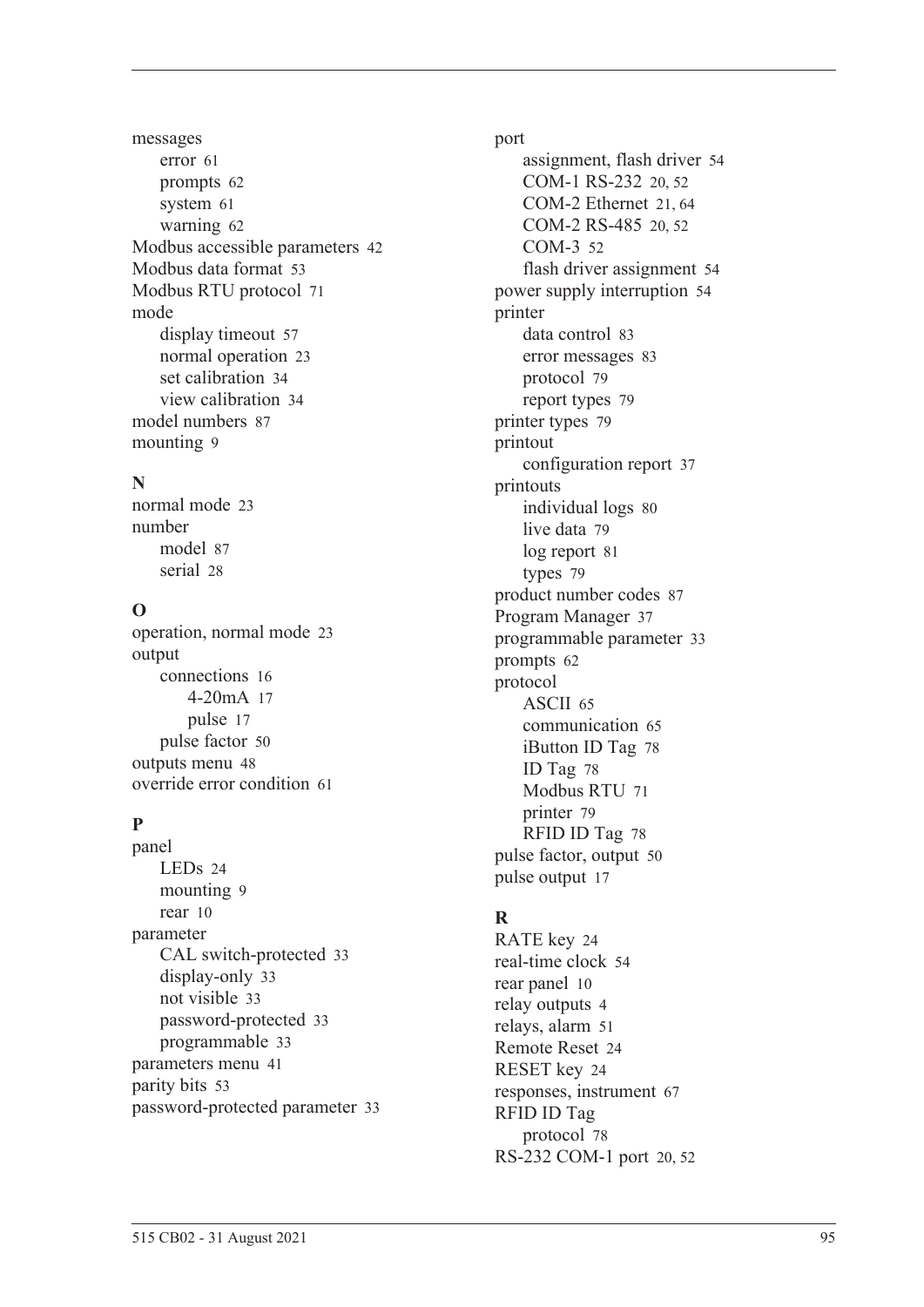messages
- error 61
- prompts 62
- system 61
- warning 62

Modbus accessible parameters 42
Modbus data format 53
Modbus RTU protocol 71
mode
- display timeout 57
- normal operation 23
- set calibration 34
- view calibration 34

model numbers 87
mounting 9

**N**

normal mode 23
number
- model 87
- serial 28

**O**

operation, normal mode 23
output
- connections 16
  - 4-20mA 17
  - pulse 17
- pulse factor 50

outputs menu 48
override error condition 61

**P**

panel
- LEDs 24
- mounting 9
- rear 10

parameter
- CAL switch-protected 33
- display-only 33
- not visible 33
- password-protected 33
- programmable 33

parameters menu 41
parity bits 53
password-protected parameter 33
port
- assignment, flash driver 54
- COM-1 RS-232 20, 52
- COM-2 Ethernet 21, 64
- COM-2 RS-485 20, 52
- COM-3 52
- flash driver assignment 54

power supply interruption 54
printer
- data control 83
- error messages 83
- protocol 79
- report types 79

printer types 79
printout
- configuration report 37

printouts
- individual logs 80
- live data 79
- log report 81
- types 79

product number codes 87
Program Manager 37
programmable parameter 33
prompts 62
protocol
- ASCII 65
- communication 65
- iButton ID Tag 78
- ID Tag 78
- Modbus RTU 71
- printer 79
- RFID ID Tag 78

pulse factor, output 50
pulse output 17

**R**

RATE key 24
real-time clock 54
rear panel 10
relay outputs 4
relays, alarm 51
Remote Reset 24
RESET key 24
responses, instrument 67
RFID ID Tag
- protocol 78

RS-232 COM-1 port 20, 52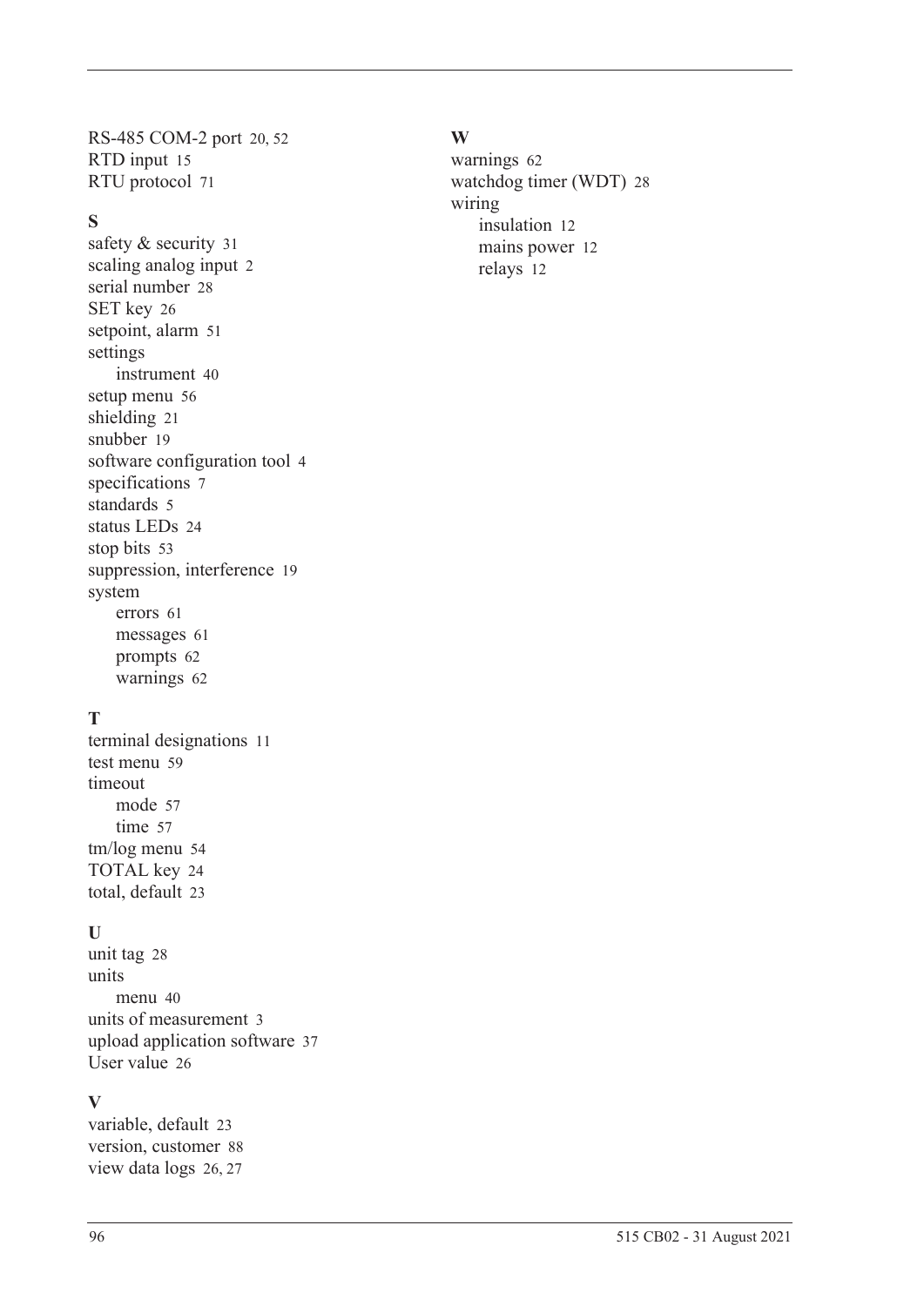RS-485 COM-2 port 20, 52
RTD input 15
RTU protocol 71

**S**

safety & security 31
scaling analog input 2
serial number 28
SET key 26
setpoint, alarm 51
settings
    instrument 40
setup menu 56
shielding 21
snubber 19
software configuration tool 4
specifications 7
standards 5
status LEDs 24
stop bits 53
suppression, interference 19
system
    errors 61
    messages 61
    prompts 62
    warnings 62

**T**

terminal designations 11
test menu 59
timeout
    mode 57
    time 57
tm/log menu 54
TOTAL key 24
total, default 23

**U**

unit tag 28
units
    menu 40
units of measurement 3
upload application software 37
User value 26

**V**

variable, default 23
version, customer 88
view data logs 26, 27

**W**

warnings 62
watchdog timer (WDT) 28
wiring
    insulation 12
    mains power 12
    relays 12